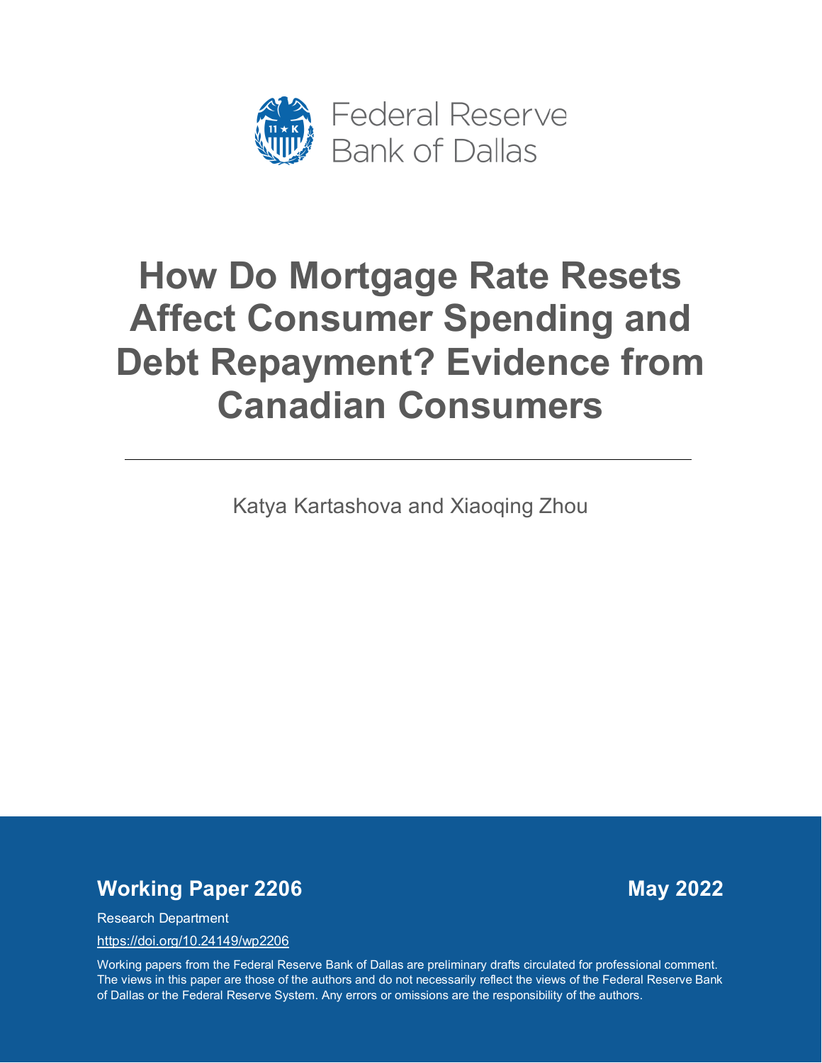Federal Reserve Bank of Dallas

# How Do Mortgage Rate Resets Affect Consumer Spending and Debt Repayment? Evidence from Canadian Consumers

Katya Kartashova and Xiaoqing Zhou

**Working Paper 2206**

**May 2022**

Research Department

https://doi.org/10.24149/wp2206

Working papers from the Federal Reserve Bank of Dallas are preliminary drafts circulated for professional comment. The views in this paper are those of the authors and do not necessarily reflect the views of the Federal Reserve Bank of Dallas or the Federal Reserve System. Any errors or omissions are the responsibility of the authors.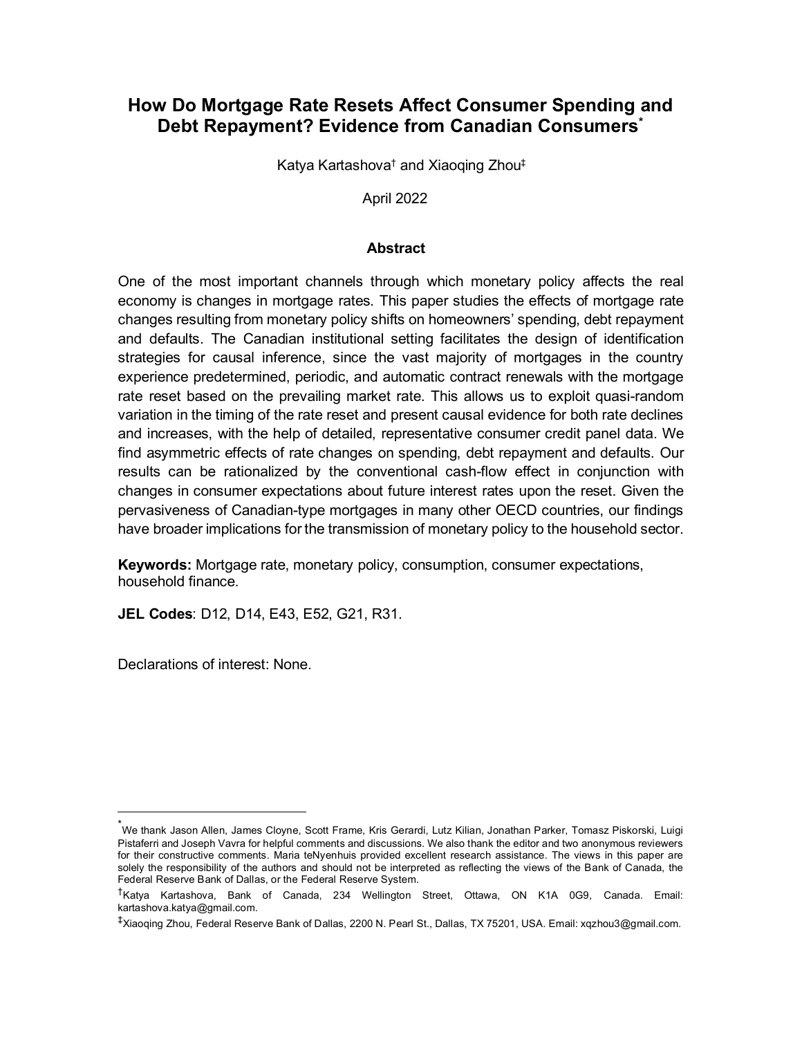# How Do Mortgage Rate Resets Affect Consumer Spending and Debt Repayment? Evidence from Canadian Consumers[*]

Katya Kartashova[†] and Xiaoqing Zhou[‡]

April 2022

## Abstract

One of the most important channels through which monetary policy affects the real economy is changes in mortgage rates. This paper studies the effects of mortgage rate changes resulting from monetary policy shifts on homeowners' spending, debt repayment and defaults. The Canadian institutional setting facilitates the design of identification strategies for causal inference, since the vast majority of mortgages in the country experience predetermined, periodic, and automatic contract renewals with the mortgage rate reset based on the prevailing market rate. This allows us to exploit quasi-random variation in the timing of the rate reset and present causal evidence for both rate declines and increases, with the help of detailed, representative consumer credit panel data. We find asymmetric effects of rate changes on spending, debt repayment and defaults. Our results can be rationalized by the conventional cash-flow effect in conjunction with changes in consumer expectations about future interest rates upon the reset. Given the pervasiveness of Canadian-type mortgages in many other OECD countries, our findings have broader implications for the transmission of monetary policy to the household sector.

**Keywords:** Mortgage rate, monetary policy, consumption, consumer expectations, household finance.

**JEL Codes**: D12, D14, E43, E52, G21, R31.

Declarations of interest: None.

---

[*] We thank Jason Allen, James Cloyne, Scott Frame, Kris Gerardi, Lutz Kilian, Jonathan Parker, Tomasz Piskorski, Luigi Pistaferri and Joseph Vavra for helpful comments and discussions. We also thank the editor and two anonymous reviewers for their constructive comments. Maria teNyenhuis provided excellent research assistance. The views in this paper are solely the responsibility of the authors and should not be interpreted as reflecting the views of the Bank of Canada, the Federal Reserve Bank of Dallas, or the Federal Reserve System.

[†] Katya Kartashova, Bank of Canada, 234 Wellington Street, Ottawa, ON K1A 0G9, Canada. Email: kartashova.katya@gmail.com.

[‡] Xiaoqing Zhou, Federal Reserve Bank of Dallas, 2200 N. Pearl St., Dallas, TX 75201, USA. Email: xqzhou3@gmail.com.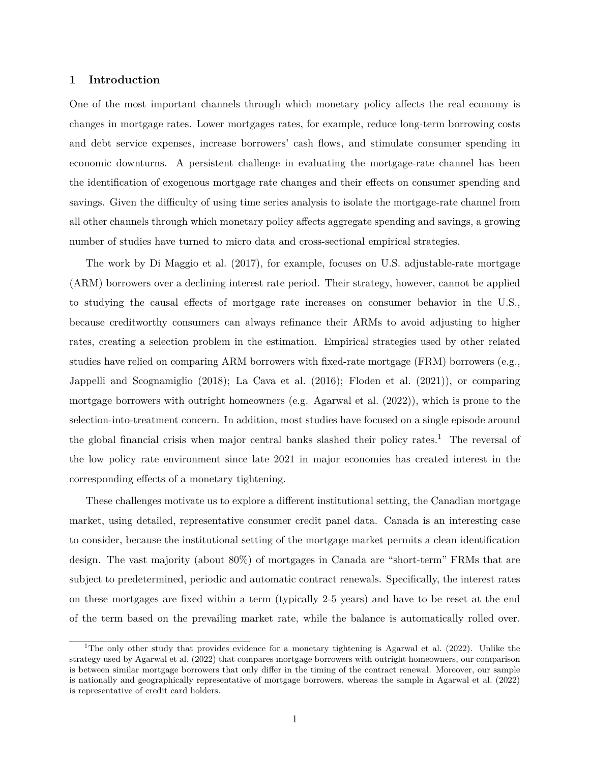## 1 Introduction

One of the most important channels through which monetary policy affects the real economy is changes in mortgage rates. Lower mortgages rates, for example, reduce long-term borrowing costs and debt service expenses, increase borrowers' cash flows, and stimulate consumer spending in economic downturns. A persistent challenge in evaluating the mortgage-rate channel has been the identification of exogenous mortgage rate changes and their effects on consumer spending and savings. Given the difficulty of using time series analysis to isolate the mortgage-rate channel from all other channels through which monetary policy affects aggregate spending and savings, a growing number of studies have turned to micro data and cross-sectional empirical strategies.

The work by Di Maggio et al. (2017), for example, focuses on U.S. adjustable-rate mortgage (ARM) borrowers over a declining interest rate period. Their strategy, however, cannot be applied to studying the causal effects of mortgage rate increases on consumer behavior in the U.S., because creditworthy consumers can always refinance their ARMs to avoid adjusting to higher rates, creating a selection problem in the estimation. Empirical strategies used by other related studies have relied on comparing ARM borrowers with fixed-rate mortgage (FRM) borrowers (e.g., Jappelli and Scognamiglio (2018); La Cava et al. (2016); Floden et al. (2021)), or comparing mortgage borrowers with outright homeowners (e.g. Agarwal et al. (2022)), which is prone to the selection-into-treatment concern. In addition, most studies have focused on a single episode around the global financial crisis when major central banks slashed their policy rates.[1] The reversal of the low policy rate environment since late 2021 in major economies has created interest in the corresponding effects of a monetary tightening.

These challenges motivate us to explore a different institutional setting, the Canadian mortgage market, using detailed, representative consumer credit panel data. Canada is an interesting case to consider, because the institutional setting of the mortgage market permits a clean identification design. The vast majority (about 80%) of mortgages in Canada are "short-term" FRMs that are subject to predetermined, periodic and automatic contract renewals. Specifically, the interest rates on these mortgages are fixed within a term (typically 2-5 years) and have to be reset at the end of the term based on the prevailing market rate, while the balance is automatically rolled over.

[1] The only other study that provides evidence for a monetary tightening is Agarwal et al. (2022). Unlike the strategy used by Agarwal et al. (2022) that compares mortgage borrowers with outright homeowners, our comparison is between similar mortgage borrowers that only differ in the timing of the contract renewal. Moreover, our sample is nationally and geographically representative of mortgage borrowers, whereas the sample in Agarwal et al. (2022) is representative of credit card holders.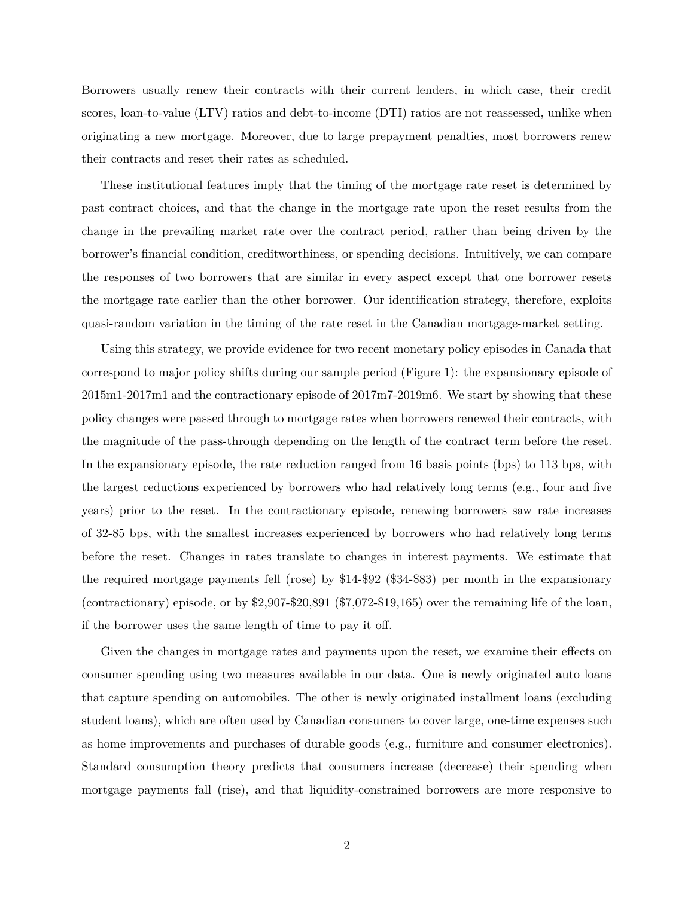Borrowers usually renew their contracts with their current lenders, in which case, their credit scores, loan-to-value (LTV) ratios and debt-to-income (DTI) ratios are not reassessed, unlike when originating a new mortgage. Moreover, due to large prepayment penalties, most borrowers renew their contracts and reset their rates as scheduled.

These institutional features imply that the timing of the mortgage rate reset is determined by past contract choices, and that the change in the mortgage rate upon the reset results from the change in the prevailing market rate over the contract period, rather than being driven by the borrower's financial condition, creditworthiness, or spending decisions. Intuitively, we can compare the responses of two borrowers that are similar in every aspect except that one borrower resets the mortgage rate earlier than the other borrower. Our identification strategy, therefore, exploits quasi-random variation in the timing of the rate reset in the Canadian mortgage-market setting.

Using this strategy, we provide evidence for two recent monetary policy episodes in Canada that correspond to major policy shifts during our sample period (Figure 1): the expansionary episode of 2015m1-2017m1 and the contractionary episode of 2017m7-2019m6. We start by showing that these policy changes were passed through to mortgage rates when borrowers renewed their contracts, with the magnitude of the pass-through depending on the length of the contract term before the reset. In the expansionary episode, the rate reduction ranged from 16 basis points (bps) to 113 bps, with the largest reductions experienced by borrowers who had relatively long terms (e.g., four and five years) prior to the reset. In the contractionary episode, renewing borrowers saw rate increases of 32-85 bps, with the smallest increases experienced by borrowers who had relatively long terms before the reset. Changes in rates translate to changes in interest payments. We estimate that the required mortgage payments fell (rose) by $14-$92 ($34-$83) per month in the expansionary (contractionary) episode, or by $2,907-$20,891 ($7,072-$19,165) over the remaining life of the loan, if the borrower uses the same length of time to pay it off.

Given the changes in mortgage rates and payments upon the reset, we examine their effects on consumer spending using two measures available in our data. One is newly originated auto loans that capture spending on automobiles. The other is newly originated installment loans (excluding student loans), which are often used by Canadian consumers to cover large, one-time expenses such as home improvements and purchases of durable goods (e.g., furniture and consumer electronics). Standard consumption theory predicts that consumers increase (decrease) their spending when mortgage payments fall (rise), and that liquidity-constrained borrowers are more responsive to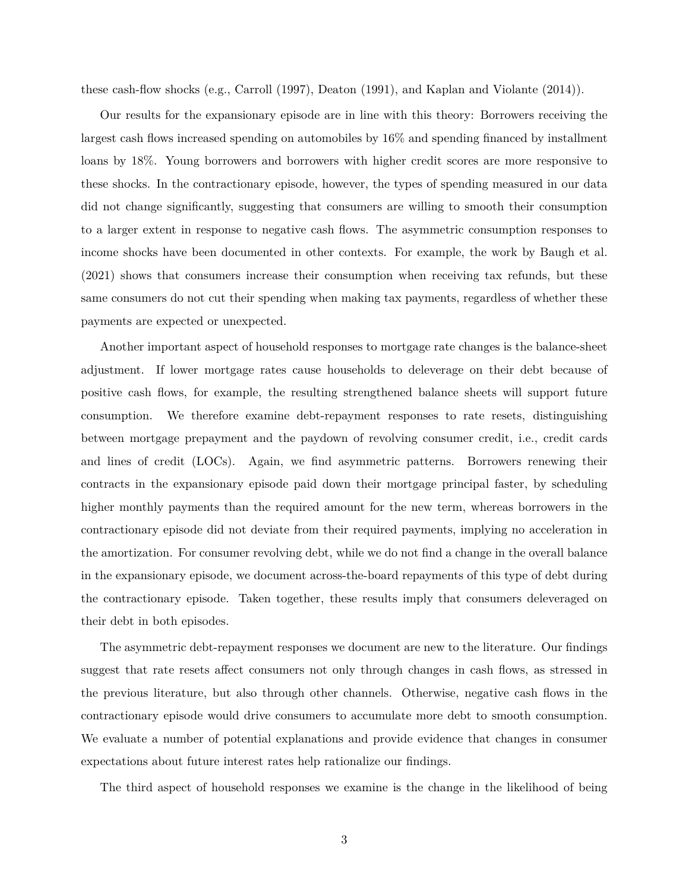these cash-flow shocks (e.g., Carroll (1997), Deaton (1991), and Kaplan and Violante (2014)).

Our results for the expansionary episode are in line with this theory: Borrowers receiving the largest cash flows increased spending on automobiles by 16% and spending financed by installment loans by 18%. Young borrowers and borrowers with higher credit scores are more responsive to these shocks. In the contractionary episode, however, the types of spending measured in our data did not change significantly, suggesting that consumers are willing to smooth their consumption to a larger extent in response to negative cash flows. The asymmetric consumption responses to income shocks have been documented in other contexts. For example, the work by Baugh et al. (2021) shows that consumers increase their consumption when receiving tax refunds, but these same consumers do not cut their spending when making tax payments, regardless of whether these payments are expected or unexpected.

Another important aspect of household responses to mortgage rate changes is the balance-sheet adjustment. If lower mortgage rates cause households to deleverage on their debt because of positive cash flows, for example, the resulting strengthened balance sheets will support future consumption. We therefore examine debt-repayment responses to rate resets, distinguishing between mortgage prepayment and the paydown of revolving consumer credit, i.e., credit cards and lines of credit (LOCs). Again, we find asymmetric patterns. Borrowers renewing their contracts in the expansionary episode paid down their mortgage principal faster, by scheduling higher monthly payments than the required amount for the new term, whereas borrowers in the contractionary episode did not deviate from their required payments, implying no acceleration in the amortization. For consumer revolving debt, while we do not find a change in the overall balance in the expansionary episode, we document across-the-board repayments of this type of debt during the contractionary episode. Taken together, these results imply that consumers deleveraged on their debt in both episodes.

The asymmetric debt-repayment responses we document are new to the literature. Our findings suggest that rate resets affect consumers not only through changes in cash flows, as stressed in the previous literature, but also through other channels. Otherwise, negative cash flows in the contractionary episode would drive consumers to accumulate more debt to smooth consumption. We evaluate a number of potential explanations and provide evidence that changes in consumer expectations about future interest rates help rationalize our findings.

The third aspect of household responses we examine is the change in the likelihood of being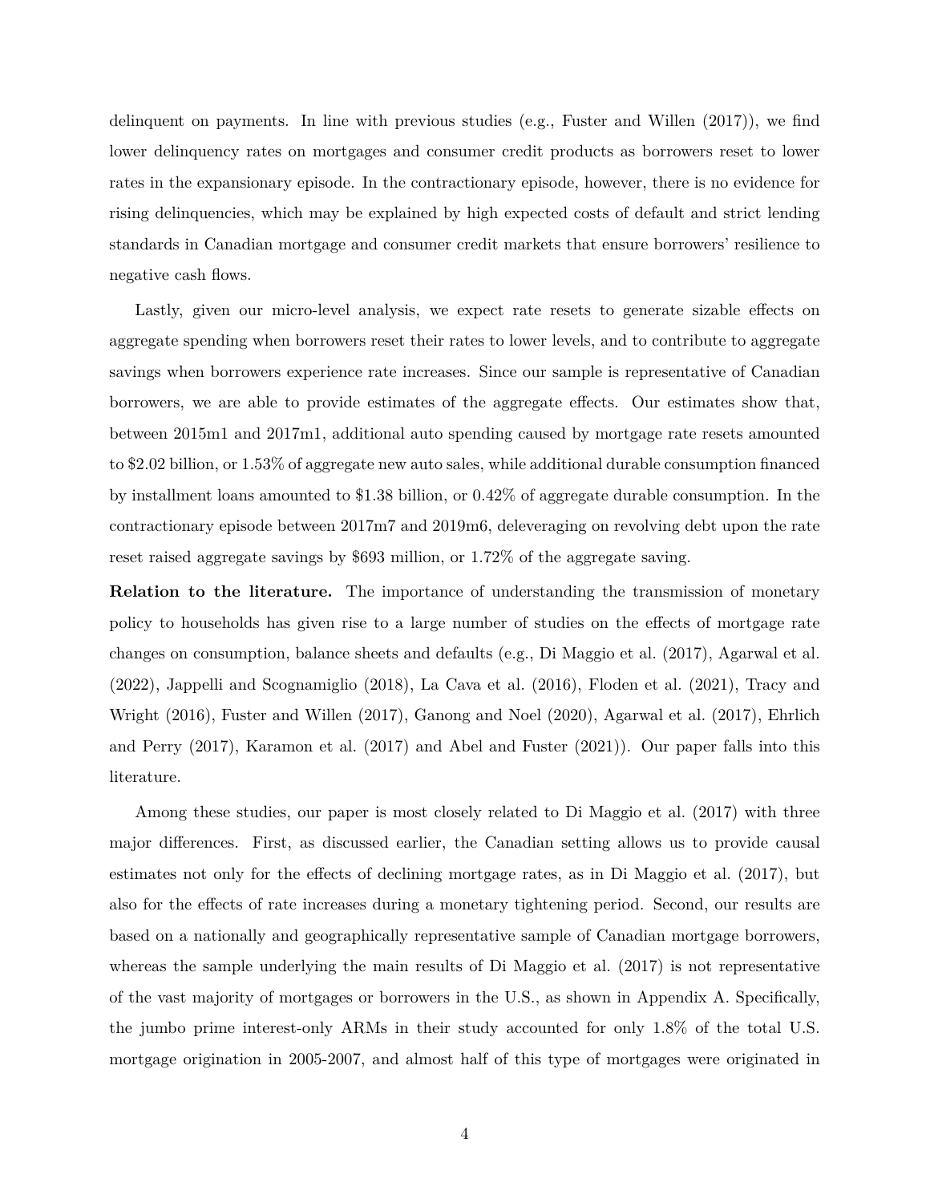delinquent on payments. In line with previous studies (e.g., Fuster and Willen (2017)), we find lower delinquency rates on mortgages and consumer credit products as borrowers reset to lower rates in the expansionary episode. In the contractionary episode, however, there is no evidence for rising delinquencies, which may be explained by high expected costs of default and strict lending standards in Canadian mortgage and consumer credit markets that ensure borrowers' resilience to negative cash flows.

Lastly, given our micro-level analysis, we expect rate resets to generate sizable effects on aggregate spending when borrowers reset their rates to lower levels, and to contribute to aggregate savings when borrowers experience rate increases. Since our sample is representative of Canadian borrowers, we are able to provide estimates of the aggregate effects. Our estimates show that, between 2015m1 and 2017m1, additional auto spending caused by mortgage rate resets amounted to $2.02 billion, or 1.53% of aggregate new auto sales, while additional durable consumption financed by installment loans amounted to $1.38 billion, or 0.42% of aggregate durable consumption. In the contractionary episode between 2017m7 and 2019m6, deleveraging on revolving debt upon the rate reset raised aggregate savings by $693 million, or 1.72% of the aggregate saving.

**Relation to the literature.** The importance of understanding the transmission of monetary policy to households has given rise to a large number of studies on the effects of mortgage rate changes on consumption, balance sheets and defaults (e.g., Di Maggio et al. (2017), Agarwal et al. (2022), Jappelli and Scognamiglio (2018), La Cava et al. (2016), Floden et al. (2021), Tracy and Wright (2016), Fuster and Willen (2017), Ganong and Noel (2020), Agarwal et al. (2017), Ehrlich and Perry (2017), Karamon et al. (2017) and Abel and Fuster (2021)). Our paper falls into this literature.

Among these studies, our paper is most closely related to Di Maggio et al. (2017) with three major differences. First, as discussed earlier, the Canadian setting allows us to provide causal estimates not only for the effects of declining mortgage rates, as in Di Maggio et al. (2017), but also for the effects of rate increases during a monetary tightening period. Second, our results are based on a nationally and geographically representative sample of Canadian mortgage borrowers, whereas the sample underlying the main results of Di Maggio et al. (2017) is not representative of the vast majority of mortgages or borrowers in the U.S., as shown in Appendix A. Specifically, the jumbo prime interest-only ARMs in their study accounted for only 1.8% of the total U.S. mortgage origination in 2005-2007, and almost half of this type of mortgages were originated in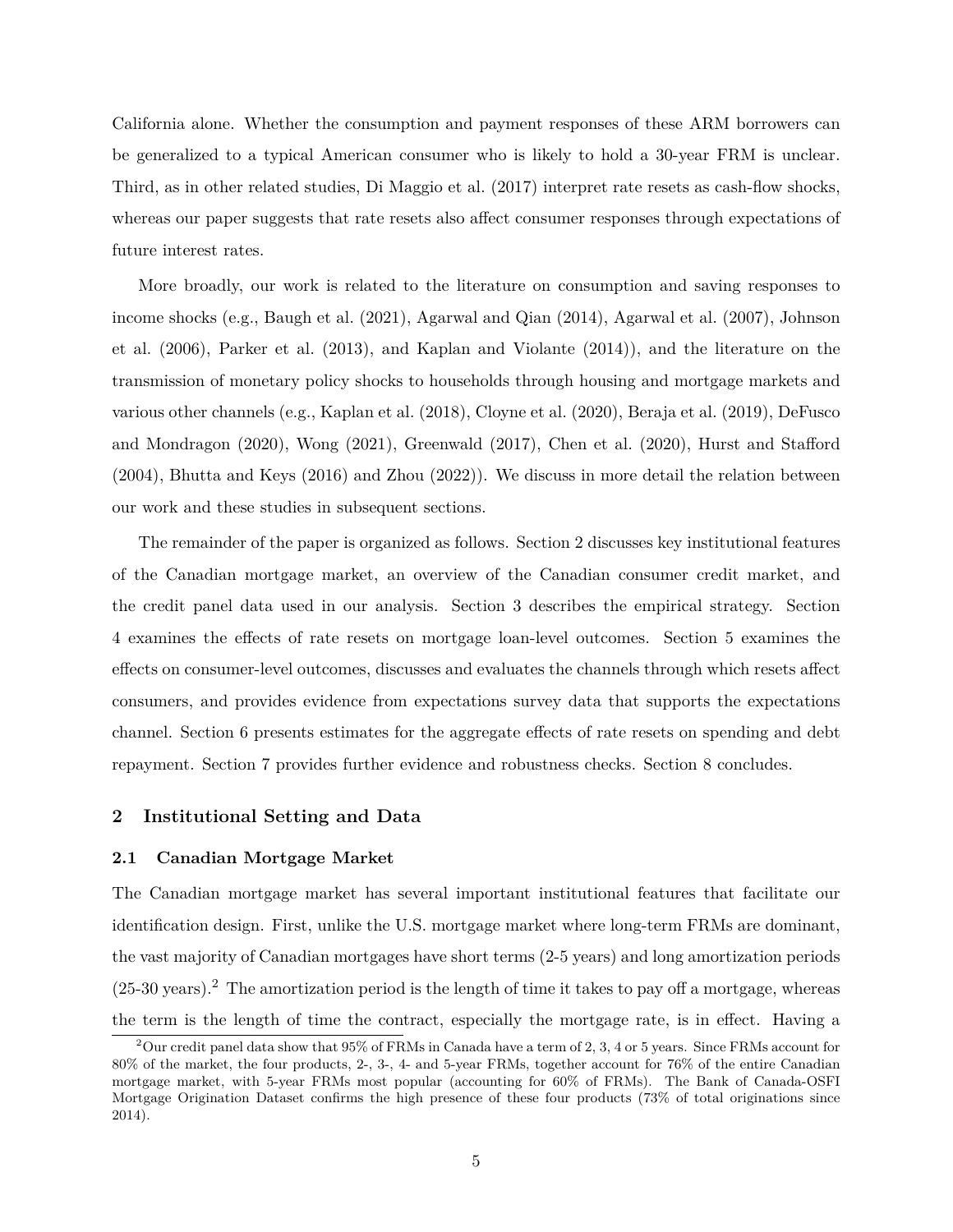California alone. Whether the consumption and payment responses of these ARM borrowers can be generalized to a typical American consumer who is likely to hold a 30-year FRM is unclear. Third, as in other related studies, Di Maggio et al. (2017) interpret rate resets as cash-flow shocks, whereas our paper suggests that rate resets also affect consumer responses through expectations of future interest rates.

More broadly, our work is related to the literature on consumption and saving responses to income shocks (e.g., Baugh et al. (2021), Agarwal and Qian (2014), Agarwal et al. (2007), Johnson et al. (2006), Parker et al. (2013), and Kaplan and Violante (2014)), and the literature on the transmission of monetary policy shocks to households through housing and mortgage markets and various other channels (e.g., Kaplan et al. (2018), Cloyne et al. (2020), Beraja et al. (2019), DeFusco and Mondragon (2020), Wong (2021), Greenwald (2017), Chen et al. (2020), Hurst and Stafford (2004), Bhutta and Keys (2016) and Zhou (2022)). We discuss in more detail the relation between our work and these studies in subsequent sections.

The remainder of the paper is organized as follows. Section 2 discusses key institutional features of the Canadian mortgage market, an overview of the Canadian consumer credit market, and the credit panel data used in our analysis. Section 3 describes the empirical strategy. Section 4 examines the effects of rate resets on mortgage loan-level outcomes. Section 5 examines the effects on consumer-level outcomes, discusses and evaluates the channels through which resets affect consumers, and provides evidence from expectations survey data that supports the expectations channel. Section 6 presents estimates for the aggregate effects of rate resets on spending and debt repayment. Section 7 provides further evidence and robustness checks. Section 8 concludes.

## 2 Institutional Setting and Data

### 2.1 Canadian Mortgage Market

The Canadian mortgage market has several important institutional features that facilitate our identification design. First, unlike the U.S. mortgage market where long-term FRMs are dominant, the vast majority of Canadian mortgages have short terms (2-5 years) and long amortization periods (25-30 years).[2] The amortization period is the length of time it takes to pay off a mortgage, whereas the term is the length of time the contract, especially the mortgage rate, is in effect. Having a

[2] Our credit panel data show that 95% of FRMs in Canada have a term of 2, 3, 4 or 5 years. Since FRMs account for 80% of the market, the four products, 2-, 3-, 4- and 5-year FRMs, together account for 76% of the entire Canadian mortgage market, with 5-year FRMs most popular (accounting for 60% of FRMs). The Bank of Canada-OSFI Mortgage Origination Dataset confirms the high presence of these four products (73% of total originations since 2014).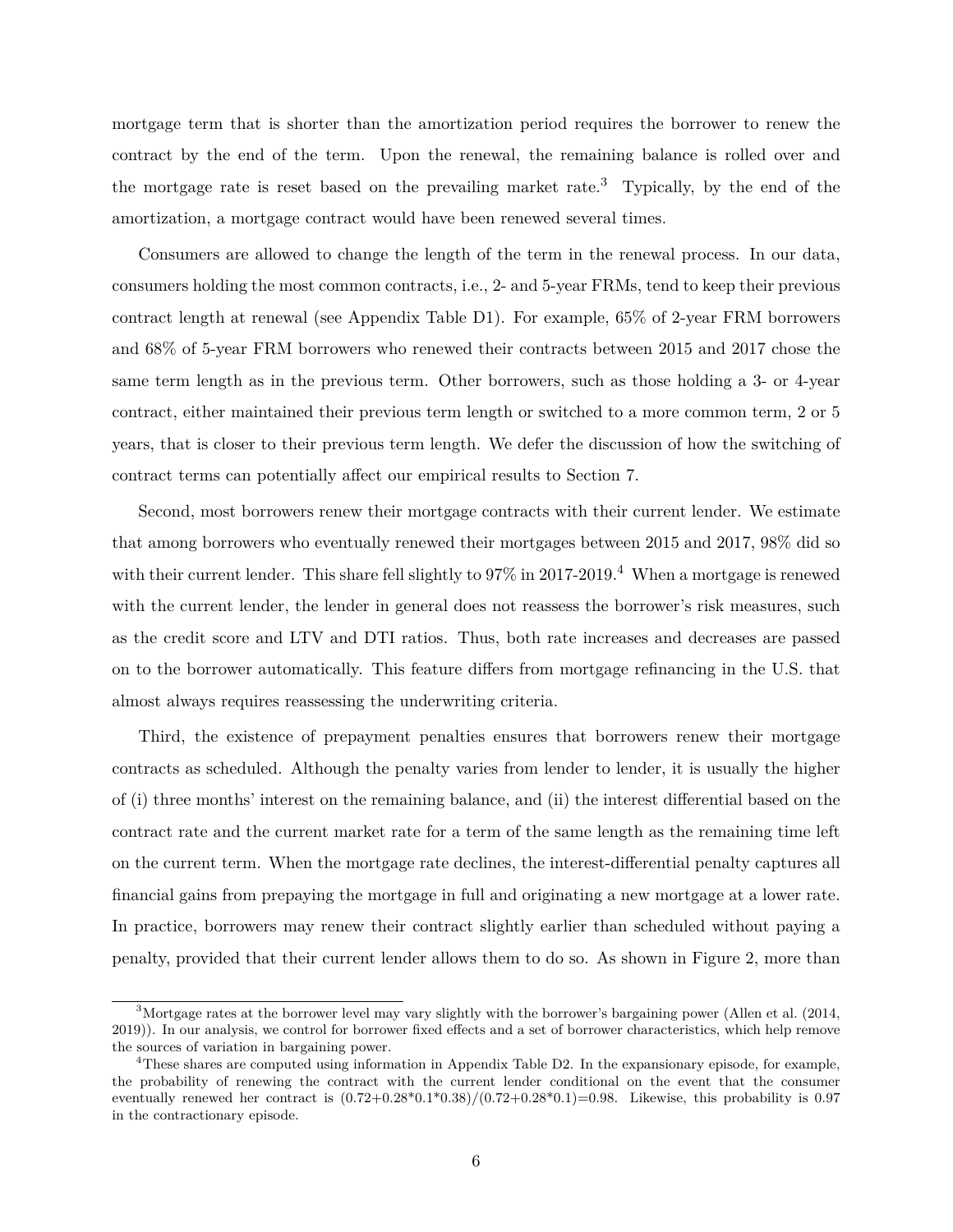mortgage term that is shorter than the amortization period requires the borrower to renew the contract by the end of the term. Upon the renewal, the remaining balance is rolled over and the mortgage rate is reset based on the prevailing market rate.[3] Typically, by the end of the amortization, a mortgage contract would have been renewed several times.

Consumers are allowed to change the length of the term in the renewal process. In our data, consumers holding the most common contracts, i.e., 2- and 5-year FRMs, tend to keep their previous contract length at renewal (see Appendix Table D1). For example, 65% of 2-year FRM borrowers and 68% of 5-year FRM borrowers who renewed their contracts between 2015 and 2017 chose the same term length as in the previous term. Other borrowers, such as those holding a 3- or 4-year contract, either maintained their previous term length or switched to a more common term, 2 or 5 years, that is closer to their previous term length. We defer the discussion of how the switching of contract terms can potentially affect our empirical results to Section 7.

Second, most borrowers renew their mortgage contracts with their current lender. We estimate that among borrowers who eventually renewed their mortgages between 2015 and 2017, 98% did so with their current lender. This share fell slightly to 97% in 2017-2019.[4] When a mortgage is renewed with the current lender, the lender in general does not reassess the borrower's risk measures, such as the credit score and LTV and DTI ratios. Thus, both rate increases and decreases are passed on to the borrower automatically. This feature differs from mortgage refinancing in the U.S. that almost always requires reassessing the underwriting criteria.

Third, the existence of prepayment penalties ensures that borrowers renew their mortgage contracts as scheduled. Although the penalty varies from lender to lender, it is usually the higher of (i) three months' interest on the remaining balance, and (ii) the interest differential based on the contract rate and the current market rate for a term of the same length as the remaining time left on the current term. When the mortgage rate declines, the interest-differential penalty captures all financial gains from prepaying the mortgage in full and originating a new mortgage at a lower rate. In practice, borrowers may renew their contract slightly earlier than scheduled without paying a penalty, provided that their current lender allows them to do so. As shown in Figure 2, more than

[3] Mortgage rates at the borrower level may vary slightly with the borrower's bargaining power (Allen et al. (2014, 2019)). In our analysis, we control for borrower fixed effects and a set of borrower characteristics, which help remove the sources of variation in bargaining power.

[4] These shares are computed using information in Appendix Table D2. In the expansionary episode, for example, the probability of renewing the contract with the current lender conditional on the event that the consumer eventually renewed her contract is (0.72+0.28*0.1*0.38)/(0.72+0.28*0.1)=0.98. Likewise, this probability is 0.97 in the contractionary episode.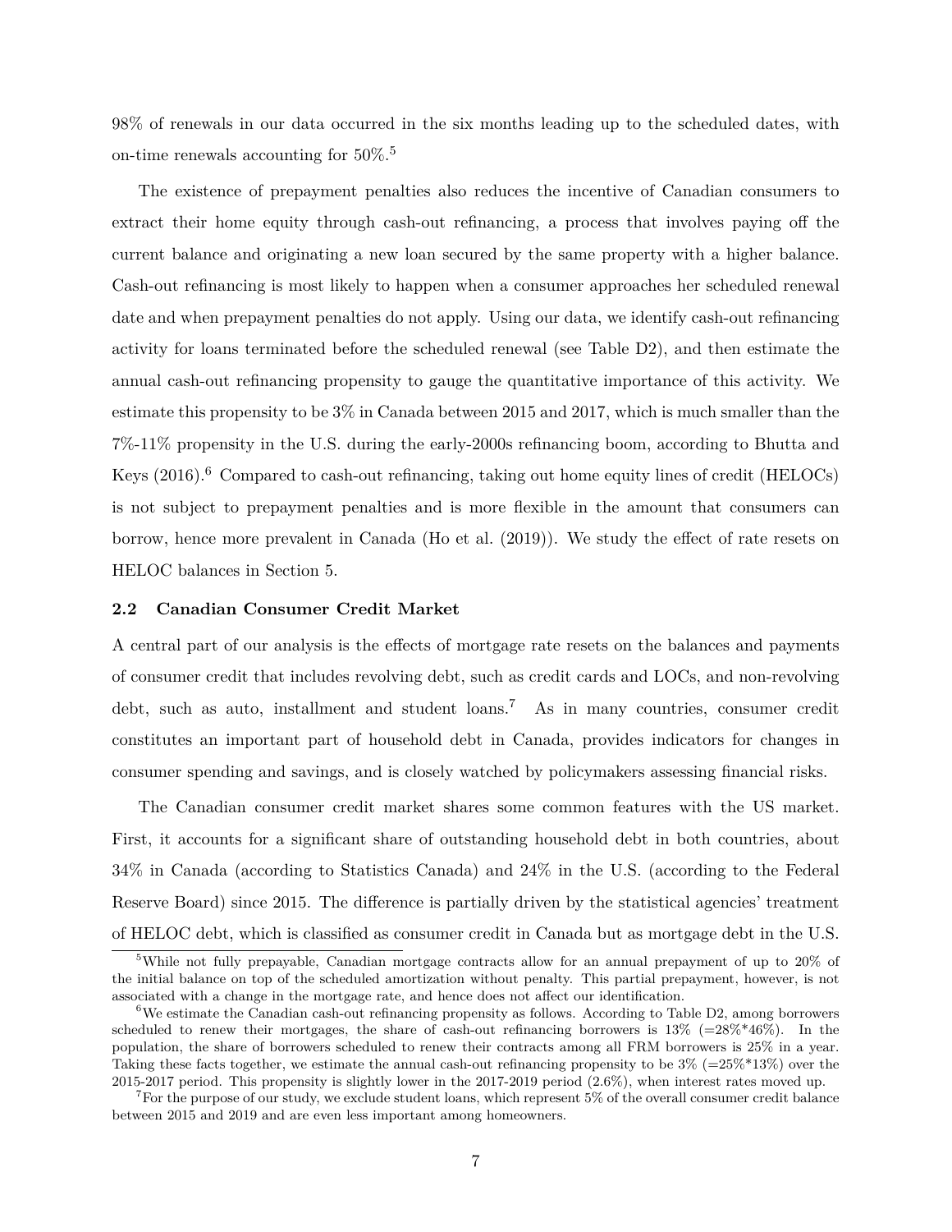98% of renewals in our data occurred in the six months leading up to the scheduled dates, with on-time renewals accounting for 50%.[5]

The existence of prepayment penalties also reduces the incentive of Canadian consumers to extract their home equity through cash-out refinancing, a process that involves paying off the current balance and originating a new loan secured by the same property with a higher balance. Cash-out refinancing is most likely to happen when a consumer approaches her scheduled renewal date and when prepayment penalties do not apply. Using our data, we identify cash-out refinancing activity for loans terminated before the scheduled renewal (see Table D2), and then estimate the annual cash-out refinancing propensity to gauge the quantitative importance of this activity. We estimate this propensity to be 3% in Canada between 2015 and 2017, which is much smaller than the 7%-11% propensity in the U.S. during the early-2000s refinancing boom, according to Bhutta and Keys (2016).[6] Compared to cash-out refinancing, taking out home equity lines of credit (HELOCs) is not subject to prepayment penalties and is more flexible in the amount that consumers can borrow, hence more prevalent in Canada (Ho et al. (2019)). We study the effect of rate resets on HELOC balances in Section 5.

### 2.2 Canadian Consumer Credit Market

A central part of our analysis is the effects of mortgage rate resets on the balances and payments of consumer credit that includes revolving debt, such as credit cards and LOCs, and non-revolving debt, such as auto, installment and student loans.[7] As in many countries, consumer credit constitutes an important part of household debt in Canada, provides indicators for changes in consumer spending and savings, and is closely watched by policymakers assessing financial risks.

The Canadian consumer credit market shares some common features with the US market. First, it accounts for a significant share of outstanding household debt in both countries, about 34% in Canada (according to Statistics Canada) and 24% in the U.S. (according to the Federal Reserve Board) since 2015. The difference is partially driven by the statistical agencies' treatment of HELOC debt, which is classified as consumer credit in Canada but as mortgage debt in the U.S.

---

[5] While not fully prepayable, Canadian mortgage contracts allow for an annual prepayment of up to 20% of the initial balance on top of the scheduled amortization without penalty. This partial prepayment, however, is not associated with a change in the mortgage rate, and hence does not affect our identification.

[6] We estimate the Canadian cash-out refinancing propensity as follows. According to Table D2, among borrowers scheduled to renew their mortgages, the share of cash-out refinancing borrowers is 13% (=28%*46%). In the population, the share of borrowers scheduled to renew their contracts among all FRM borrowers is 25% in a year. Taking these facts together, we estimate the annual cash-out refinancing propensity to be 3% (=25%*13%) over the 2015-2017 period. This propensity is slightly lower in the 2017-2019 period (2.6%), when interest rates moved up.

[7] For the purpose of our study, we exclude student loans, which represent 5% of the overall consumer credit balance between 2015 and 2019 and are even less important among homeowners.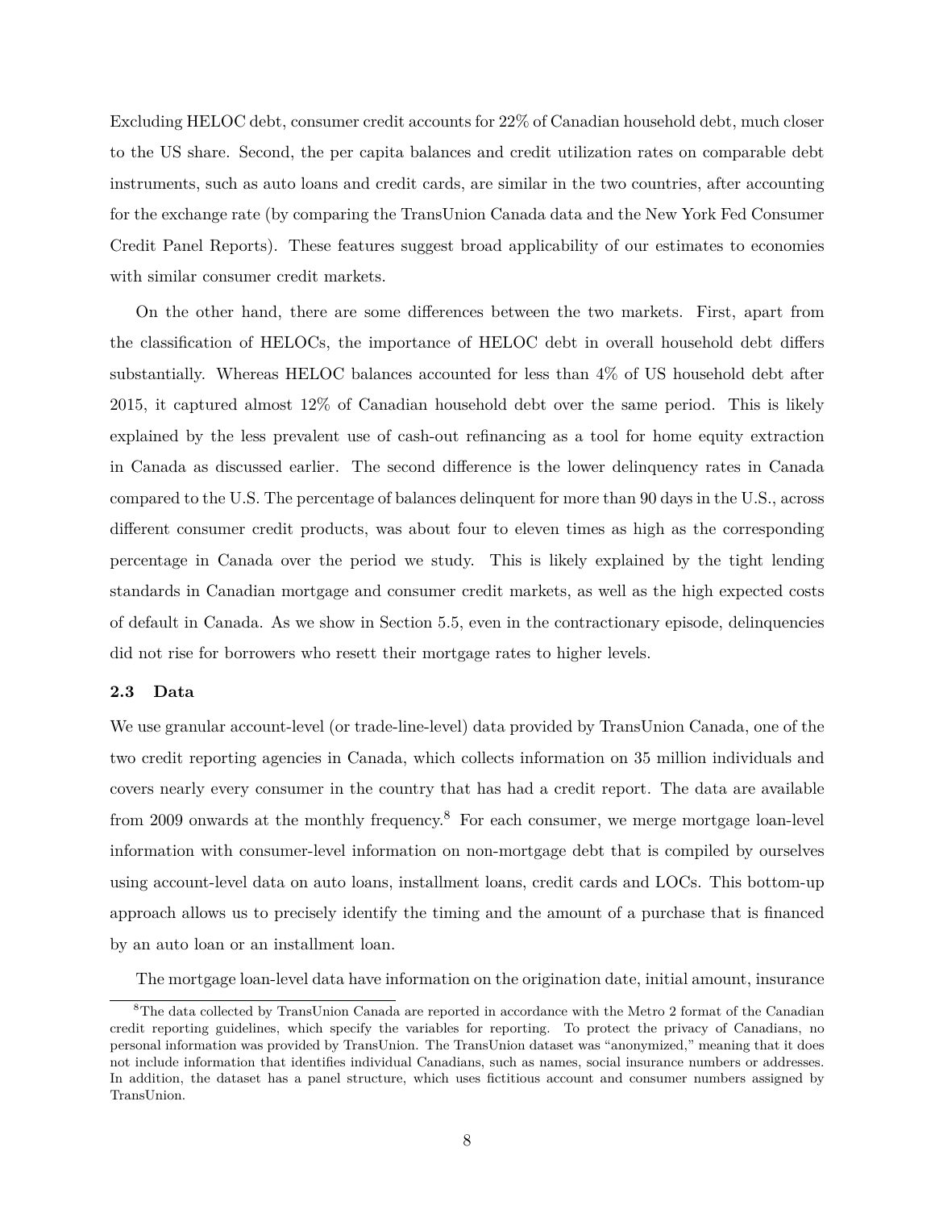Excluding HELOC debt, consumer credit accounts for 22% of Canadian household debt, much closer to the US share. Second, the per capita balances and credit utilization rates on comparable debt instruments, such as auto loans and credit cards, are similar in the two countries, after accounting for the exchange rate (by comparing the TransUnion Canada data and the New York Fed Consumer Credit Panel Reports). These features suggest broad applicability of our estimates to economies with similar consumer credit markets.

On the other hand, there are some differences between the two markets. First, apart from the classification of HELOCs, the importance of HELOC debt in overall household debt differs substantially. Whereas HELOC balances accounted for less than 4% of US household debt after 2015, it captured almost 12% of Canadian household debt over the same period. This is likely explained by the less prevalent use of cash-out refinancing as a tool for home equity extraction in Canada as discussed earlier. The second difference is the lower delinquency rates in Canada compared to the U.S. The percentage of balances delinquent for more than 90 days in the U.S., across different consumer credit products, was about four to eleven times as high as the corresponding percentage in Canada over the period we study. This is likely explained by the tight lending standards in Canadian mortgage and consumer credit markets, as well as the high expected costs of default in Canada. As we show in Section 5.5, even in the contractionary episode, delinquencies did not rise for borrowers who resett their mortgage rates to higher levels.

### 2.3 Data

We use granular account-level (or trade-line-level) data provided by TransUnion Canada, one of the two credit reporting agencies in Canada, which collects information on 35 million individuals and covers nearly every consumer in the country that has had a credit report. The data are available from 2009 onwards at the monthly frequency.[8] For each consumer, we merge mortgage loan-level information with consumer-level information on non-mortgage debt that is compiled by ourselves using account-level data on auto loans, installment loans, credit cards and LOCs. This bottom-up approach allows us to precisely identify the timing and the amount of a purchase that is financed by an auto loan or an installment loan.

The mortgage loan-level data have information on the origination date, initial amount, insurance

[8]The data collected by TransUnion Canada are reported in accordance with the Metro 2 format of the Canadian credit reporting guidelines, which specify the variables for reporting. To protect the privacy of Canadians, no personal information was provided by TransUnion. The TransUnion dataset was "anonymized," meaning that it does not include information that identifies individual Canadians, such as names, social insurance numbers or addresses. In addition, the dataset has a panel structure, which uses fictitious account and consumer numbers assigned by TransUnion.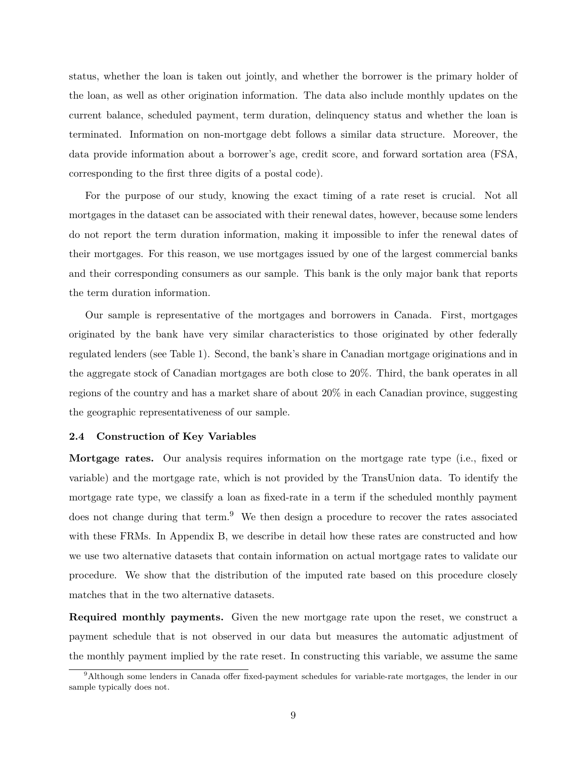status, whether the loan is taken out jointly, and whether the borrower is the primary holder of the loan, as well as other origination information. The data also include monthly updates on the current balance, scheduled payment, term duration, delinquency status and whether the loan is terminated. Information on non-mortgage debt follows a similar data structure. Moreover, the data provide information about a borrower's age, credit score, and forward sortation area (FSA, corresponding to the first three digits of a postal code).

For the purpose of our study, knowing the exact timing of a rate reset is crucial. Not all mortgages in the dataset can be associated with their renewal dates, however, because some lenders do not report the term duration information, making it impossible to infer the renewal dates of their mortgages. For this reason, we use mortgages issued by one of the largest commercial banks and their corresponding consumers as our sample. This bank is the only major bank that reports the term duration information.

Our sample is representative of the mortgages and borrowers in Canada. First, mortgages originated by the bank have very similar characteristics to those originated by other federally regulated lenders (see Table 1). Second, the bank's share in Canadian mortgage originations and in the aggregate stock of Canadian mortgages are both close to 20%. Third, the bank operates in all regions of the country and has a market share of about 20% in each Canadian province, suggesting the geographic representativeness of our sample.

### 2.4 Construction of Key Variables

**Mortgage rates.** Our analysis requires information on the mortgage rate type (i.e., fixed or variable) and the mortgage rate, which is not provided by the TransUnion data. To identify the mortgage rate type, we classify a loan as fixed-rate in a term if the scheduled monthly payment does not change during that term.[9] We then design a procedure to recover the rates associated with these FRMs. In Appendix B, we describe in detail how these rates are constructed and how we use two alternative datasets that contain information on actual mortgage rates to validate our procedure. We show that the distribution of the imputed rate based on this procedure closely matches that in the two alternative datasets.

**Required monthly payments.** Given the new mortgage rate upon the reset, we construct a payment schedule that is not observed in our data but measures the automatic adjustment of the monthly payment implied by the rate reset. In constructing this variable, we assume the same

[9] Although some lenders in Canada offer fixed-payment schedules for variable-rate mortgages, the lender in our sample typically does not.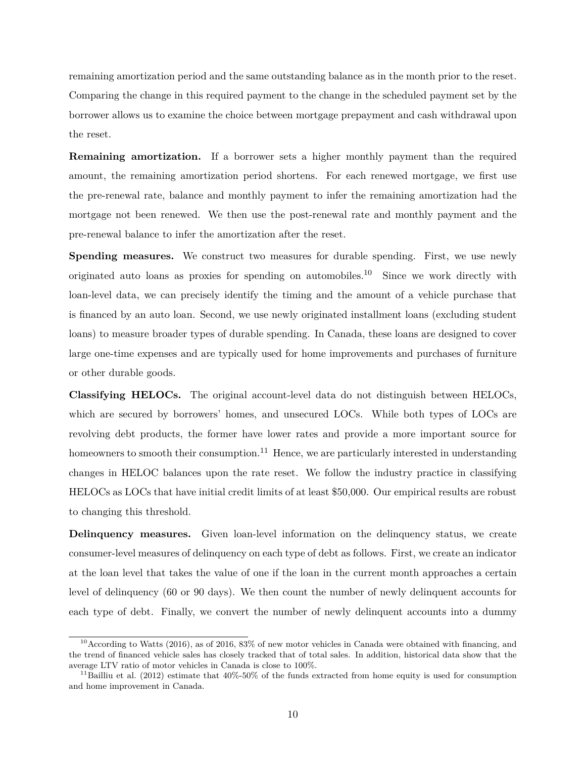remaining amortization period and the same outstanding balance as in the month prior to the reset. Comparing the change in this required payment to the change in the scheduled payment set by the borrower allows us to examine the choice between mortgage prepayment and cash withdrawal upon the reset.

**Remaining amortization.** If a borrower sets a higher monthly payment than the required amount, the remaining amortization period shortens. For each renewed mortgage, we first use the pre-renewal rate, balance and monthly payment to infer the remaining amortization had the mortgage not been renewed. We then use the post-renewal rate and monthly payment and the pre-renewal balance to infer the amortization after the reset.

**Spending measures.** We construct two measures for durable spending. First, we use newly originated auto loans as proxies for spending on automobiles.[10] Since we work directly with loan-level data, we can precisely identify the timing and the amount of a vehicle purchase that is financed by an auto loan. Second, we use newly originated installment loans (excluding student loans) to measure broader types of durable spending. In Canada, these loans are designed to cover large one-time expenses and are typically used for home improvements and purchases of furniture or other durable goods.

**Classifying HELOCs.** The original account-level data do not distinguish between HELOCs, which are secured by borrowers' homes, and unsecured LOCs. While both types of LOCs are revolving debt products, the former have lower rates and provide a more important source for homeowners to smooth their consumption.[11] Hence, we are particularly interested in understanding changes in HELOC balances upon the rate reset. We follow the industry practice in classifying HELOCs as LOCs that have initial credit limits of at least $50,000. Our empirical results are robust to changing this threshold.

**Delinquency measures.** Given loan-level information on the delinquency status, we create consumer-level measures of delinquency on each type of debt as follows. First, we create an indicator at the loan level that takes the value of one if the loan in the current month approaches a certain level of delinquency (60 or 90 days). We then count the number of newly delinquent accounts for each type of debt. Finally, we convert the number of newly delinquent accounts into a dummy

[10] According to Watts (2016), as of 2016, 83% of new motor vehicles in Canada were obtained with financing, and the trend of financed vehicle sales has closely tracked that of total sales. In addition, historical data show that the average LTV ratio of motor vehicles in Canada is close to 100%.

[11] Bailliu et al. (2012) estimate that 40%-50% of the funds extracted from home equity is used for consumption and home improvement in Canada.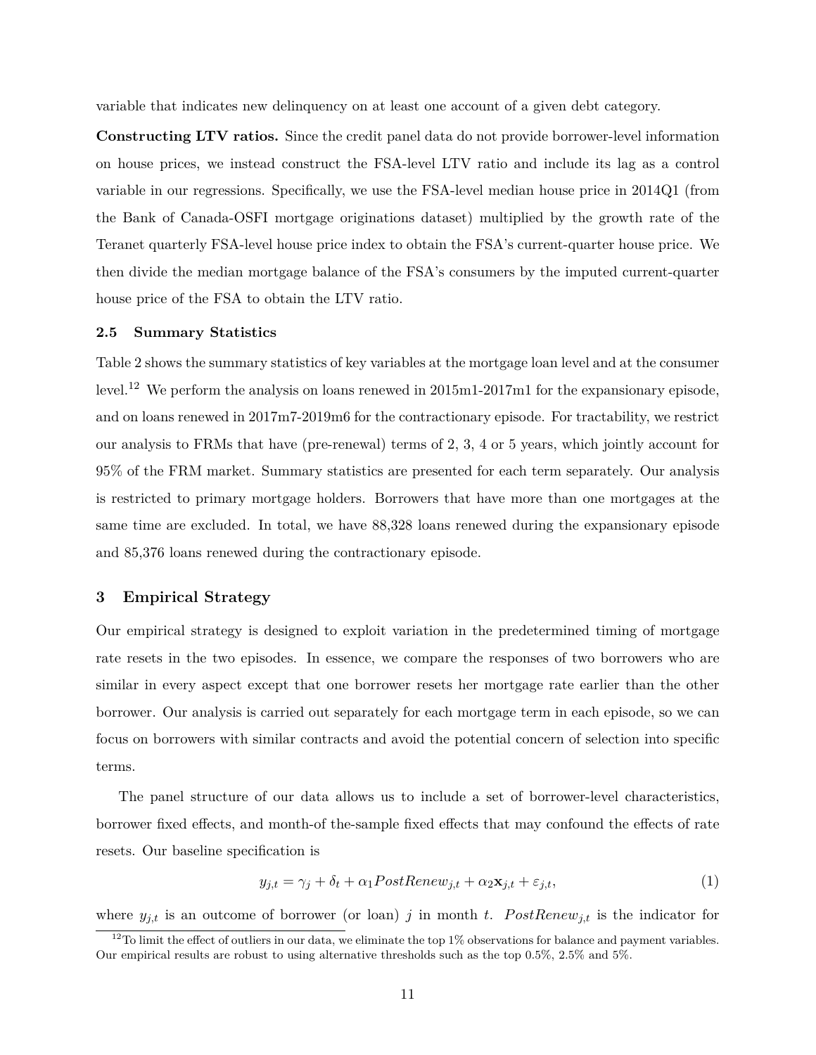variable that indicates new delinquency on at least one account of a given debt category.

**Constructing LTV ratios.** Since the credit panel data do not provide borrower-level information on house prices, we instead construct the FSA-level LTV ratio and include its lag as a control variable in our regressions. Specifically, we use the FSA-level median house price in 2014Q1 (from the Bank of Canada-OSFI mortgage originations dataset) multiplied by the growth rate of the Teranet quarterly FSA-level house price index to obtain the FSA's current-quarter house price. We then divide the median mortgage balance of the FSA's consumers by the imputed current-quarter house price of the FSA to obtain the LTV ratio.

### 2.5 Summary Statistics

Table 2 shows the summary statistics of key variables at the mortgage loan level and at the consumer level.[12] We perform the analysis on loans renewed in 2015m1-2017m1 for the expansionary episode, and on loans renewed in 2017m7-2019m6 for the contractionary episode. For tractability, we restrict our analysis to FRMs that have (pre-renewal) terms of 2, 3, 4 or 5 years, which jointly account for 95% of the FRM market. Summary statistics are presented for each term separately. Our analysis is restricted to primary mortgage holders. Borrowers that have more than one mortgages at the same time are excluded. In total, we have 88,328 loans renewed during the expansionary episode and 85,376 loans renewed during the contractionary episode.

## 3 Empirical Strategy

Our empirical strategy is designed to exploit variation in the predetermined timing of mortgage rate resets in the two episodes. In essence, we compare the responses of two borrowers who are similar in every aspect except that one borrower resets her mortgage rate earlier than the other borrower. Our analysis is carried out separately for each mortgage term in each episode, so we can focus on borrowers with similar contracts and avoid the potential concern of selection into specific terms.

The panel structure of our data allows us to include a set of borrower-level characteristics, borrower fixed effects, and month-of the-sample fixed effects that may confound the effects of rate resets. Our baseline specification is

$$y_{j,t} = \gamma_j + \delta_t + \alpha_1 PostRenew_{j,t} + \alpha_2 \mathbf{x}_{j,t} + \varepsilon_{j,t}, \tag{1}$$

where $y_{j,t}$ is an outcome of borrower (or loan) $j$ in month $t$. $PostRenew_{j,t}$ is the indicator for

[12] To limit the effect of outliers in our data, we eliminate the top 1% observations for balance and payment variables. Our empirical results are robust to using alternative thresholds such as the top 0.5%, 2.5% and 5%.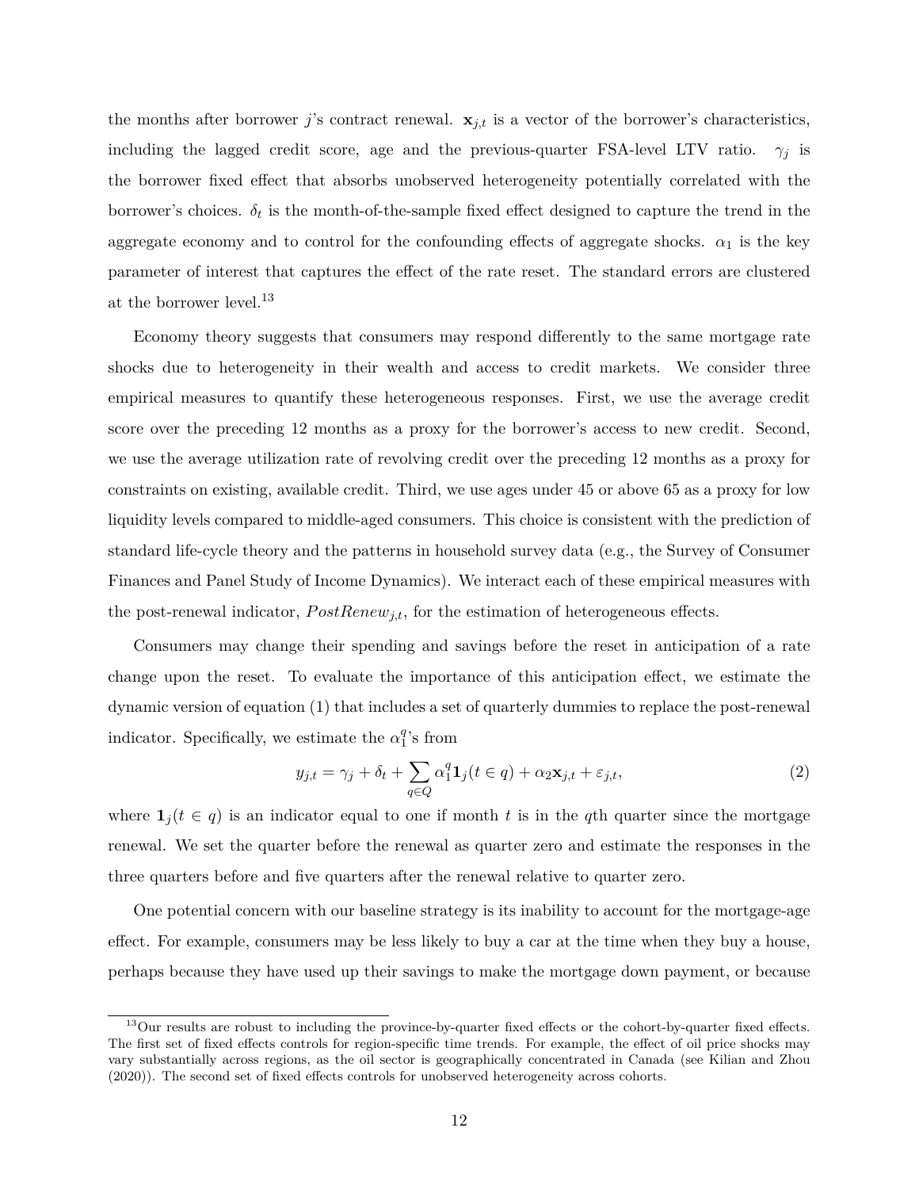the months after borrower $j$'s contract renewal. $\mathbf{x}_{j,t}$ is a vector of the borrower's characteristics, including the lagged credit score, age and the previous-quarter FSA-level LTV ratio. $\gamma_j$ is the borrower fixed effect that absorbs unobserved heterogeneity potentially correlated with the borrower's choices. $\delta_t$ is the month-of-the-sample fixed effect designed to capture the trend in the aggregate economy and to control for the confounding effects of aggregate shocks. $\alpha_1$ is the key parameter of interest that captures the effect of the rate reset. The standard errors are clustered at the borrower level.[13]

Economy theory suggests that consumers may respond differently to the same mortgage rate shocks due to heterogeneity in their wealth and access to credit markets. We consider three empirical measures to quantify these heterogeneous responses. First, we use the average credit score over the preceding 12 months as a proxy for the borrower's access to new credit. Second, we use the average utilization rate of revolving credit over the preceding 12 months as a proxy for constraints on existing, available credit. Third, we use ages under 45 or above 65 as a proxy for low liquidity levels compared to middle-aged consumers. This choice is consistent with the prediction of standard life-cycle theory and the patterns in household survey data (e.g., the Survey of Consumer Finances and Panel Study of Income Dynamics). We interact each of these empirical measures with the post-renewal indicator, $PostRenew_{j,t}$, for the estimation of heterogeneous effects.

Consumers may change their spending and savings before the reset in anticipation of a rate change upon the reset. To evaluate the importance of this anticipation effect, we estimate the dynamic version of equation (1) that includes a set of quarterly dummies to replace the post-renewal indicator. Specifically, we estimate the $\alpha_1^q$'s from

$$y_{j,t} = \gamma_j + \delta_t + \sum_{q \in Q} \alpha_1^q \mathbf{1}_j(t \in q) + \alpha_2 \mathbf{x}_{j,t} + \varepsilon_{j,t}, \tag{2}$$

where $\mathbf{1}_j(t \in q)$ is an indicator equal to one if month $t$ is in the $q$th quarter since the mortgage renewal. We set the quarter before the renewal as quarter zero and estimate the responses in the three quarters before and five quarters after the renewal relative to quarter zero.

One potential concern with our baseline strategy is its inability to account for the mortgage-age effect. For example, consumers may be less likely to buy a car at the time when they buy a house, perhaps because they have used up their savings to make the mortgage down payment, or because

[13] Our results are robust to including the province-by-quarter fixed effects or the cohort-by-quarter fixed effects. The first set of fixed effects controls for region-specific time trends. For example, the effect of oil price shocks may vary substantially across regions, as the oil sector is geographically concentrated in Canada (see Kilian and Zhou (2020)). The second set of fixed effects controls for unobserved heterogeneity across cohorts.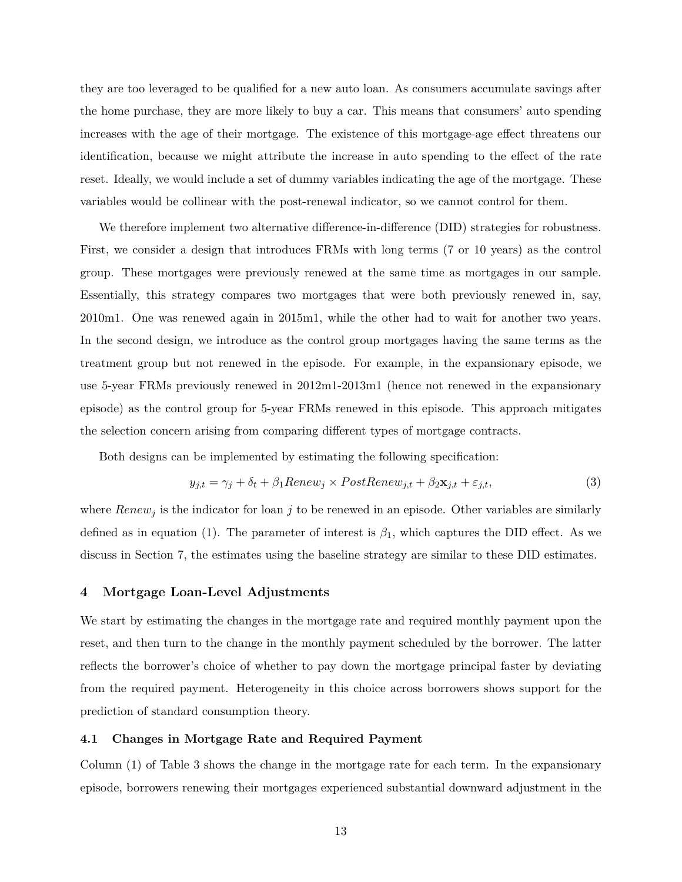they are too leveraged to be qualified for a new auto loan. As consumers accumulate savings after the home purchase, they are more likely to buy a car. This means that consumers' auto spending increases with the age of their mortgage. The existence of this mortgage-age effect threatens our identification, because we might attribute the increase in auto spending to the effect of the rate reset. Ideally, we would include a set of dummy variables indicating the age of the mortgage. These variables would be collinear with the post-renewal indicator, so we cannot control for them.

We therefore implement two alternative difference-in-difference (DID) strategies for robustness. First, we consider a design that introduces FRMs with long terms (7 or 10 years) as the control group. These mortgages were previously renewed at the same time as mortgages in our sample. Essentially, this strategy compares two mortgages that were both previously renewed in, say, 2010m1. One was renewed again in 2015m1, while the other had to wait for another two years. In the second design, we introduce as the control group mortgages having the same terms as the treatment group but not renewed in the episode. For example, in the expansionary episode, we use 5-year FRMs previously renewed in 2012m1-2013m1 (hence not renewed in the expansionary episode) as the control group for 5-year FRMs renewed in this episode. This approach mitigates the selection concern arising from comparing different types of mortgage contracts.

Both designs can be implemented by estimating the following specification:

$$y_{j,t} = \gamma_j + \delta_t + \beta_1 Renew_j \times PostRenew_{j,t} + \beta_2 \mathbf{x}_{j,t} + \varepsilon_{j,t}, \tag{3}$$

where $Renew_j$ is the indicator for loan $j$ to be renewed in an episode. Other variables are similarly defined as in equation (1). The parameter of interest is $\beta_1$, which captures the DID effect. As we discuss in Section 7, the estimates using the baseline strategy are similar to these DID estimates.

## 4 Mortgage Loan-Level Adjustments

We start by estimating the changes in the mortgage rate and required monthly payment upon the reset, and then turn to the change in the monthly payment scheduled by the borrower. The latter reflects the borrower's choice of whether to pay down the mortgage principal faster by deviating from the required payment. Heterogeneity in this choice across borrowers shows support for the prediction of standard consumption theory.

### 4.1 Changes in Mortgage Rate and Required Payment

Column (1) of Table 3 shows the change in the mortgage rate for each term. In the expansionary episode, borrowers renewing their mortgages experienced substantial downward adjustment in the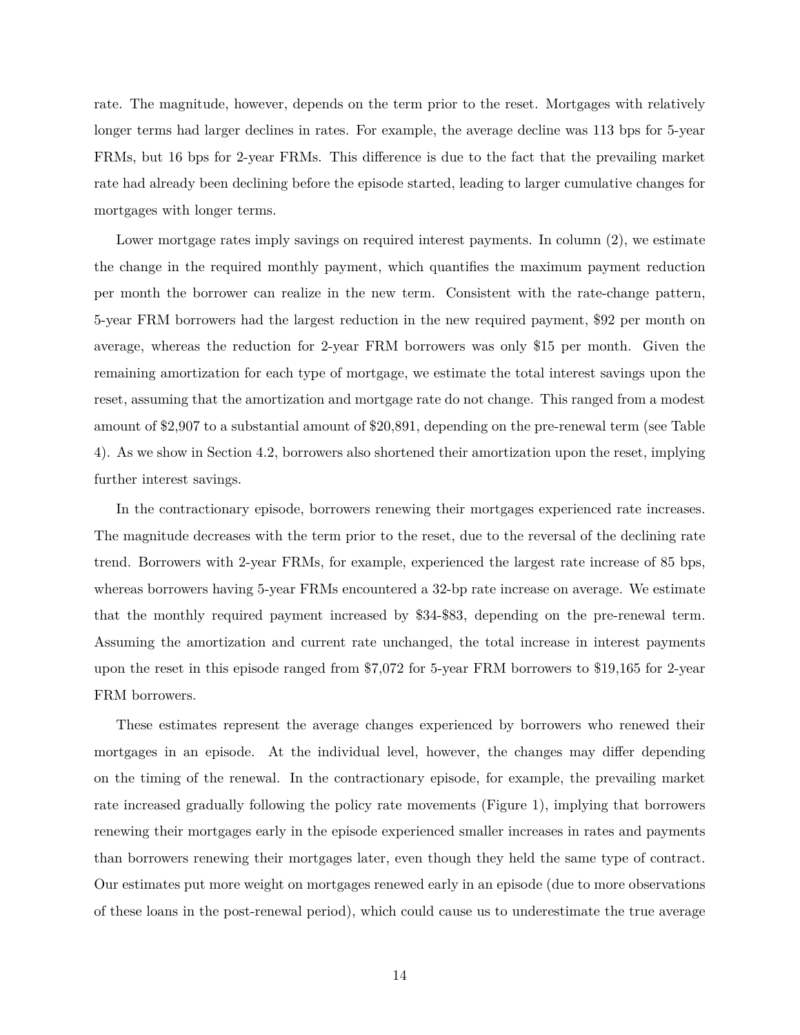rate. The magnitude, however, depends on the term prior to the reset. Mortgages with relatively longer terms had larger declines in rates. For example, the average decline was 113 bps for 5-year FRMs, but 16 bps for 2-year FRMs. This difference is due to the fact that the prevailing market rate had already been declining before the episode started, leading to larger cumulative changes for mortgages with longer terms.

Lower mortgage rates imply savings on required interest payments. In column (2), we estimate the change in the required monthly payment, which quantifies the maximum payment reduction per month the borrower can realize in the new term. Consistent with the rate-change pattern, 5-year FRM borrowers had the largest reduction in the new required payment, $92 per month on average, whereas the reduction for 2-year FRM borrowers was only $15 per month. Given the remaining amortization for each type of mortgage, we estimate the total interest savings upon the reset, assuming that the amortization and mortgage rate do not change. This ranged from a modest amount of $2,907 to a substantial amount of $20,891, depending on the pre-renewal term (see Table 4). As we show in Section 4.2, borrowers also shortened their amortization upon the reset, implying further interest savings.

In the contractionary episode, borrowers renewing their mortgages experienced rate increases. The magnitude decreases with the term prior to the reset, due to the reversal of the declining rate trend. Borrowers with 2-year FRMs, for example, experienced the largest rate increase of 85 bps, whereas borrowers having 5-year FRMs encountered a 32-bp rate increase on average. We estimate that the monthly required payment increased by $34-$83, depending on the pre-renewal term. Assuming the amortization and current rate unchanged, the total increase in interest payments upon the reset in this episode ranged from $7,072 for 5-year FRM borrowers to $19,165 for 2-year FRM borrowers.

These estimates represent the average changes experienced by borrowers who renewed their mortgages in an episode. At the individual level, however, the changes may differ depending on the timing of the renewal. In the contractionary episode, for example, the prevailing market rate increased gradually following the policy rate movements (Figure 1), implying that borrowers renewing their mortgages early in the episode experienced smaller increases in rates and payments than borrowers renewing their mortgages later, even though they held the same type of contract. Our estimates put more weight on mortgages renewed early in an episode (due to more observations of these loans in the post-renewal period), which could cause us to underestimate the true average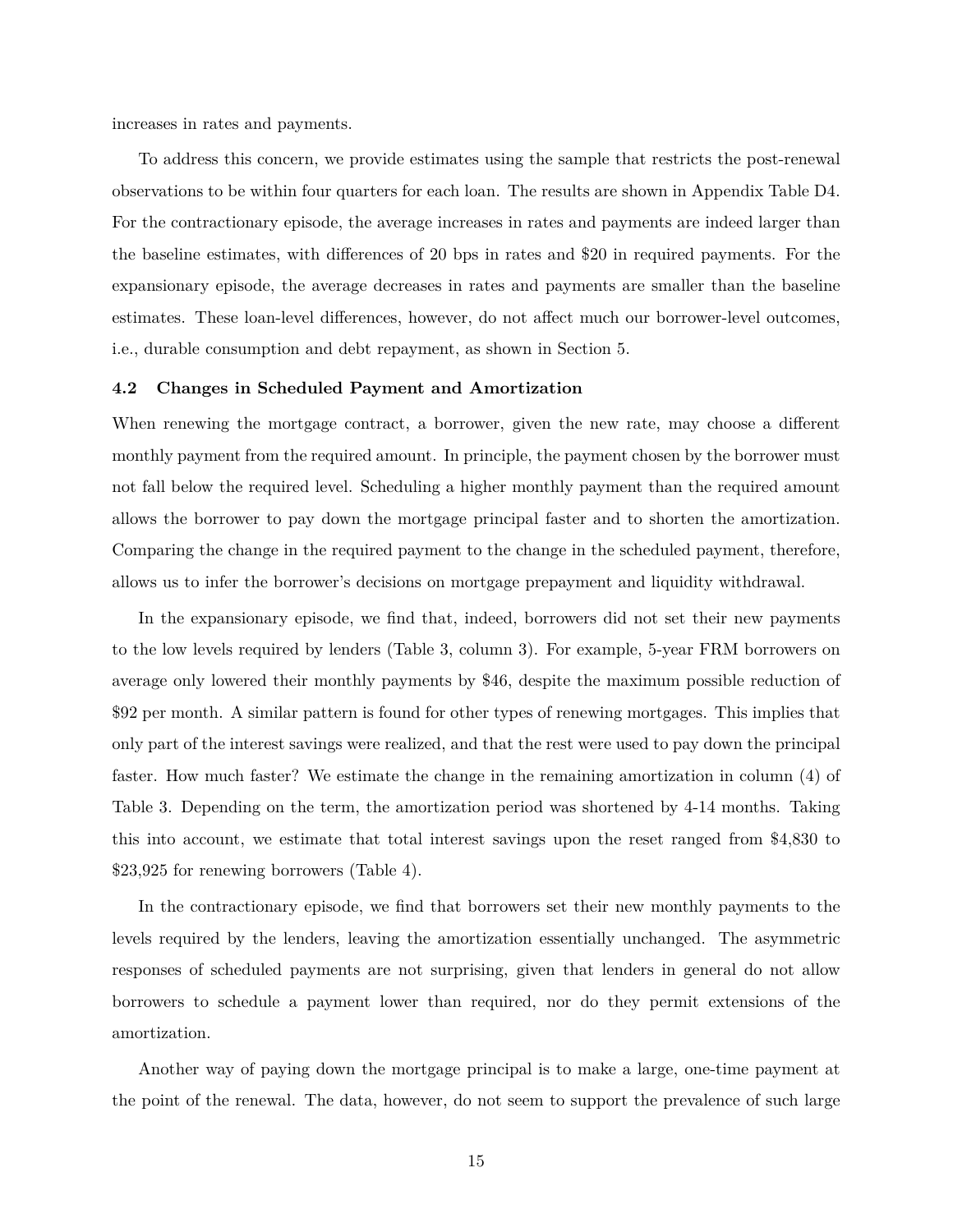increases in rates and payments.

To address this concern, we provide estimates using the sample that restricts the post-renewal observations to be within four quarters for each loan. The results are shown in Appendix Table D4. For the contractionary episode, the average increases in rates and payments are indeed larger than the baseline estimates, with differences of 20 bps in rates and $20 in required payments. For the expansionary episode, the average decreases in rates and payments are smaller than the baseline estimates. These loan-level differences, however, do not affect much our borrower-level outcomes, i.e., durable consumption and debt repayment, as shown in Section 5.

### 4.2 Changes in Scheduled Payment and Amortization

When renewing the mortgage contract, a borrower, given the new rate, may choose a different monthly payment from the required amount. In principle, the payment chosen by the borrower must not fall below the required level. Scheduling a higher monthly payment than the required amount allows the borrower to pay down the mortgage principal faster and to shorten the amortization. Comparing the change in the required payment to the change in the scheduled payment, therefore, allows us to infer the borrower's decisions on mortgage prepayment and liquidity withdrawal.

In the expansionary episode, we find that, indeed, borrowers did not set their new payments to the low levels required by lenders (Table 3, column 3). For example, 5-year FRM borrowers on average only lowered their monthly payments by $46, despite the maximum possible reduction of $92 per month. A similar pattern is found for other types of renewing mortgages. This implies that only part of the interest savings were realized, and that the rest were used to pay down the principal faster. How much faster? We estimate the change in the remaining amortization in column (4) of Table 3. Depending on the term, the amortization period was shortened by 4-14 months. Taking this into account, we estimate that total interest savings upon the reset ranged from $4,830 to $23,925 for renewing borrowers (Table 4).

In the contractionary episode, we find that borrowers set their new monthly payments to the levels required by the lenders, leaving the amortization essentially unchanged. The asymmetric responses of scheduled payments are not surprising, given that lenders in general do not allow borrowers to schedule a payment lower than required, nor do they permit extensions of the amortization.

Another way of paying down the mortgage principal is to make a large, one-time payment at the point of the renewal. The data, however, do not seem to support the prevalence of such large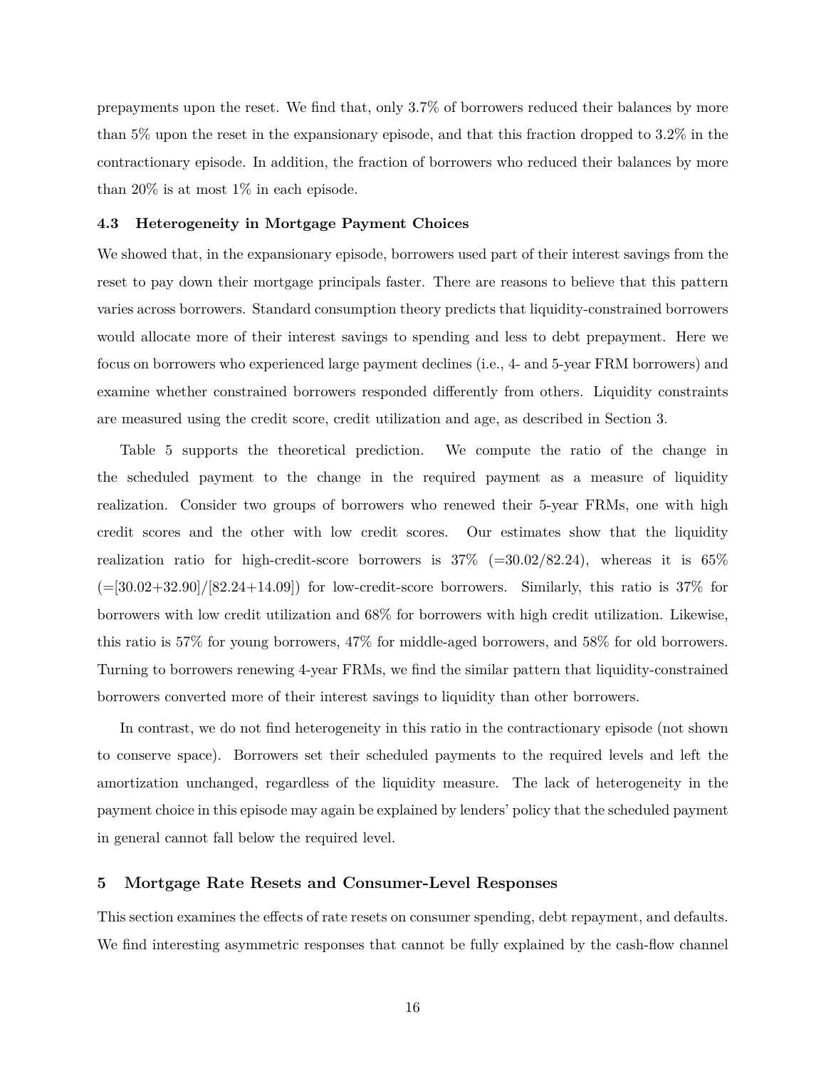prepayments upon the reset. We find that, only 3.7% of borrowers reduced their balances by more than 5% upon the reset in the expansionary episode, and that this fraction dropped to 3.2% in the contractionary episode. In addition, the fraction of borrowers who reduced their balances by more than 20% is at most 1% in each episode.

### 4.3 Heterogeneity in Mortgage Payment Choices

We showed that, in the expansionary episode, borrowers used part of their interest savings from the reset to pay down their mortgage principals faster. There are reasons to believe that this pattern varies across borrowers. Standard consumption theory predicts that liquidity-constrained borrowers would allocate more of their interest savings to spending and less to debt prepayment. Here we focus on borrowers who experienced large payment declines (i.e., 4- and 5-year FRM borrowers) and examine whether constrained borrowers responded differently from others. Liquidity constraints are measured using the credit score, credit utilization and age, as described in Section 3.

Table 5 supports the theoretical prediction. We compute the ratio of the change in the scheduled payment to the change in the required payment as a measure of liquidity realization. Consider two groups of borrowers who renewed their 5-year FRMs, one with high credit scores and the other with low credit scores. Our estimates show that the liquidity realization ratio for high-credit-score borrowers is 37% (=30.02/82.24), whereas it is 65% (=[30.02+32.90]/[82.24+14.09]) for low-credit-score borrowers. Similarly, this ratio is 37% for borrowers with low credit utilization and 68% for borrowers with high credit utilization. Likewise, this ratio is 57% for young borrowers, 47% for middle-aged borrowers, and 58% for old borrowers. Turning to borrowers renewing 4-year FRMs, we find the similar pattern that liquidity-constrained borrowers converted more of their interest savings to liquidity than other borrowers.

In contrast, we do not find heterogeneity in this ratio in the contractionary episode (not shown to conserve space). Borrowers set their scheduled payments to the required levels and left the amortization unchanged, regardless of the liquidity measure. The lack of heterogeneity in the payment choice in this episode may again be explained by lenders' policy that the scheduled payment in general cannot fall below the required level.

## 5 Mortgage Rate Resets and Consumer-Level Responses

This section examines the effects of rate resets on consumer spending, debt repayment, and defaults. We find interesting asymmetric responses that cannot be fully explained by the cash-flow channel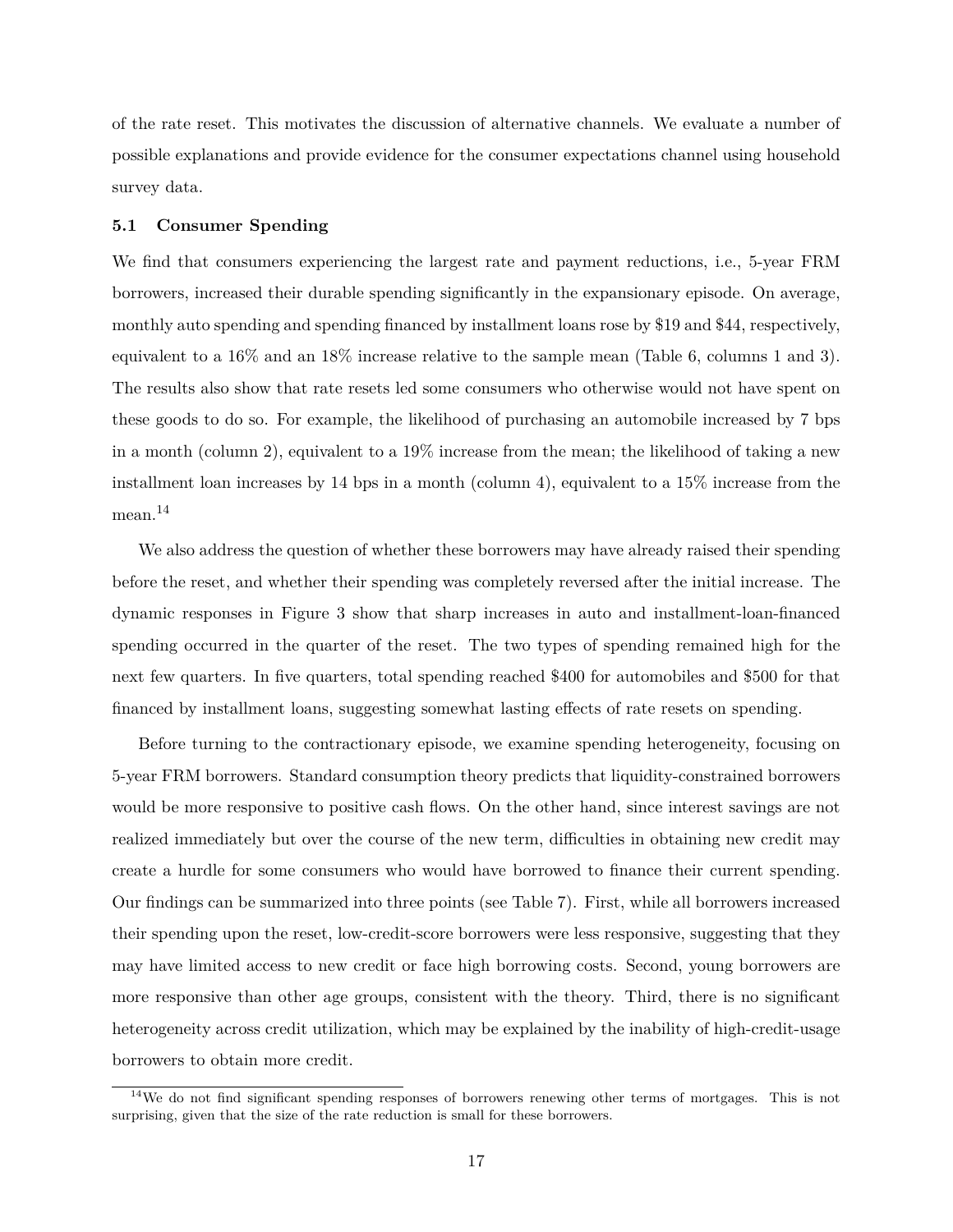of the rate reset. This motivates the discussion of alternative channels. We evaluate a number of possible explanations and provide evidence for the consumer expectations channel using household survey data.

### 5.1 Consumer Spending

We find that consumers experiencing the largest rate and payment reductions, i.e., 5-year FRM borrowers, increased their durable spending significantly in the expansionary episode. On average, monthly auto spending and spending financed by installment loans rose by $19 and $44, respectively, equivalent to a 16% and an 18% increase relative to the sample mean (Table 6, columns 1 and 3). The results also show that rate resets led some consumers who otherwise would not have spent on these goods to do so. For example, the likelihood of purchasing an automobile increased by 7 bps in a month (column 2), equivalent to a 19% increase from the mean; the likelihood of taking a new installment loan increases by 14 bps in a month (column 4), equivalent to a 15% increase from the mean.[14]

We also address the question of whether these borrowers may have already raised their spending before the reset, and whether their spending was completely reversed after the initial increase. The dynamic responses in Figure 3 show that sharp increases in auto and installment-loan-financed spending occurred in the quarter of the reset. The two types of spending remained high for the next few quarters. In five quarters, total spending reached $400 for automobiles and $500 for that financed by installment loans, suggesting somewhat lasting effects of rate resets on spending.

Before turning to the contractionary episode, we examine spending heterogeneity, focusing on 5-year FRM borrowers. Standard consumption theory predicts that liquidity-constrained borrowers would be more responsive to positive cash flows. On the other hand, since interest savings are not realized immediately but over the course of the new term, difficulties in obtaining new credit may create a hurdle for some consumers who would have borrowed to finance their current spending. Our findings can be summarized into three points (see Table 7). First, while all borrowers increased their spending upon the reset, low-credit-score borrowers were less responsive, suggesting that they may have limited access to new credit or face high borrowing costs. Second, young borrowers are more responsive than other age groups, consistent with the theory. Third, there is no significant heterogeneity across credit utilization, which may be explained by the inability of high-credit-usage borrowers to obtain more credit.

[14] We do not find significant spending responses of borrowers renewing other terms of mortgages. This is not surprising, given that the size of the rate reduction is small for these borrowers.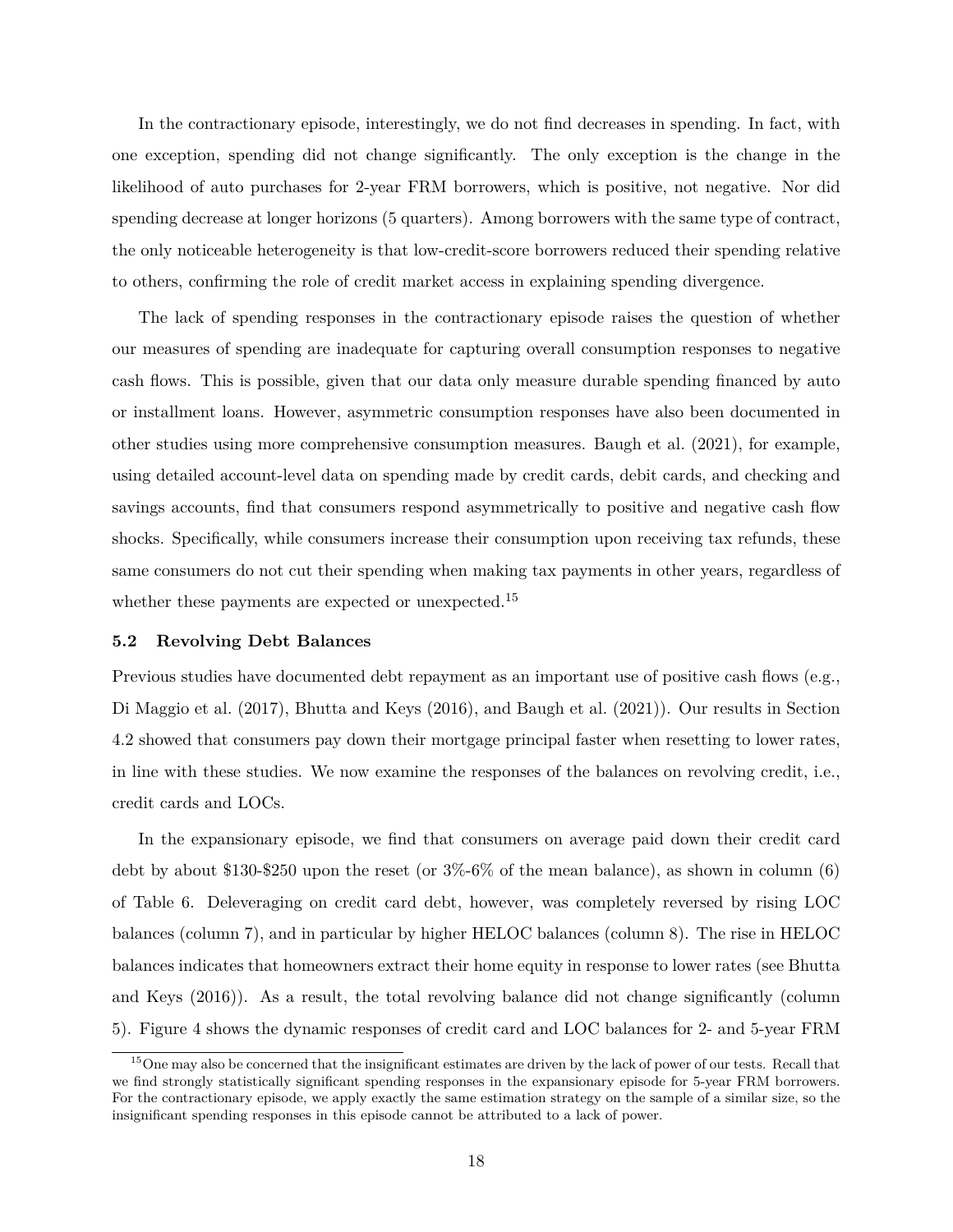In the contractionary episode, interestingly, we do not find decreases in spending. In fact, with one exception, spending did not change significantly. The only exception is the change in the likelihood of auto purchases for 2-year FRM borrowers, which is positive, not negative. Nor did spending decrease at longer horizons (5 quarters). Among borrowers with the same type of contract, the only noticeable heterogeneity is that low-credit-score borrowers reduced their spending relative to others, confirming the role of credit market access in explaining spending divergence.

The lack of spending responses in the contractionary episode raises the question of whether our measures of spending are inadequate for capturing overall consumption responses to negative cash flows. This is possible, given that our data only measure durable spending financed by auto or installment loans. However, asymmetric consumption responses have also been documented in other studies using more comprehensive consumption measures. Baugh et al. (2021), for example, using detailed account-level data on spending made by credit cards, debit cards, and checking and savings accounts, find that consumers respond asymmetrically to positive and negative cash flow shocks. Specifically, while consumers increase their consumption upon receiving tax refunds, these same consumers do not cut their spending when making tax payments in other years, regardless of whether these payments are expected or unexpected.[15]

### 5.2 Revolving Debt Balances

Previous studies have documented debt repayment as an important use of positive cash flows (e.g., Di Maggio et al. (2017), Bhutta and Keys (2016), and Baugh et al. (2021)). Our results in Section 4.2 showed that consumers pay down their mortgage principal faster when resetting to lower rates, in line with these studies. We now examine the responses of the balances on revolving credit, i.e., credit cards and LOCs.

In the expansionary episode, we find that consumers on average paid down their credit card debt by about \$130-\$250 upon the reset (or 3%-6% of the mean balance), as shown in column (6) of Table 6. Deleveraging on credit card debt, however, was completely reversed by rising LOC balances (column 7), and in particular by higher HELOC balances (column 8). The rise in HELOC balances indicates that homeowners extract their home equity in response to lower rates (see Bhutta and Keys (2016)). As a result, the total revolving balance did not change significantly (column 5). Figure 4 shows the dynamic responses of credit card and LOC balances for 2- and 5-year FRM

[15] One may also be concerned that the insignificant estimates are driven by the lack of power of our tests. Recall that we find strongly statistically significant spending responses in the expansionary episode for 5-year FRM borrowers. For the contractionary episode, we apply exactly the same estimation strategy on the sample of a similar size, so the insignificant spending responses in this episode cannot be attributed to a lack of power.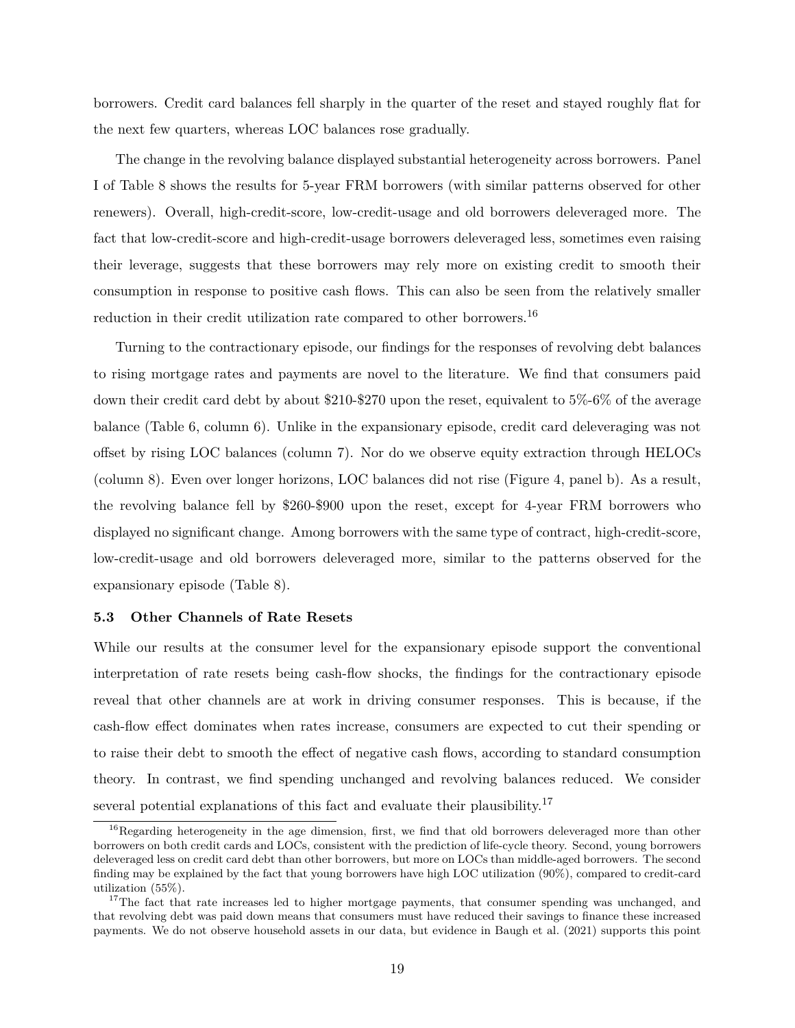borrowers. Credit card balances fell sharply in the quarter of the reset and stayed roughly flat for the next few quarters, whereas LOC balances rose gradually.

The change in the revolving balance displayed substantial heterogeneity across borrowers. Panel I of Table 8 shows the results for 5-year FRM borrowers (with similar patterns observed for other renewers). Overall, high-credit-score, low-credit-usage and old borrowers deleveraged more. The fact that low-credit-score and high-credit-usage borrowers deleveraged less, sometimes even raising their leverage, suggests that these borrowers may rely more on existing credit to smooth their consumption in response to positive cash flows. This can also be seen from the relatively smaller reduction in their credit utilization rate compared to other borrowers.[16]

Turning to the contractionary episode, our findings for the responses of revolving debt balances to rising mortgage rates and payments are novel to the literature. We find that consumers paid down their credit card debt by about $210-$270 upon the reset, equivalent to 5%-6% of the average balance (Table 6, column 6). Unlike in the expansionary episode, credit card deleveraging was not offset by rising LOC balances (column 7). Nor do we observe equity extraction through HELOCs (column 8). Even over longer horizons, LOC balances did not rise (Figure 4, panel b). As a result, the revolving balance fell by $260-$900 upon the reset, except for 4-year FRM borrowers who displayed no significant change. Among borrowers with the same type of contract, high-credit-score, low-credit-usage and old borrowers deleveraged more, similar to the patterns observed for the expansionary episode (Table 8).

### 5.3 Other Channels of Rate Resets

While our results at the consumer level for the expansionary episode support the conventional interpretation of rate resets being cash-flow shocks, the findings for the contractionary episode reveal that other channels are at work in driving consumer responses. This is because, if the cash-flow effect dominates when rates increase, consumers are expected to cut their spending or to raise their debt to smooth the effect of negative cash flows, according to standard consumption theory. In contrast, we find spending unchanged and revolving balances reduced. We consider several potential explanations of this fact and evaluate their plausibility.[17]

[16] Regarding heterogeneity in the age dimension, first, we find that old borrowers deleveraged more than other borrowers on both credit cards and LOCs, consistent with the prediction of life-cycle theory. Second, young borrowers deleveraged less on credit card debt than other borrowers, but more on LOCs than middle-aged borrowers. The second finding may be explained by the fact that young borrowers have high LOC utilization (90%), compared to credit-card utilization (55%).

[17] The fact that rate increases led to higher mortgage payments, that consumer spending was unchanged, and that revolving debt was paid down means that consumers must have reduced their savings to finance these increased payments. We do not observe household assets in our data, but evidence in Baugh et al. (2021) supports this point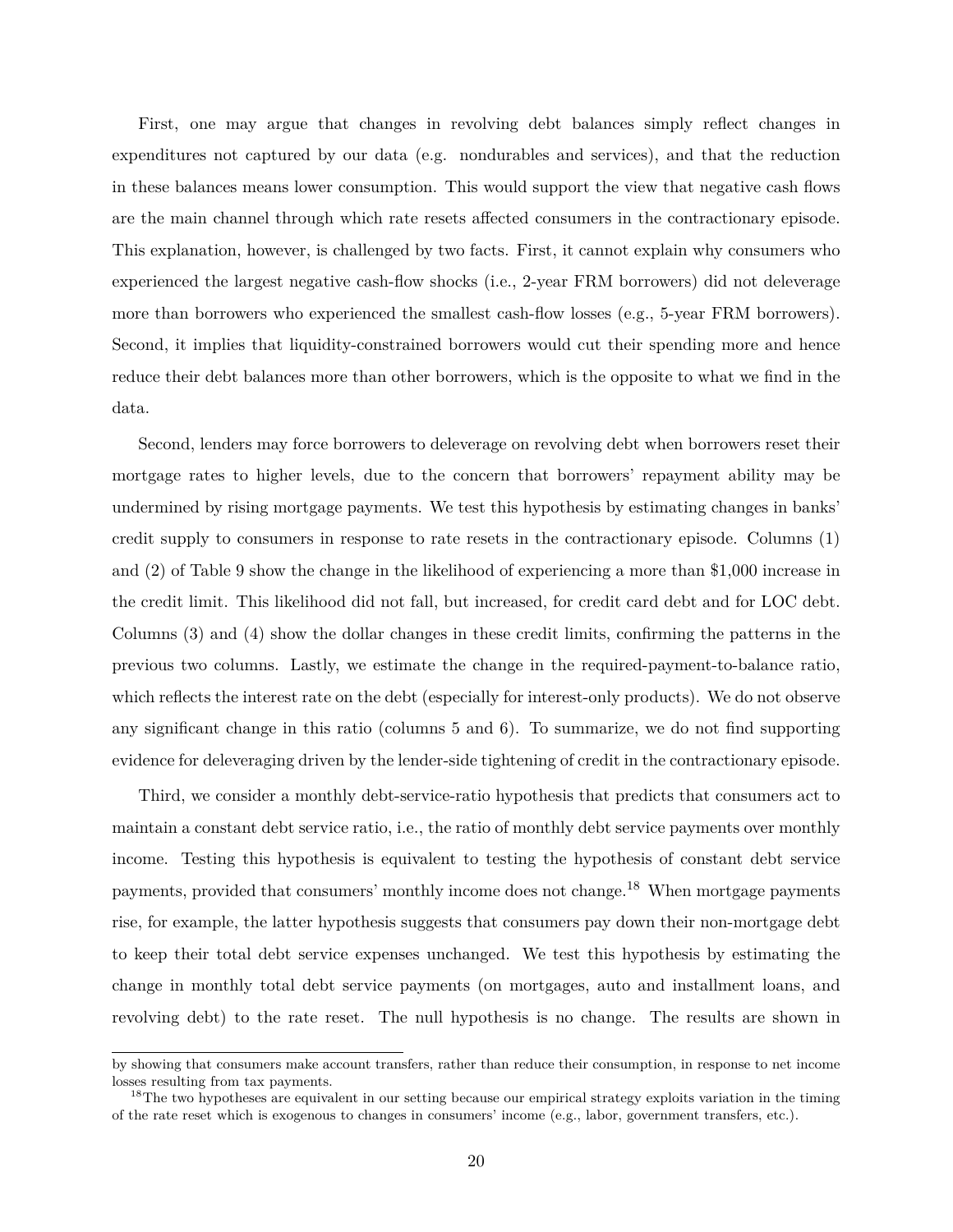First, one may argue that changes in revolving debt balances simply reflect changes in expenditures not captured by our data (e.g. nondurables and services), and that the reduction in these balances means lower consumption. This would support the view that negative cash flows are the main channel through which rate resets affected consumers in the contractionary episode. This explanation, however, is challenged by two facts. First, it cannot explain why consumers who experienced the largest negative cash-flow shocks (i.e., 2-year FRM borrowers) did not deleverage more than borrowers who experienced the smallest cash-flow losses (e.g., 5-year FRM borrowers). Second, it implies that liquidity-constrained borrowers would cut their spending more and hence reduce their debt balances more than other borrowers, which is the opposite to what we find in the data.

Second, lenders may force borrowers to deleverage on revolving debt when borrowers reset their mortgage rates to higher levels, due to the concern that borrowers' repayment ability may be undermined by rising mortgage payments. We test this hypothesis by estimating changes in banks' credit supply to consumers in response to rate resets in the contractionary episode. Columns (1) and (2) of Table 9 show the change in the likelihood of experiencing a more than $1,000 increase in the credit limit. This likelihood did not fall, but increased, for credit card debt and for LOC debt. Columns (3) and (4) show the dollar changes in these credit limits, confirming the patterns in the previous two columns. Lastly, we estimate the change in the required-payment-to-balance ratio, which reflects the interest rate on the debt (especially for interest-only products). We do not observe any significant change in this ratio (columns 5 and 6). To summarize, we do not find supporting evidence for deleveraging driven by the lender-side tightening of credit in the contractionary episode.

Third, we consider a monthly debt-service-ratio hypothesis that predicts that consumers act to maintain a constant debt service ratio, i.e., the ratio of monthly debt service payments over monthly income. Testing this hypothesis is equivalent to testing the hypothesis of constant debt service payments, provided that consumers' monthly income does not change.[18] When mortgage payments rise, for example, the latter hypothesis suggests that consumers pay down their non-mortgage debt to keep their total debt service expenses unchanged. We test this hypothesis by estimating the change in monthly total debt service payments (on mortgages, auto and installment loans, and revolving debt) to the rate reset. The null hypothesis is no change. The results are shown in

---

by showing that consumers make account transfers, rather than reduce their consumption, in response to net income losses resulting from tax payments.

[18] The two hypotheses are equivalent in our setting because our empirical strategy exploits variation in the timing of the rate reset which is exogenous to changes in consumers' income (e.g., labor, government transfers, etc.).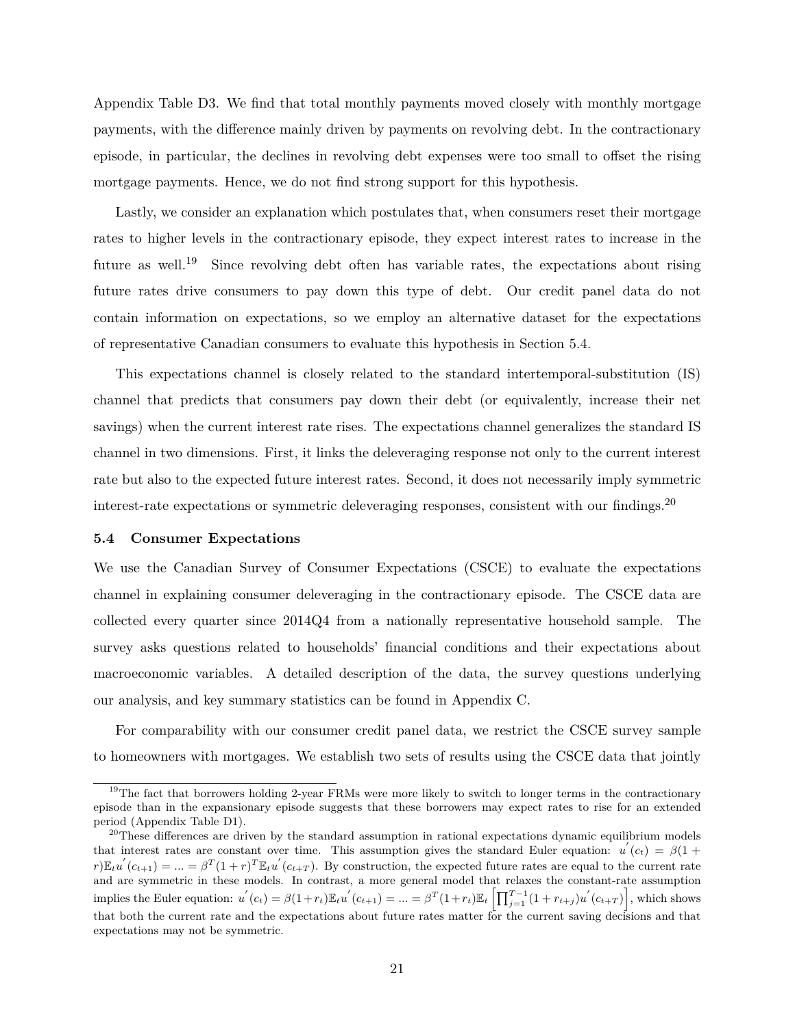Appendix Table D3. We find that total monthly payments moved closely with monthly mortgage payments, with the difference mainly driven by payments on revolving debt. In the contractionary episode, in particular, the declines in revolving debt expenses were too small to offset the rising mortgage payments. Hence, we do not find strong support for this hypothesis.

Lastly, we consider an explanation which postulates that, when consumers reset their mortgage rates to higher levels in the contractionary episode, they expect interest rates to increase in the future as well.[19] Since revolving debt often has variable rates, the expectations about rising future rates drive consumers to pay down this type of debt. Our credit panel data do not contain information on expectations, so we employ an alternative dataset for the expectations of representative Canadian consumers to evaluate this hypothesis in Section 5.4.

This expectations channel is closely related to the standard intertemporal-substitution (IS) channel that predicts that consumers pay down their debt (or equivalently, increase their net savings) when the current interest rate rises. The expectations channel generalizes the standard IS channel in two dimensions. First, it links the deleveraging response not only to the current interest rate but also to the expected future interest rates. Second, it does not necessarily imply symmetric interest-rate expectations or symmetric deleveraging responses, consistent with our findings.[20]

### 5.4 Consumer Expectations

We use the Canadian Survey of Consumer Expectations (CSCE) to evaluate the expectations channel in explaining consumer deleveraging in the contractionary episode. The CSCE data are collected every quarter since 2014Q4 from a nationally representative household sample. The survey asks questions related to households' financial conditions and their expectations about macroeconomic variables. A detailed description of the data, the survey questions underlying our analysis, and key summary statistics can be found in Appendix C.

For comparability with our consumer credit panel data, we restrict the CSCE survey sample to homeowners with mortgages. We establish two sets of results using the CSCE data that jointly

[19] The fact that borrowers holding 2-year FRMs were more likely to switch to longer terms in the contractionary episode than in the expansionary episode suggests that these borrowers may expect rates to rise for an extended period (Appendix Table D1).

[20] These differences are driven by the standard assumption in rational expectations dynamic equilibrium models that interest rates are constant over time. This assumption gives the standard Euler equation: $u^{'}(c_t) = \beta(1+r)\mathbb{E}_t u^{'}(c_{t+1}) = ... = \beta^T(1+r)^T\mathbb{E}_t u^{'}(c_{t+T})$. By construction, the expected future rates are equal to the current rate and are symmetric in these models. In contrast, a more general model that relaxes the constant-rate assumption implies the Euler equation: $u^{'}(c_t) = \beta(1+r_t)\mathbb{E}_t u^{'}(c_{t+1}) = ... = \beta^T(1+r_t)\mathbb{E}_t\left[\prod_{j=1}^{T-1}(1+r_{t+j})u^{'}(c_{t+T})\right]$, which shows that both the current rate and the expectations about future rates matter for the current saving decisions and that expectations may not be symmetric.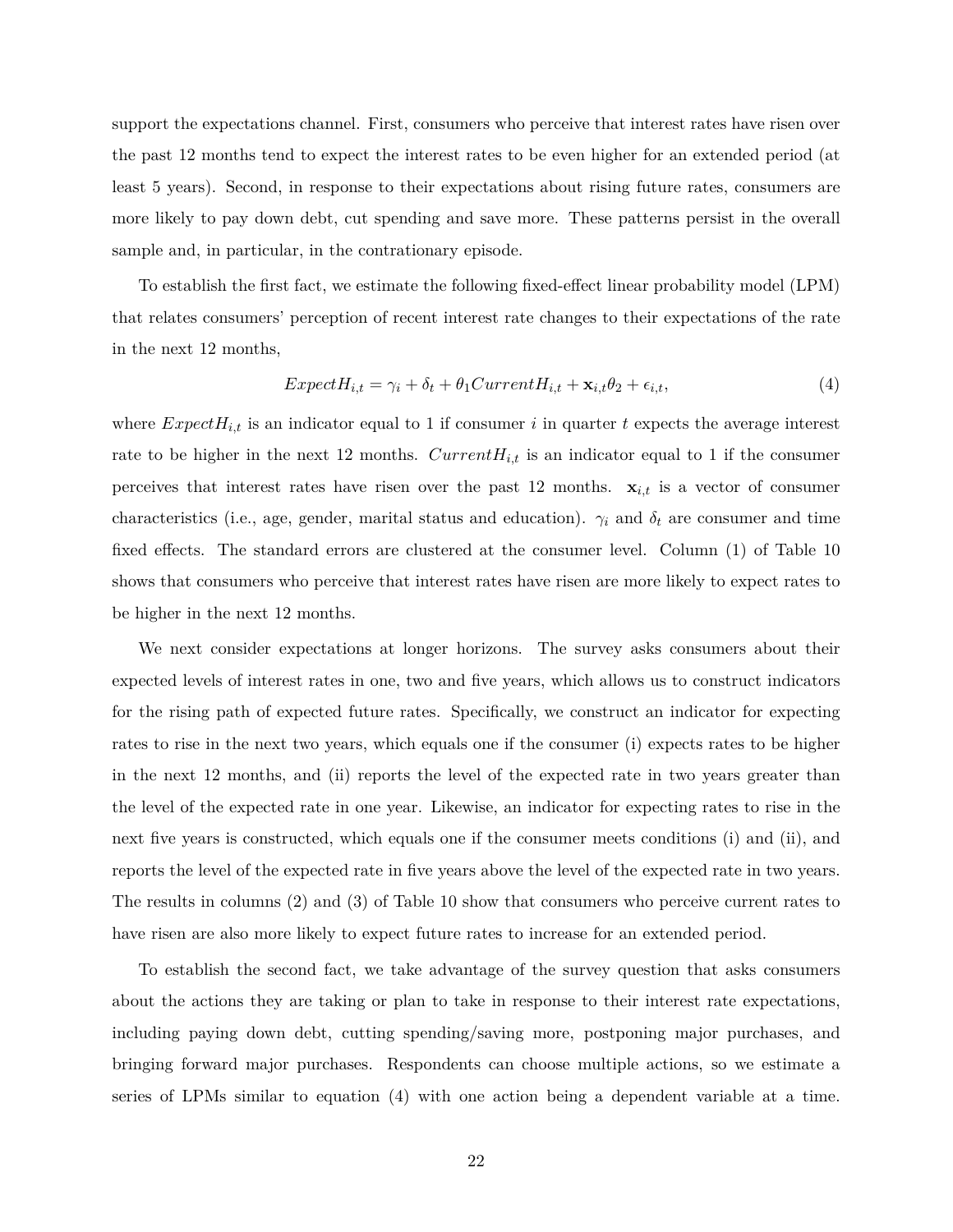support the expectations channel. First, consumers who perceive that interest rates have risen over the past 12 months tend to expect the interest rates to be even higher for an extended period (at least 5 years). Second, in response to their expectations about rising future rates, consumers are more likely to pay down debt, cut spending and save more. These patterns persist in the overall sample and, in particular, in the contrationary episode.

To establish the first fact, we estimate the following fixed-effect linear probability model (LPM) that relates consumers' perception of recent interest rate changes to their expectations of the rate in the next 12 months,

$$ExpectH_{i,t} = \gamma_i + \delta_t + \theta_1 CurrentH_{i,t} + \mathbf{x}_{i,t}\theta_2 + \epsilon_{i,t}, \tag{4}$$

where $ExpectH_{i,t}$ is an indicator equal to 1 if consumer $i$ in quarter $t$ expects the average interest rate to be higher in the next 12 months. $CurrentH_{i,t}$ is an indicator equal to 1 if the consumer perceives that interest rates have risen over the past 12 months. $\mathbf{x}_{i,t}$ is a vector of consumer characteristics (i.e., age, gender, marital status and education). $\gamma_i$ and $\delta_t$ are consumer and time fixed effects. The standard errors are clustered at the consumer level. Column (1) of Table 10 shows that consumers who perceive that interest rates have risen are more likely to expect rates to be higher in the next 12 months.

We next consider expectations at longer horizons. The survey asks consumers about their expected levels of interest rates in one, two and five years, which allows us to construct indicators for the rising path of expected future rates. Specifically, we construct an indicator for expecting rates to rise in the next two years, which equals one if the consumer (i) expects rates to be higher in the next 12 months, and (ii) reports the level of the expected rate in two years greater than the level of the expected rate in one year. Likewise, an indicator for expecting rates to rise in the next five years is constructed, which equals one if the consumer meets conditions (i) and (ii), and reports the level of the expected rate in five years above the level of the expected rate in two years. The results in columns (2) and (3) of Table 10 show that consumers who perceive current rates to have risen are also more likely to expect future rates to increase for an extended period.

To establish the second fact, we take advantage of the survey question that asks consumers about the actions they are taking or plan to take in response to their interest rate expectations, including paying down debt, cutting spending/saving more, postponing major purchases, and bringing forward major purchases. Respondents can choose multiple actions, so we estimate a series of LPMs similar to equation (4) with one action being a dependent variable at a time.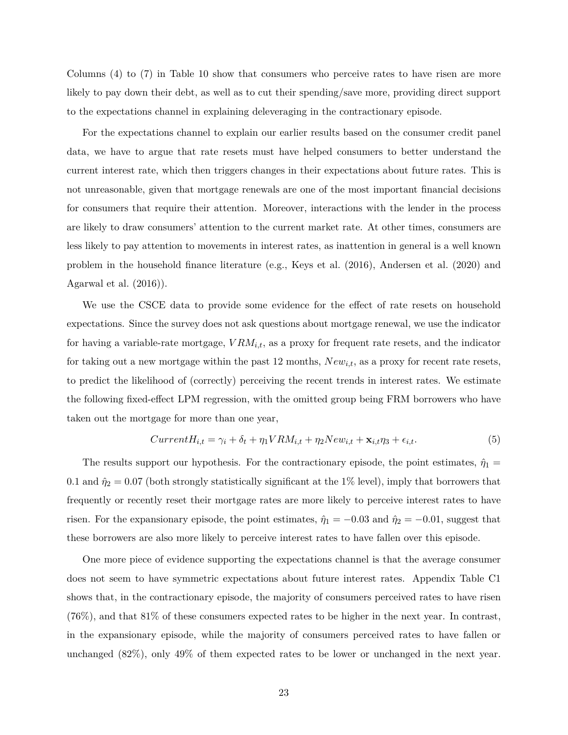Columns (4) to (7) in Table 10 show that consumers who perceive rates to have risen are more likely to pay down their debt, as well as to cut their spending/save more, providing direct support to the expectations channel in explaining deleveraging in the contractionary episode.

For the expectations channel to explain our earlier results based on the consumer credit panel data, we have to argue that rate resets must have helped consumers to better understand the current interest rate, which then triggers changes in their expectations about future rates. This is not unreasonable, given that mortgage renewals are one of the most important financial decisions for consumers that require their attention. Moreover, interactions with the lender in the process are likely to draw consumers' attention to the current market rate. At other times, consumers are less likely to pay attention to movements in interest rates, as inattention in general is a well known problem in the household finance literature (e.g., Keys et al. (2016), Andersen et al. (2020) and Agarwal et al. (2016)).

We use the CSCE data to provide some evidence for the effect of rate resets on household expectations. Since the survey does not ask questions about mortgage renewal, we use the indicator for having a variable-rate mortgage, $VRM_{i,t}$, as a proxy for frequent rate resets, and the indicator for taking out a new mortgage within the past 12 months, $New_{i,t}$, as a proxy for recent rate resets, to predict the likelihood of (correctly) perceiving the recent trends in interest rates. We estimate the following fixed-effect LPM regression, with the omitted group being FRM borrowers who have taken out the mortgage for more than one year,

$$CurrentH_{i,t} = \gamma_i + \delta_t + \eta_1 VRM_{i,t} + \eta_2 New_{i,t} + \mathbf{x}_{i,t}\eta_3 + \epsilon_{i,t}. \tag{5}$$

The results support our hypothesis. For the contractionary episode, the point estimates, $\hat{\eta}_1 = 0.1$ and $\hat{\eta}_2 = 0.07$ (both strongly statistically significant at the 1% level), imply that borrowers that frequently or recently reset their mortgage rates are more likely to perceive interest rates to have risen. For the expansionary episode, the point estimates, $\hat{\eta}_1 = -0.03$ and $\hat{\eta}_2 = -0.01$, suggest that these borrowers are also more likely to perceive interest rates to have fallen over this episode.

One more piece of evidence supporting the expectations channel is that the average consumer does not seem to have symmetric expectations about future interest rates. Appendix Table C1 shows that, in the contractionary episode, the majority of consumers perceived rates to have risen (76%), and that 81% of these consumers expected rates to be higher in the next year. In contrast, in the expansionary episode, while the majority of consumers perceived rates to have fallen or unchanged (82%), only 49% of them expected rates to be lower or unchanged in the next year.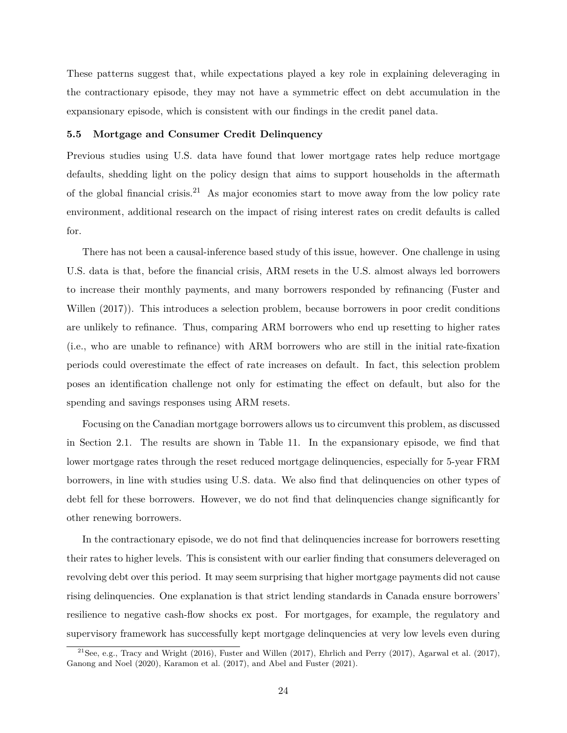These patterns suggest that, while expectations played a key role in explaining deleveraging in the contractionary episode, they may not have a symmetric effect on debt accumulation in the expansionary episode, which is consistent with our findings in the credit panel data.

### 5.5 Mortgage and Consumer Credit Delinquency

Previous studies using U.S. data have found that lower mortgage rates help reduce mortgage defaults, shedding light on the policy design that aims to support households in the aftermath of the global financial crisis.[21] As major economies start to move away from the low policy rate environment, additional research on the impact of rising interest rates on credit defaults is called for.

There has not been a causal-inference based study of this issue, however. One challenge in using U.S. data is that, before the financial crisis, ARM resets in the U.S. almost always led borrowers to increase their monthly payments, and many borrowers responded by refinancing (Fuster and Willen (2017)). This introduces a selection problem, because borrowers in poor credit conditions are unlikely to refinance. Thus, comparing ARM borrowers who end up resetting to higher rates (i.e., who are unable to refinance) with ARM borrowers who are still in the initial rate-fixation periods could overestimate the effect of rate increases on default. In fact, this selection problem poses an identification challenge not only for estimating the effect on default, but also for the spending and savings responses using ARM resets.

Focusing on the Canadian mortgage borrowers allows us to circumvent this problem, as discussed in Section 2.1. The results are shown in Table 11. In the expansionary episode, we find that lower mortgage rates through the reset reduced mortgage delinquencies, especially for 5-year FRM borrowers, in line with studies using U.S. data. We also find that delinquencies on other types of debt fell for these borrowers. However, we do not find that delinquencies change significantly for other renewing borrowers.

In the contractionary episode, we do not find that delinquencies increase for borrowers resetting their rates to higher levels. This is consistent with our earlier finding that consumers deleveraged on revolving debt over this period. It may seem surprising that higher mortgage payments did not cause rising delinquencies. One explanation is that strict lending standards in Canada ensure borrowers' resilience to negative cash-flow shocks ex post. For mortgages, for example, the regulatory and supervisory framework has successfully kept mortgage delinquencies at very low levels even during

[21] See, e.g., Tracy and Wright (2016), Fuster and Willen (2017), Ehrlich and Perry (2017), Agarwal et al. (2017), Ganong and Noel (2020), Karamon et al. (2017), and Abel and Fuster (2021).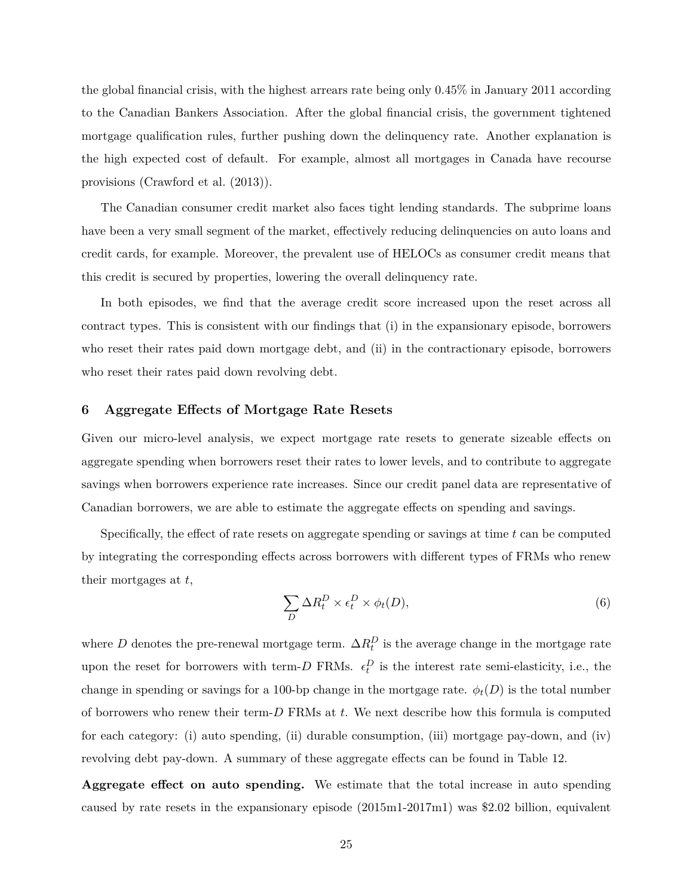the global financial crisis, with the highest arrears rate being only 0.45% in January 2011 according to the Canadian Bankers Association. After the global financial crisis, the government tightened mortgage qualification rules, further pushing down the delinquency rate. Another explanation is the high expected cost of default. For example, almost all mortgages in Canada have recourse provisions (Crawford et al. (2013)).

The Canadian consumer credit market also faces tight lending standards. The subprime loans have been a very small segment of the market, effectively reducing delinquencies on auto loans and credit cards, for example. Moreover, the prevalent use of HELOCs as consumer credit means that this credit is secured by properties, lowering the overall delinquency rate.

In both episodes, we find that the average credit score increased upon the reset across all contract types. This is consistent with our findings that (i) in the expansionary episode, borrowers who reset their rates paid down mortgage debt, and (ii) in the contractionary episode, borrowers who reset their rates paid down revolving debt.

## 6 Aggregate Effects of Mortgage Rate Resets

Given our micro-level analysis, we expect mortgage rate resets to generate sizeable effects on aggregate spending when borrowers reset their rates to lower levels, and to contribute to aggregate savings when borrowers experience rate increases. Since our credit panel data are representative of Canadian borrowers, we are able to estimate the aggregate effects on spending and savings.

Specifically, the effect of rate resets on aggregate spending or savings at time $t$ can be computed by integrating the corresponding effects across borrowers with different types of FRMs who renew their mortgages at $t$,

$$\sum_{D} \Delta R_t^D \times \epsilon_t^D \times \phi_t(D), \tag{6}$$

where $D$ denotes the pre-renewal mortgage term. $\Delta R_t^D$ is the average change in the mortgage rate upon the reset for borrowers with term-$D$ FRMs. $\epsilon_t^D$ is the interest rate semi-elasticity, i.e., the change in spending or savings for a 100-bp change in the mortgage rate. $\phi_t(D)$ is the total number of borrowers who renew their term-$D$ FRMs at $t$. We next describe how this formula is computed for each category: (i) auto spending, (ii) durable consumption, (iii) mortgage pay-down, and (iv) revolving debt pay-down. A summary of these aggregate effects can be found in Table 12.

**Aggregate effect on auto spending.** We estimate that the total increase in auto spending caused by rate resets in the expansionary episode (2015m1-2017m1) was \$2.02 billion, equivalent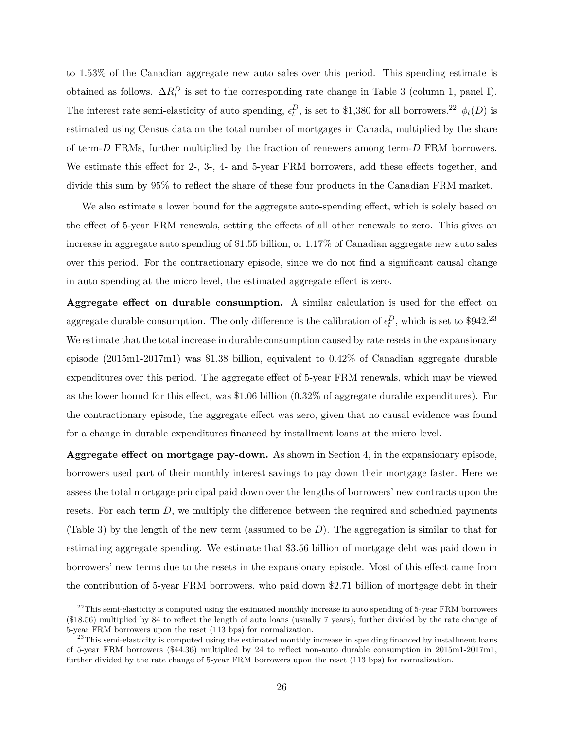to 1.53% of the Canadian aggregate new auto sales over this period. This spending estimate is obtained as follows. $\Delta R_t^D$ is set to the corresponding rate change in Table 3 (column 1, panel I). The interest rate semi-elasticity of auto spending, $\epsilon_t^D$, is set to \$1,380 for all borrowers.[22] $\phi_t(D)$ is estimated using Census data on the total number of mortgages in Canada, multiplied by the share of term-$D$ FRMs, further multiplied by the fraction of renewers among term-$D$ FRM borrowers. We estimate this effect for 2-, 3-, 4- and 5-year FRM borrowers, add these effects together, and divide this sum by 95% to reflect the share of these four products in the Canadian FRM market.

We also estimate a lower bound for the aggregate auto-spending effect, which is solely based on the effect of 5-year FRM renewals, setting the effects of all other renewals to zero. This gives an increase in aggregate auto spending of \$1.55 billion, or 1.17% of Canadian aggregate new auto sales over this period. For the contractionary episode, since we do not find a significant causal change in auto spending at the micro level, the estimated aggregate effect is zero.

**Aggregate effect on durable consumption.** A similar calculation is used for the effect on aggregate durable consumption. The only difference is the calibration of $\epsilon_t^D$, which is set to \$942.[23] We estimate that the total increase in durable consumption caused by rate resets in the expansionary episode (2015m1-2017m1) was \$1.38 billion, equivalent to 0.42% of Canadian aggregate durable expenditures over this period. The aggregate effect of 5-year FRM renewals, which may be viewed as the lower bound for this effect, was \$1.06 billion (0.32% of aggregate durable expenditures). For the contractionary episode, the aggregate effect was zero, given that no causal evidence was found for a change in durable expenditures financed by installment loans at the micro level.

**Aggregate effect on mortgage pay-down.** As shown in Section 4, in the expansionary episode, borrowers used part of their monthly interest savings to pay down their mortgage faster. Here we assess the total mortgage principal paid down over the lengths of borrowers' new contracts upon the resets. For each term $D$, we multiply the difference between the required and scheduled payments (Table 3) by the length of the new term (assumed to be $D$). The aggregation is similar to that for estimating aggregate spending. We estimate that \$3.56 billion of mortgage debt was paid down in borrowers' new terms due to the resets in the expansionary episode. Most of this effect came from the contribution of 5-year FRM borrowers, who paid down \$2.71 billion of mortgage debt in their

---

[22] This semi-elasticity is computed using the estimated monthly increase in auto spending of 5-year FRM borrowers (\$18.56) multiplied by 84 to reflect the length of auto loans (usually 7 years), further divided by the rate change of 5-year FRM borrowers upon the reset (113 bps) for normalization.

[23] This semi-elasticity is computed using the estimated monthly increase in spending financed by installment loans of 5-year FRM borrowers (\$44.36) multiplied by 24 to reflect non-auto durable consumption in 2015m1-2017m1, further divided by the rate change of 5-year FRM borrowers upon the reset (113 bps) for normalization.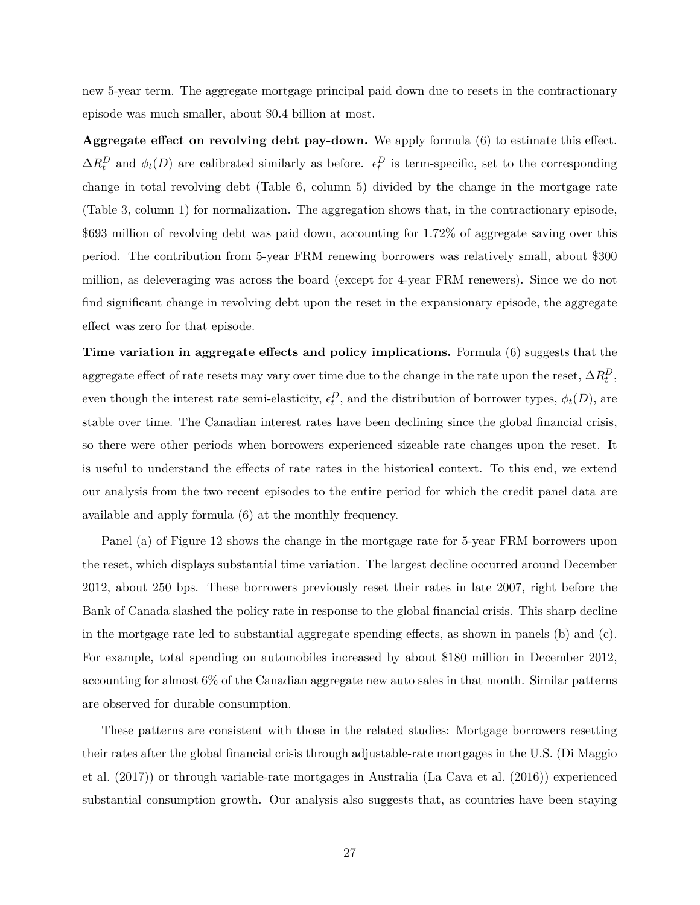new 5-year term. The aggregate mortgage principal paid down due to resets in the contractionary episode was much smaller, about $0.4 billion at most.

**Aggregate effect on revolving debt pay-down.** We apply formula (6) to estimate this effect. $\Delta R_t^D$ and $\phi_t(D)$ are calibrated similarly as before. $\epsilon_t^D$ is term-specific, set to the corresponding change in total revolving debt (Table 6, column 5) divided by the change in the mortgage rate (Table 3, column 1) for normalization. The aggregation shows that, in the contractionary episode, $693 million of revolving debt was paid down, accounting for 1.72% of aggregate saving over this period. The contribution from 5-year FRM renewing borrowers was relatively small, about $300 million, as deleveraging was across the board (except for 4-year FRM renewers). Since we do not find significant change in revolving debt upon the reset in the expansionary episode, the aggregate effect was zero for that episode.

**Time variation in aggregate effects and policy implications.** Formula (6) suggests that the aggregate effect of rate resets may vary over time due to the change in the rate upon the reset, $\Delta R_t^D$, even though the interest rate semi-elasticity, $\epsilon_t^D$, and the distribution of borrower types, $\phi_t(D)$, are stable over time. The Canadian interest rates have been declining since the global financial crisis, so there were other periods when borrowers experienced sizeable rate changes upon the reset. It is useful to understand the effects of rate rates in the historical context. To this end, we extend our analysis from the two recent episodes to the entire period for which the credit panel data are available and apply formula (6) at the monthly frequency.

Panel (a) of Figure 12 shows the change in the mortgage rate for 5-year FRM borrowers upon the reset, which displays substantial time variation. The largest decline occurred around December 2012, about 250 bps. These borrowers previously reset their rates in late 2007, right before the Bank of Canada slashed the policy rate in response to the global financial crisis. This sharp decline in the mortgage rate led to substantial aggregate spending effects, as shown in panels (b) and (c). For example, total spending on automobiles increased by about $180 million in December 2012, accounting for almost 6% of the Canadian aggregate new auto sales in that month. Similar patterns are observed for durable consumption.

These patterns are consistent with those in the related studies: Mortgage borrowers resetting their rates after the global financial crisis through adjustable-rate mortgages in the U.S. (Di Maggio et al. (2017)) or through variable-rate mortgages in Australia (La Cava et al. (2016)) experienced substantial consumption growth. Our analysis also suggests that, as countries have been staying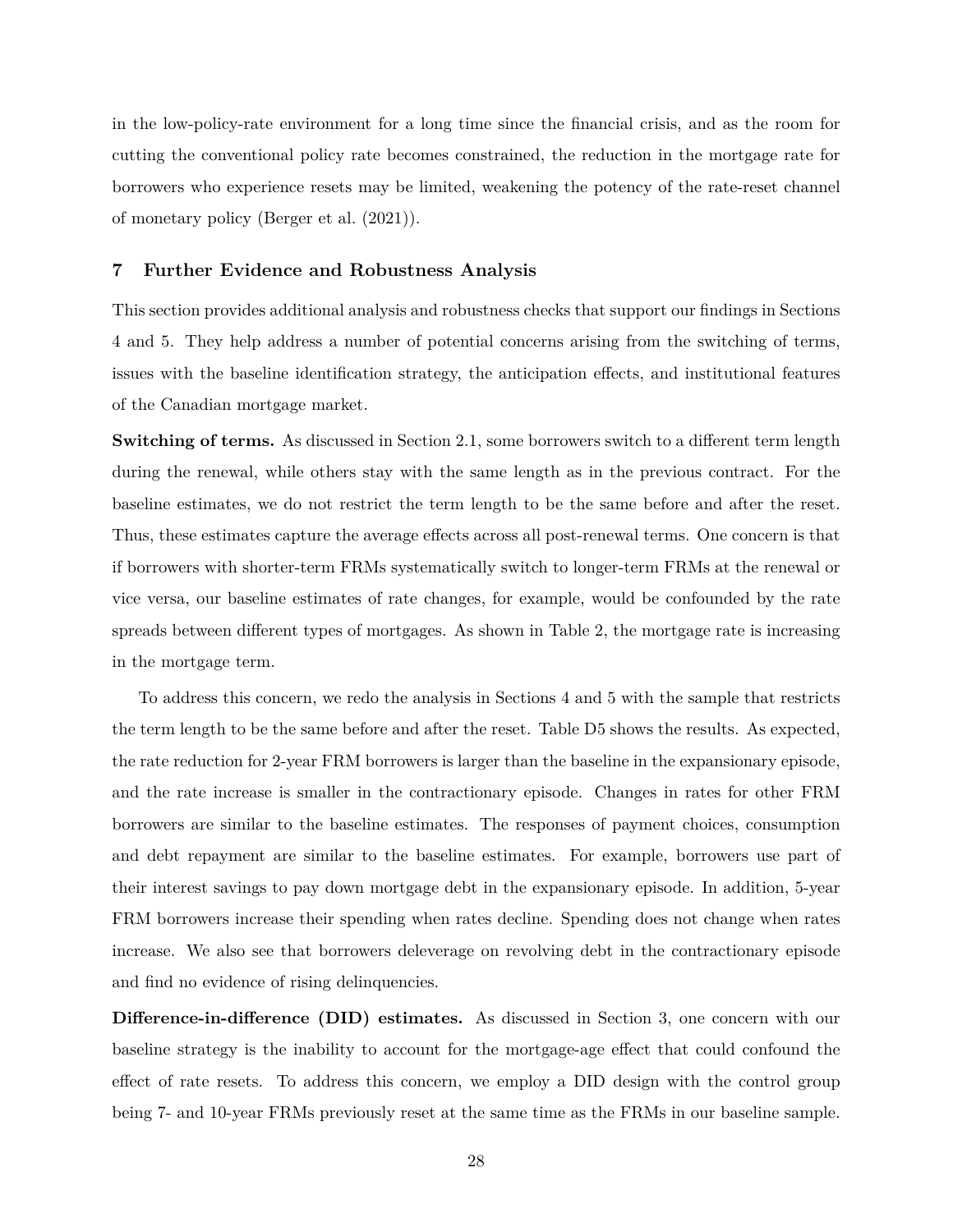in the low-policy-rate environment for a long time since the financial crisis, and as the room for cutting the conventional policy rate becomes constrained, the reduction in the mortgage rate for borrowers who experience resets may be limited, weakening the potency of the rate-reset channel of monetary policy (Berger et al. (2021)).

## 7 Further Evidence and Robustness Analysis

This section provides additional analysis and robustness checks that support our findings in Sections 4 and 5. They help address a number of potential concerns arising from the switching of terms, issues with the baseline identification strategy, the anticipation effects, and institutional features of the Canadian mortgage market.

**Switching of terms.** As discussed in Section 2.1, some borrowers switch to a different term length during the renewal, while others stay with the same length as in the previous contract. For the baseline estimates, we do not restrict the term length to be the same before and after the reset. Thus, these estimates capture the average effects across all post-renewal terms. One concern is that if borrowers with shorter-term FRMs systematically switch to longer-term FRMs at the renewal or vice versa, our baseline estimates of rate changes, for example, would be confounded by the rate spreads between different types of mortgages. As shown in Table 2, the mortgage rate is increasing in the mortgage term.

To address this concern, we redo the analysis in Sections 4 and 5 with the sample that restricts the term length to be the same before and after the reset. Table D5 shows the results. As expected, the rate reduction for 2-year FRM borrowers is larger than the baseline in the expansionary episode, and the rate increase is smaller in the contractionary episode. Changes in rates for other FRM borrowers are similar to the baseline estimates. The responses of payment choices, consumption and debt repayment are similar to the baseline estimates. For example, borrowers use part of their interest savings to pay down mortgage debt in the expansionary episode. In addition, 5-year FRM borrowers increase their spending when rates decline. Spending does not change when rates increase. We also see that borrowers deleverage on revolving debt in the contractionary episode and find no evidence of rising delinquencies.

**Difference-in-difference (DID) estimates.** As discussed in Section 3, one concern with our baseline strategy is the inability to account for the mortgage-age effect that could confound the effect of rate resets. To address this concern, we employ a DID design with the control group being 7- and 10-year FRMs previously reset at the same time as the FRMs in our baseline sample.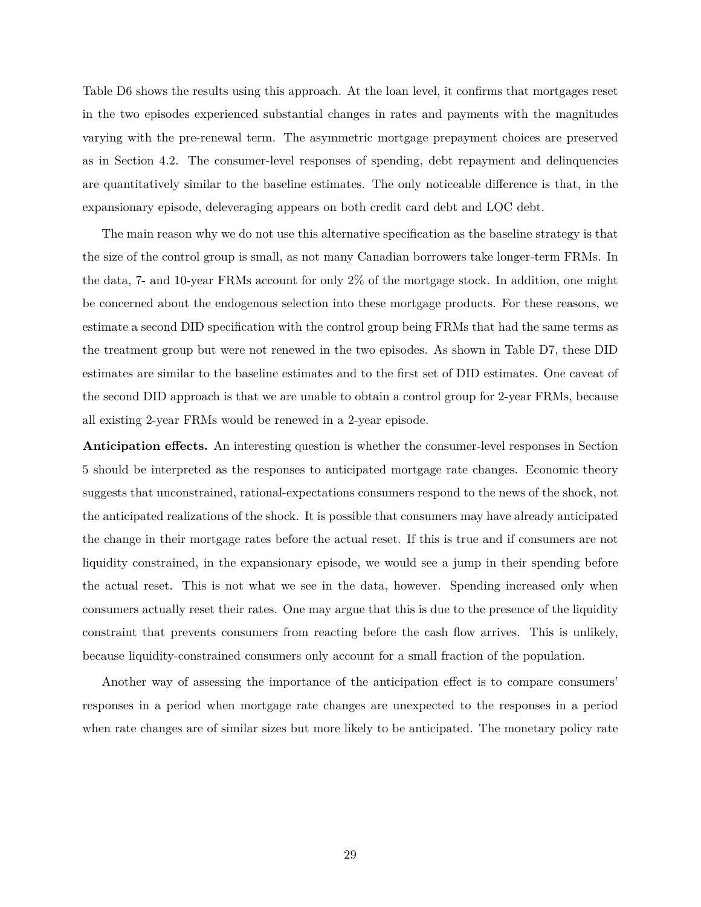Table D6 shows the results using this approach. At the loan level, it confirms that mortgages reset in the two episodes experienced substantial changes in rates and payments with the magnitudes varying with the pre-renewal term. The asymmetric mortgage prepayment choices are preserved as in Section 4.2. The consumer-level responses of spending, debt repayment and delinquencies are quantitatively similar to the baseline estimates. The only noticeable difference is that, in the expansionary episode, deleveraging appears on both credit card debt and LOC debt.

The main reason why we do not use this alternative specification as the baseline strategy is that the size of the control group is small, as not many Canadian borrowers take longer-term FRMs. In the data, 7- and 10-year FRMs account for only 2% of the mortgage stock. In addition, one might be concerned about the endogenous selection into these mortgage products. For these reasons, we estimate a second DID specification with the control group being FRMs that had the same terms as the treatment group but were not renewed in the two episodes. As shown in Table D7, these DID estimates are similar to the baseline estimates and to the first set of DID estimates. One caveat of the second DID approach is that we are unable to obtain a control group for 2-year FRMs, because all existing 2-year FRMs would be renewed in a 2-year episode.

**Anticipation effects.** An interesting question is whether the consumer-level responses in Section 5 should be interpreted as the responses to anticipated mortgage rate changes. Economic theory suggests that unconstrained, rational-expectations consumers respond to the news of the shock, not the anticipated realizations of the shock. It is possible that consumers may have already anticipated the change in their mortgage rates before the actual reset. If this is true and if consumers are not liquidity constrained, in the expansionary episode, we would see a jump in their spending before the actual reset. This is not what we see in the data, however. Spending increased only when consumers actually reset their rates. One may argue that this is due to the presence of the liquidity constraint that prevents consumers from reacting before the cash flow arrives. This is unlikely, because liquidity-constrained consumers only account for a small fraction of the population.

Another way of assessing the importance of the anticipation effect is to compare consumers' responses in a period when mortgage rate changes are unexpected to the responses in a period when rate changes are of similar sizes but more likely to be anticipated. The monetary policy rate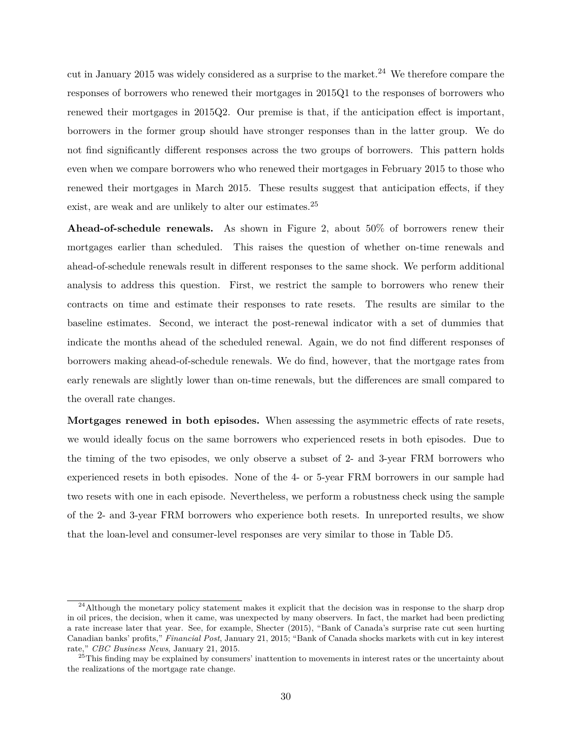cut in January 2015 was widely considered as a surprise to the market.[24] We therefore compare the responses of borrowers who renewed their mortgages in 2015Q1 to the responses of borrowers who renewed their mortgages in 2015Q2. Our premise is that, if the anticipation effect is important, borrowers in the former group should have stronger responses than in the latter group. We do not find significantly different responses across the two groups of borrowers. This pattern holds even when we compare borrowers who who renewed their mortgages in February 2015 to those who renewed their mortgages in March 2015. These results suggest that anticipation effects, if they exist, are weak and are unlikely to alter our estimates.[25]

**Ahead-of-schedule renewals.** As shown in Figure 2, about 50% of borrowers renew their mortgages earlier than scheduled. This raises the question of whether on-time renewals and ahead-of-schedule renewals result in different responses to the same shock. We perform additional analysis to address this question. First, we restrict the sample to borrowers who renew their contracts on time and estimate their responses to rate resets. The results are similar to the baseline estimates. Second, we interact the post-renewal indicator with a set of dummies that indicate the months ahead of the scheduled renewal. Again, we do not find different responses of borrowers making ahead-of-schedule renewals. We do find, however, that the mortgage rates from early renewals are slightly lower than on-time renewals, but the differences are small compared to the overall rate changes.

**Mortgages renewed in both episodes.** When assessing the asymmetric effects of rate resets, we would ideally focus on the same borrowers who experienced resets in both episodes. Due to the timing of the two episodes, we only observe a subset of 2- and 3-year FRM borrowers who experienced resets in both episodes. None of the 4- or 5-year FRM borrowers in our sample had two resets with one in each episode. Nevertheless, we perform a robustness check using the sample of the 2- and 3-year FRM borrowers who experience both resets. In unreported results, we show that the loan-level and consumer-level responses are very similar to those in Table D5.

[24] Although the monetary policy statement makes it explicit that the decision was in response to the sharp drop in oil prices, the decision, when it came, was unexpected by many observers. In fact, the market had been predicting a rate increase later that year. See, for example, Shecter (2015), "Bank of Canada's surprise rate cut seen hurting Canadian banks' profits," *Financial Post*, January 21, 2015; "Bank of Canada shocks markets with cut in key interest rate," *CBC Business News*, January 21, 2015.

[25] This finding may be explained by consumers' inattention to movements in interest rates or the uncertainty about the realizations of the mortgage rate change.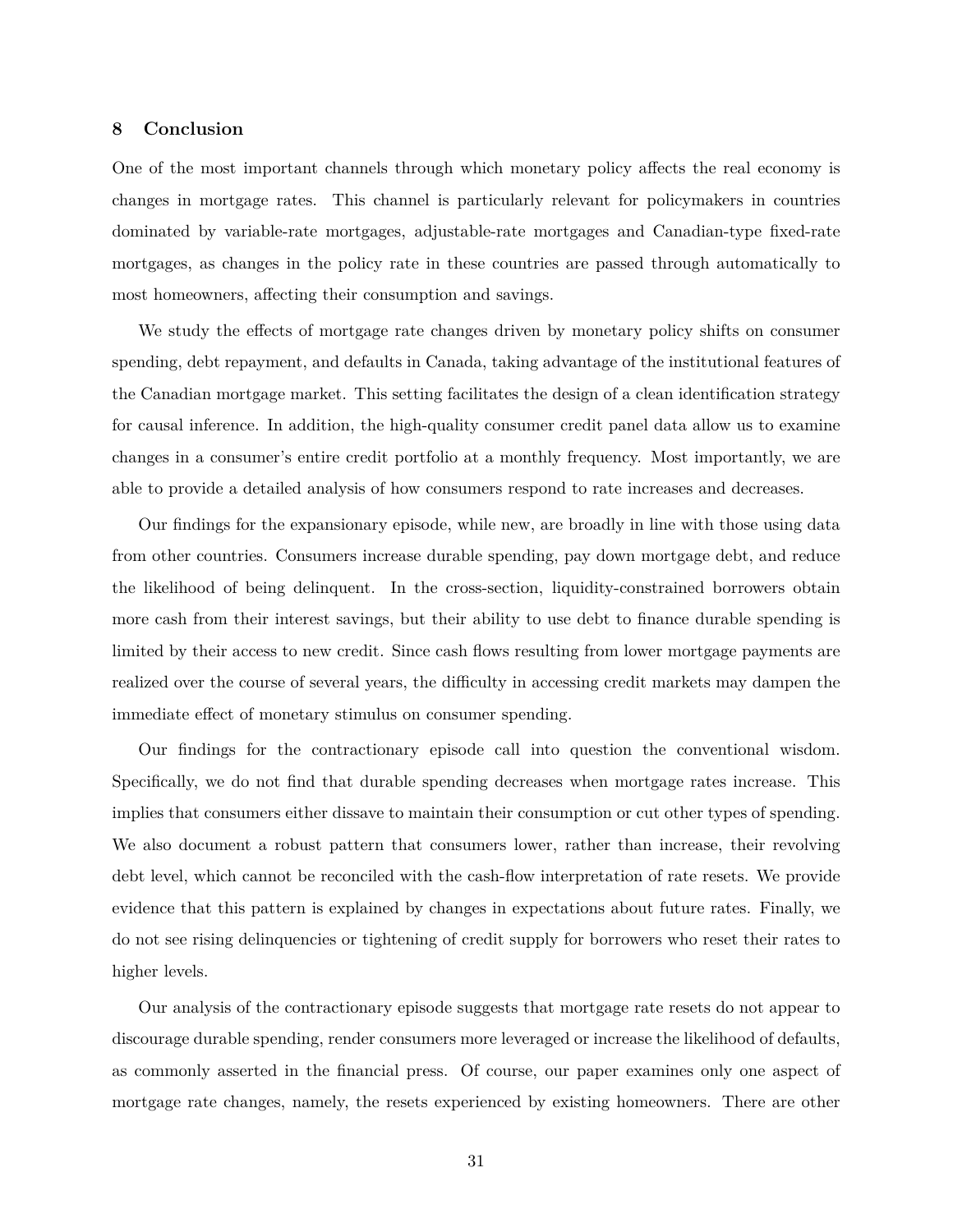## 8 Conclusion

One of the most important channels through which monetary policy affects the real economy is changes in mortgage rates. This channel is particularly relevant for policymakers in countries dominated by variable-rate mortgages, adjustable-rate mortgages and Canadian-type fixed-rate mortgages, as changes in the policy rate in these countries are passed through automatically to most homeowners, affecting their consumption and savings.

We study the effects of mortgage rate changes driven by monetary policy shifts on consumer spending, debt repayment, and defaults in Canada, taking advantage of the institutional features of the Canadian mortgage market. This setting facilitates the design of a clean identification strategy for causal inference. In addition, the high-quality consumer credit panel data allow us to examine changes in a consumer's entire credit portfolio at a monthly frequency. Most importantly, we are able to provide a detailed analysis of how consumers respond to rate increases and decreases.

Our findings for the expansionary episode, while new, are broadly in line with those using data from other countries. Consumers increase durable spending, pay down mortgage debt, and reduce the likelihood of being delinquent. In the cross-section, liquidity-constrained borrowers obtain more cash from their interest savings, but their ability to use debt to finance durable spending is limited by their access to new credit. Since cash flows resulting from lower mortgage payments are realized over the course of several years, the difficulty in accessing credit markets may dampen the immediate effect of monetary stimulus on consumer spending.

Our findings for the contractionary episode call into question the conventional wisdom. Specifically, we do not find that durable spending decreases when mortgage rates increase. This implies that consumers either dissave to maintain their consumption or cut other types of spending. We also document a robust pattern that consumers lower, rather than increase, their revolving debt level, which cannot be reconciled with the cash-flow interpretation of rate resets. We provide evidence that this pattern is explained by changes in expectations about future rates. Finally, we do not see rising delinquencies or tightening of credit supply for borrowers who reset their rates to higher levels.

Our analysis of the contractionary episode suggests that mortgage rate resets do not appear to discourage durable spending, render consumers more leveraged or increase the likelihood of defaults, as commonly asserted in the financial press. Of course, our paper examines only one aspect of mortgage rate changes, namely, the resets experienced by existing homeowners. There are other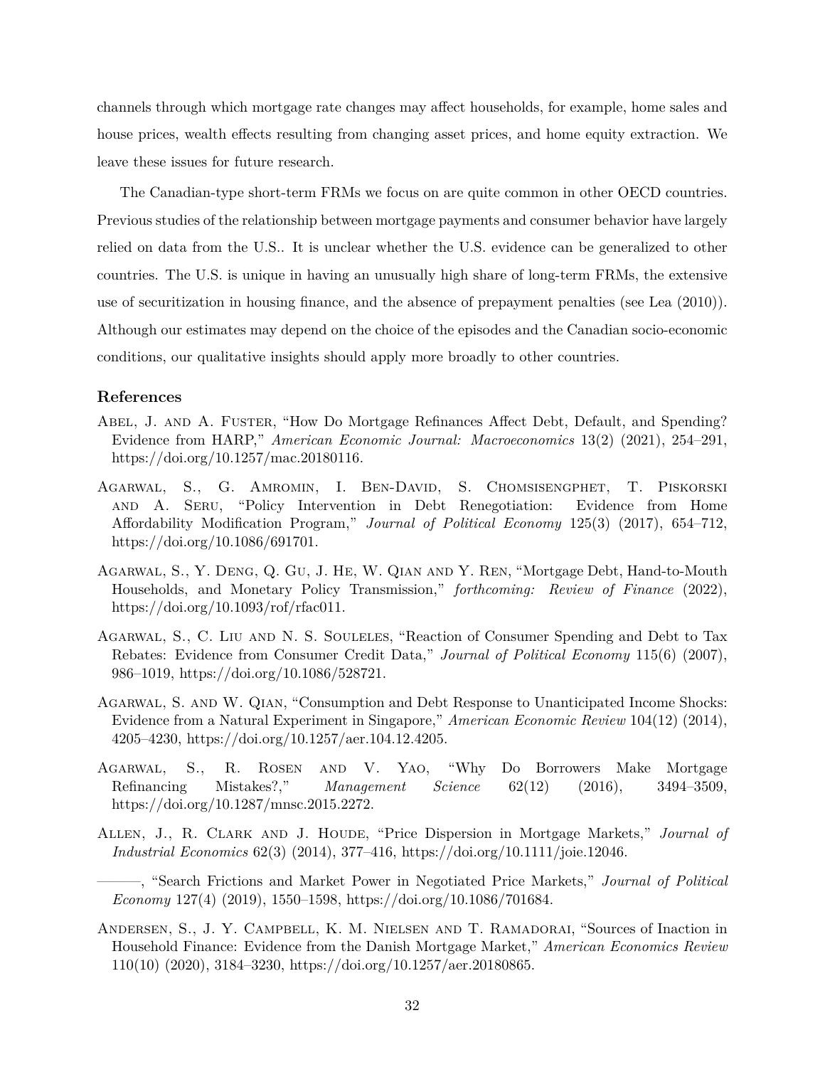channels through which mortgage rate changes may affect households, for example, home sales and house prices, wealth effects resulting from changing asset prices, and home equity extraction. We leave these issues for future research.

The Canadian-type short-term FRMs we focus on are quite common in other OECD countries. Previous studies of the relationship between mortgage payments and consumer behavior have largely relied on data from the U.S.. It is unclear whether the U.S. evidence can be generalized to other countries. The U.S. is unique in having an unusually high share of long-term FRMs, the extensive use of securitization in housing finance, and the absence of prepayment penalties (see Lea (2010)). Although our estimates may depend on the choice of the episodes and the Canadian socio-economic conditions, our qualitative insights should apply more broadly to other countries.

## References

Abel, J. and A. Fuster, "How Do Mortgage Refinances Affect Debt, Default, and Spending? Evidence from HARP," *American Economic Journal: Macroeconomics* 13(2) (2021), 254–291, https://doi.org/10.1257/mac.20180116.

Agarwal, S., G. Amromin, I. Ben-David, S. Chomsisengphet, T. Piskorski and A. Seru, "Policy Intervention in Debt Renegotiation: Evidence from Home Affordability Modification Program," *Journal of Political Economy* 125(3) (2017), 654–712, https://doi.org/10.1086/691701.

Agarwal, S., Y. Deng, Q. Gu, J. He, W. Qian and Y. Ren, "Mortgage Debt, Hand-to-Mouth Households, and Monetary Policy Transmission," *forthcoming: Review of Finance* (2022), https://doi.org/10.1093/rof/rfac011.

Agarwal, S., C. Liu and N. S. Souleles, "Reaction of Consumer Spending and Debt to Tax Rebates: Evidence from Consumer Credit Data," *Journal of Political Economy* 115(6) (2007), 986–1019, https://doi.org/10.1086/528721.

Agarwal, S. and W. Qian, "Consumption and Debt Response to Unanticipated Income Shocks: Evidence from a Natural Experiment in Singapore," *American Economic Review* 104(12) (2014), 4205–4230, https://doi.org/10.1257/aer.104.12.4205.

Agarwal, S., R. Rosen and V. Yao, "Why Do Borrowers Make Mortgage Refinancing Mistakes?," *Management Science* 62(12) (2016), 3494–3509, https://doi.org/10.1287/mnsc.2015.2272.

Allen, J., R. Clark and J. Houde, "Price Dispersion in Mortgage Markets," *Journal of Industrial Economics* 62(3) (2014), 377–416, https://doi.org/10.1111/joie.12046.

———, "Search Frictions and Market Power in Negotiated Price Markets," *Journal of Political Economy* 127(4) (2019), 1550–1598, https://doi.org/10.1086/701684.

Andersen, S., J. Y. Campbell, K. M. Nielsen and T. Ramadorai, "Sources of Inaction in Household Finance: Evidence from the Danish Mortgage Market," *American Economics Review* 110(10) (2020), 3184–3230, https://doi.org/10.1257/aer.20180865.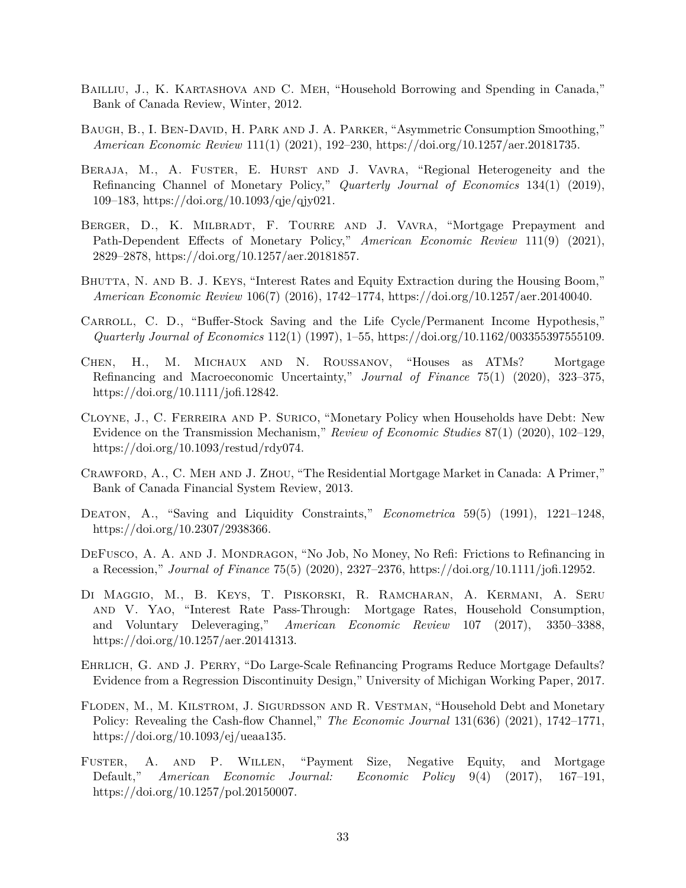Bailliu, J., K. Kartashova and C. Meh, "Household Borrowing and Spending in Canada," Bank of Canada Review, Winter, 2012.

Baugh, B., I. Ben-David, H. Park and J. A. Parker, "Asymmetric Consumption Smoothing," *American Economic Review* 111(1) (2021), 192–230, https://doi.org/10.1257/aer.20181735.

Beraja, M., A. Fuster, E. Hurst and J. Vavra, "Regional Heterogeneity and the Refinancing Channel of Monetary Policy," *Quarterly Journal of Economics* 134(1) (2019), 109–183, https://doi.org/10.1093/qje/qjy021.

Berger, D., K. Milbradt, F. Tourre and J. Vavra, "Mortgage Prepayment and Path-Dependent Effects of Monetary Policy," *American Economic Review* 111(9) (2021), 2829–2878, https://doi.org/10.1257/aer.20181857.

Bhutta, N. and B. J. Keys, "Interest Rates and Equity Extraction during the Housing Boom," *American Economic Review* 106(7) (2016), 1742–1774, https://doi.org/10.1257/aer.20140040.

Carroll, C. D., "Buffer-Stock Saving and the Life Cycle/Permanent Income Hypothesis," *Quarterly Journal of Economics* 112(1) (1997), 1–55, https://doi.org/10.1162/003355397555109.

Chen, H., M. Michaux and N. Roussanov, "Houses as ATMs? Mortgage Refinancing and Macroeconomic Uncertainty," *Journal of Finance* 75(1) (2020), 323–375, https://doi.org/10.1111/jofi.12842.

Cloyne, J., C. Ferreira and P. Surico, "Monetary Policy when Households have Debt: New Evidence on the Transmission Mechanism," *Review of Economic Studies* 87(1) (2020), 102–129, https://doi.org/10.1093/restud/rdy074.

Crawford, A., C. Meh and J. Zhou, "The Residential Mortgage Market in Canada: A Primer," Bank of Canada Financial System Review, 2013.

Deaton, A., "Saving and Liquidity Constraints," *Econometrica* 59(5) (1991), 1221–1248, https://doi.org/10.2307/2938366.

DeFusco, A. A. and J. Mondragon, "No Job, No Money, No Refi: Frictions to Refinancing in a Recession," *Journal of Finance* 75(5) (2020), 2327–2376, https://doi.org/10.1111/jofi.12952.

Di Maggio, M., B. Keys, T. Piskorski, R. Ramcharan, A. Kermani, A. Seru and V. Yao, "Interest Rate Pass-Through: Mortgage Rates, Household Consumption, and Voluntary Deleveraging," *American Economic Review* 107 (2017), 3350–3388, https://doi.org/10.1257/aer.20141313.

Ehrlich, G. and J. Perry, "Do Large-Scale Refinancing Programs Reduce Mortgage Defaults? Evidence from a Regression Discontinuity Design," University of Michigan Working Paper, 2017.

Floden, M., M. Kilstrom, J. Sigurdsson and R. Vestman, "Household Debt and Monetary Policy: Revealing the Cash-flow Channel," *The Economic Journal* 131(636) (2021), 1742–1771, https://doi.org/10.1093/ej/ueaa135.

Fuster, A. and P. Willen, "Payment Size, Negative Equity, and Mortgage Default," *American Economic Journal: Economic Policy* 9(4) (2017), 167–191, https://doi.org/10.1257/pol.20150007.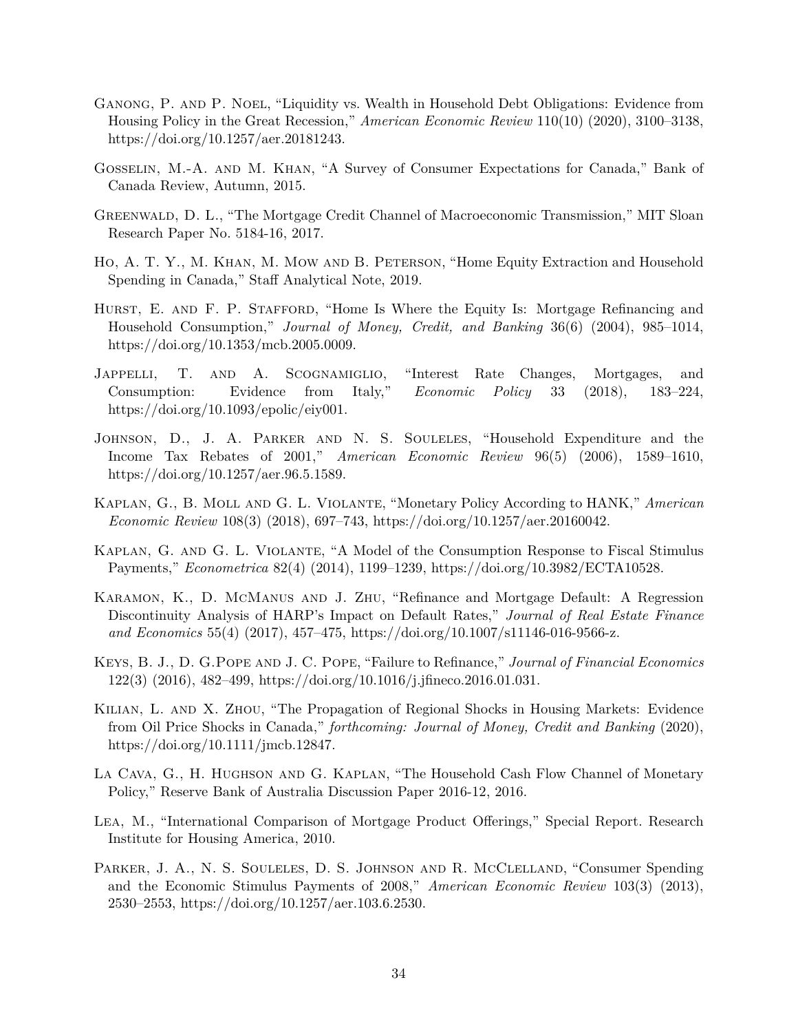Ganong, P. and P. Noel, "Liquidity vs. Wealth in Household Debt Obligations: Evidence from Housing Policy in the Great Recession," *American Economic Review* 110(10) (2020), 3100–3138, https://doi.org/10.1257/aer.20181243.

Gosselin, M.-A. and M. Khan, "A Survey of Consumer Expectations for Canada," Bank of Canada Review, Autumn, 2015.

Greenwald, D. L., "The Mortgage Credit Channel of Macroeconomic Transmission," MIT Sloan Research Paper No. 5184-16, 2017.

Ho, A. T. Y., M. Khan, M. Mow and B. Peterson, "Home Equity Extraction and Household Spending in Canada," Staff Analytical Note, 2019.

Hurst, E. and F. P. Stafford, "Home Is Where the Equity Is: Mortgage Refinancing and Household Consumption," *Journal of Money, Credit, and Banking* 36(6) (2004), 985–1014, https://doi.org/10.1353/mcb.2005.0009.

Jappelli, T. and A. Scognamiglio, "Interest Rate Changes, Mortgages, and Consumption: Evidence from Italy," *Economic Policy* 33 (2018), 183–224, https://doi.org/10.1093/epolic/eiy001.

Johnson, D., J. A. Parker and N. S. Souleles, "Household Expenditure and the Income Tax Rebates of 2001," *American Economic Review* 96(5) (2006), 1589–1610, https://doi.org/10.1257/aer.96.5.1589.

Kaplan, G., B. Moll and G. L. Violante, "Monetary Policy According to HANK," *American Economic Review* 108(3) (2018), 697–743, https://doi.org/10.1257/aer.20160042.

Kaplan, G. and G. L. Violante, "A Model of the Consumption Response to Fiscal Stimulus Payments," *Econometrica* 82(4) (2014), 1199–1239, https://doi.org/10.3982/ECTA10528.

Karamon, K., D. McManus and J. Zhu, "Refinance and Mortgage Default: A Regression Discontinuity Analysis of HARP's Impact on Default Rates," *Journal of Real Estate Finance and Economics* 55(4) (2017), 457–475, https://doi.org/10.1007/s11146-016-9566-z.

Keys, B. J., D. G.Pope and J. C. Pope, "Failure to Refinance," *Journal of Financial Economics* 122(3) (2016), 482–499, https://doi.org/10.1016/j.jfineco.2016.01.031.

Kilian, L. and X. Zhou, "The Propagation of Regional Shocks in Housing Markets: Evidence from Oil Price Shocks in Canada," *forthcoming: Journal of Money, Credit and Banking* (2020), https://doi.org/10.1111/jmcb.12847.

La Cava, G., H. Hughson and G. Kaplan, "The Household Cash Flow Channel of Monetary Policy," Reserve Bank of Australia Discussion Paper 2016-12, 2016.

Lea, M., "International Comparison of Mortgage Product Offerings," Special Report. Research Institute for Housing America, 2010.

Parker, J. A., N. S. Souleles, D. S. Johnson and R. McClelland, "Consumer Spending and the Economic Stimulus Payments of 2008," *American Economic Review* 103(3) (2013), 2530–2553, https://doi.org/10.1257/aer.103.6.2530.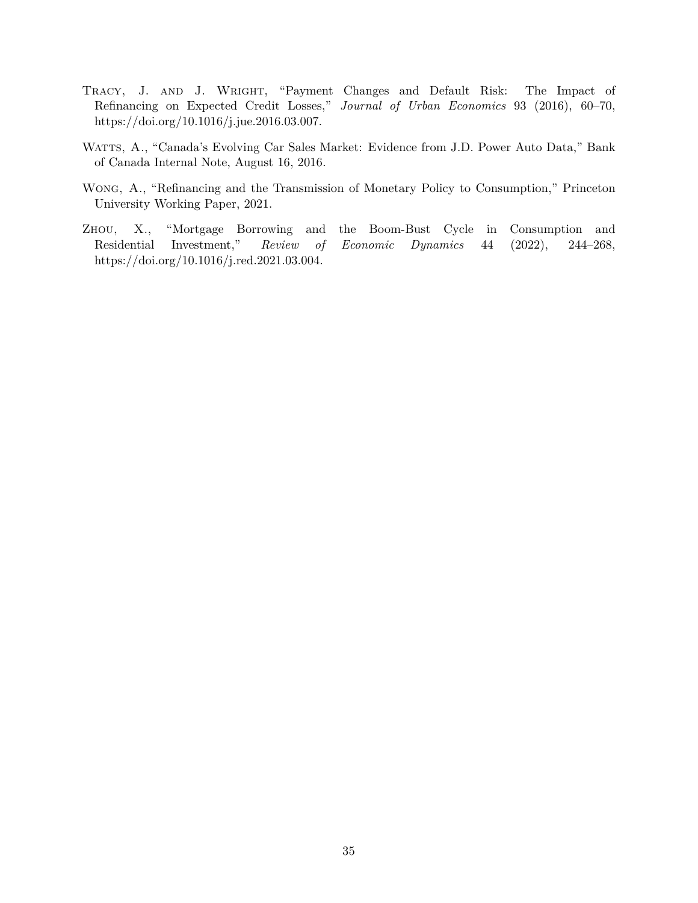Tracy, J. and J. Wright, "Payment Changes and Default Risk: The Impact of Refinancing on Expected Credit Losses," *Journal of Urban Economics* 93 (2016), 60–70, https://doi.org/10.1016/j.jue.2016.03.007.

Watts, A., "Canada's Evolving Car Sales Market: Evidence from J.D. Power Auto Data," Bank of Canada Internal Note, August 16, 2016.

Wong, A., "Refinancing and the Transmission of Monetary Policy to Consumption," Princeton University Working Paper, 2021.

Zhou, X., "Mortgage Borrowing and the Boom-Bust Cycle in Consumption and Residential Investment," *Review of Economic Dynamics* 44 (2022), 244–268, https://doi.org/10.1016/j.red.2021.03.004.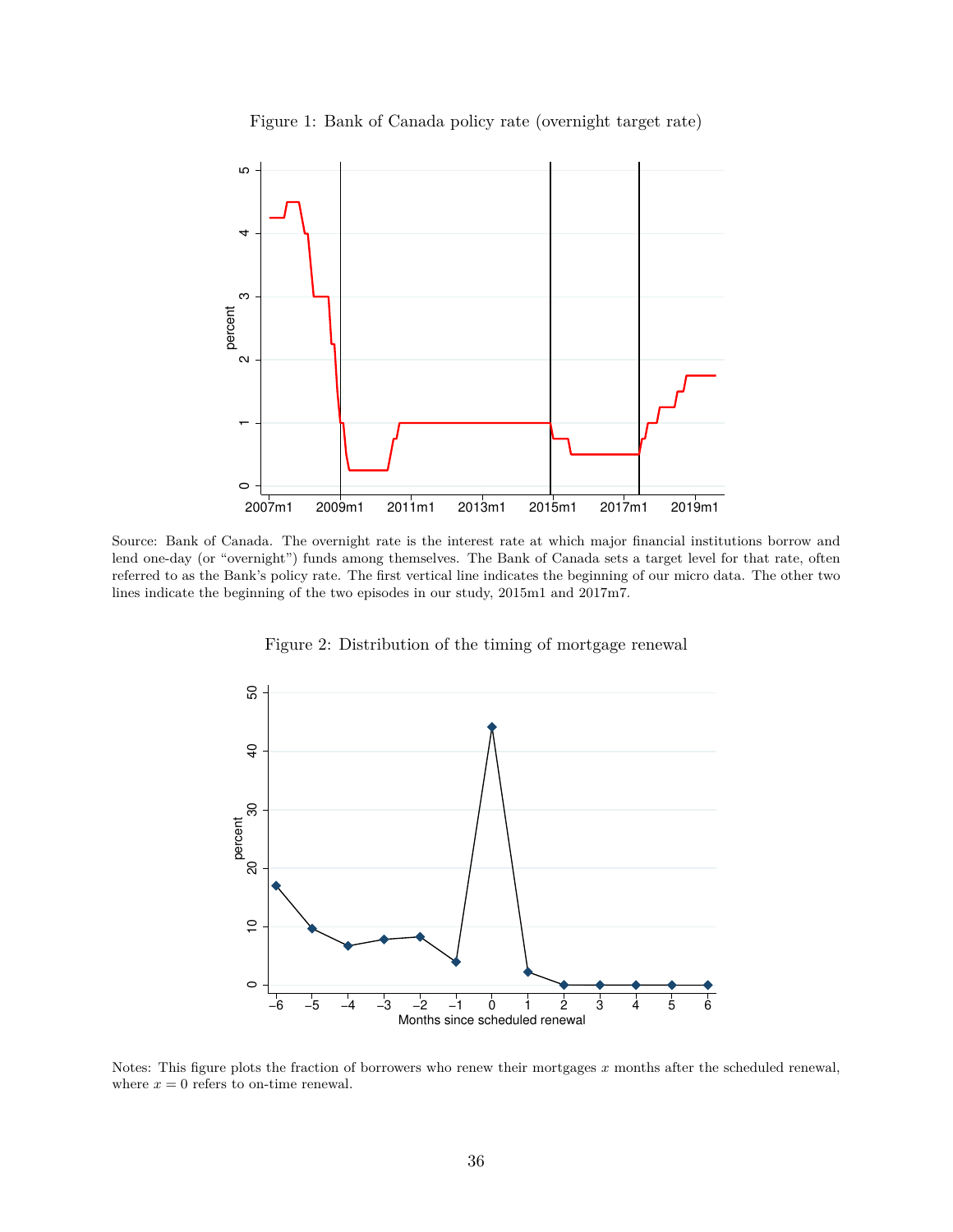Figure 1: Bank of Canada policy rate (overnight target rate)

Source: Bank of Canada. The overnight rate is the interest rate at which major financial institutions borrow and lend one-day (or "overnight") funds among themselves. The Bank of Canada sets a target level for that rate, often referred to as the Bank's policy rate. The first vertical line indicates the beginning of our micro data. The other two lines indicate the beginning of the two episodes in our study, 2015m1 and 2017m7.

Figure 2: Distribution of the timing of mortgage renewal

Notes: This figure plots the fraction of borrowers who renew their mortgages $x$ months after the scheduled renewal, where $x = 0$ refers to on-time renewal.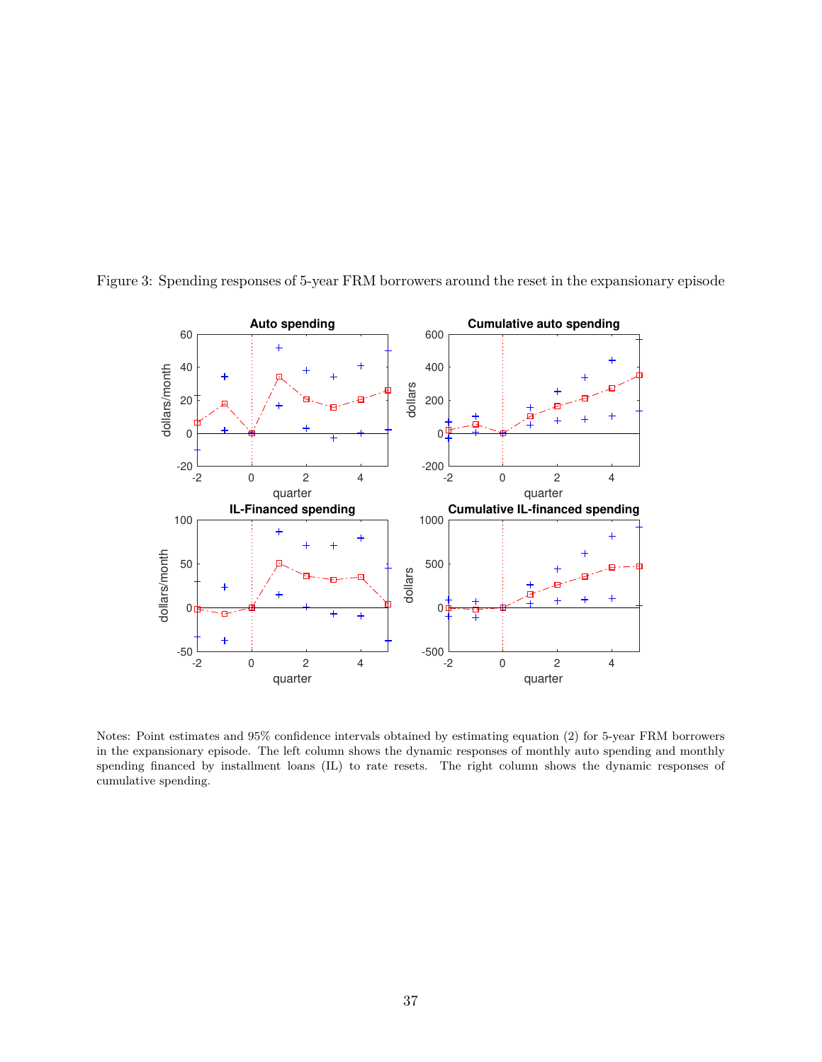Figure 3: Spending responses of 5-year FRM borrowers around the reset in the expansionary episode

Notes: Point estimates and 95% confidence intervals obtained by estimating equation (2) for 5-year FRM borrowers in the expansionary episode. The left column shows the dynamic responses of monthly auto spending and monthly spending financed by installment loans (IL) to rate resets. The right column shows the dynamic responses of cumulative spending.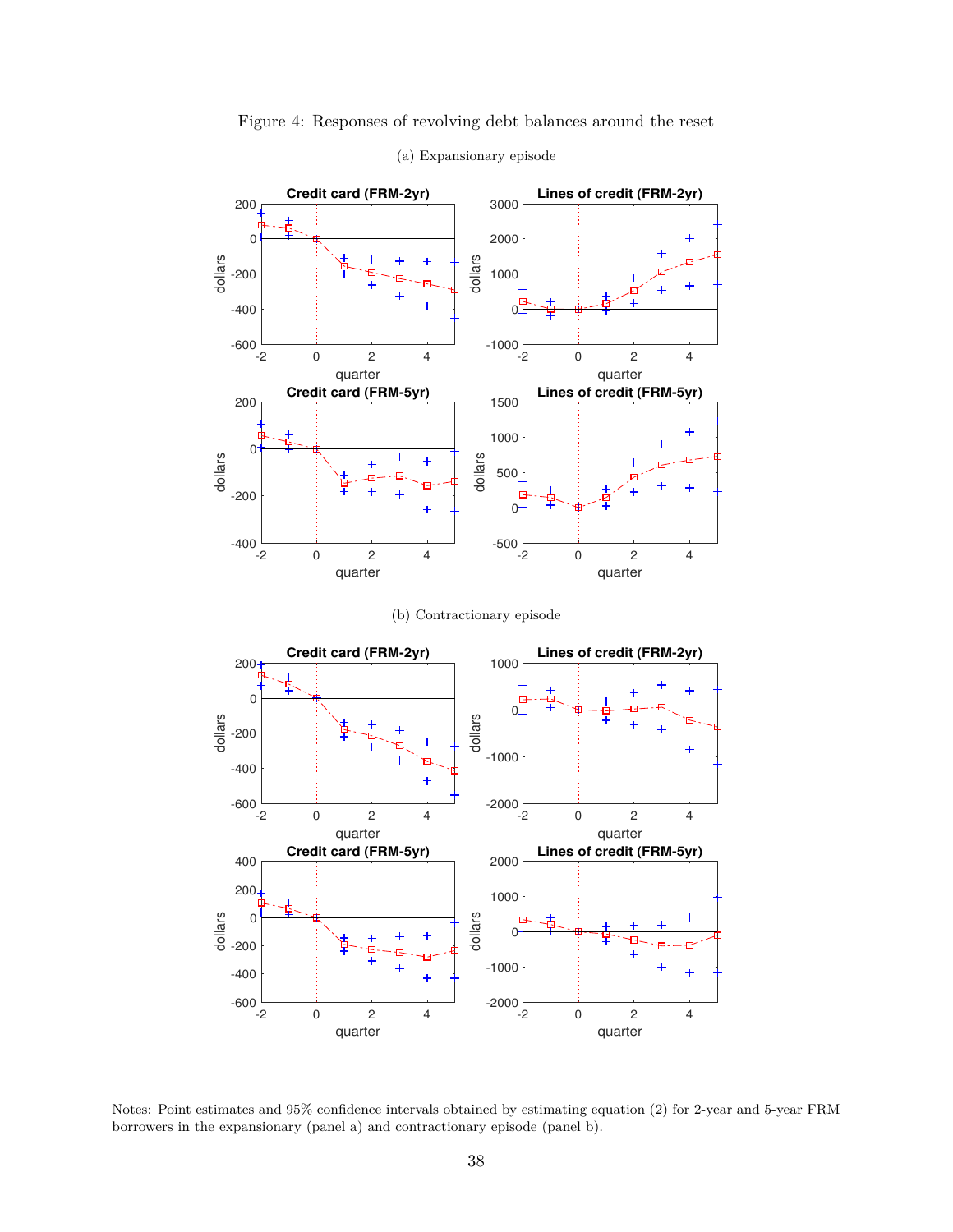Figure 4: Responses of revolving debt balances around the reset

(a) Expansionary episode

(b) Contractionary episode

Notes: Point estimates and 95% confidence intervals obtained by estimating equation (2) for 2-year and 5-year FRM borrowers in the expansionary (panel a) and contractionary episode (panel b).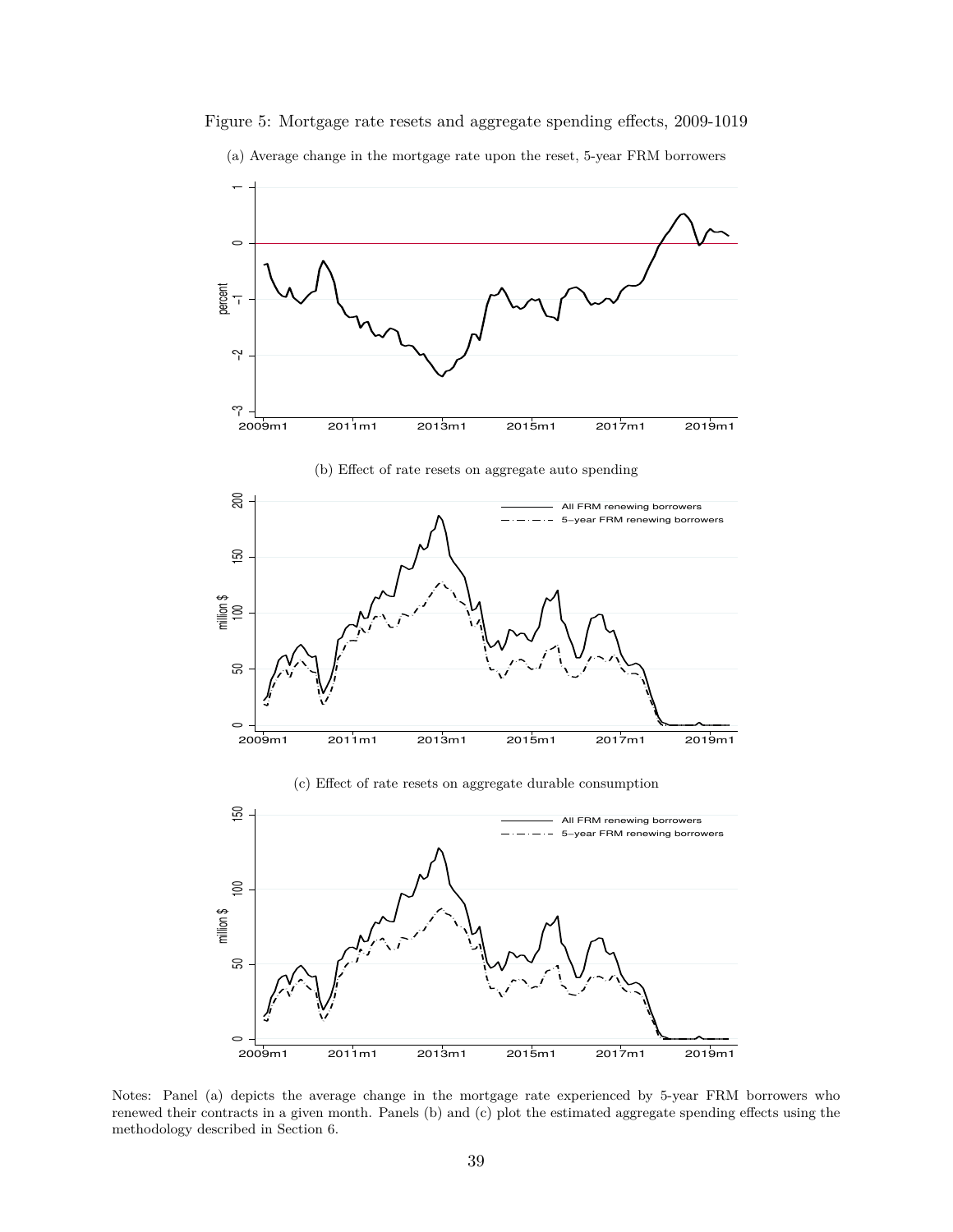Figure 5: Mortgage rate resets and aggregate spending effects, 2009-1019

(a) Average change in the mortgage rate upon the reset, 5-year FRM borrowers

(b) Effect of rate resets on aggregate auto spending

(c) Effect of rate resets on aggregate durable consumption

Notes: Panel (a) depicts the average change in the mortgage rate experienced by 5-year FRM borrowers who renewed their contracts in a given month. Panels (b) and (c) plot the estimated aggregate spending effects using the methodology described in Section 6.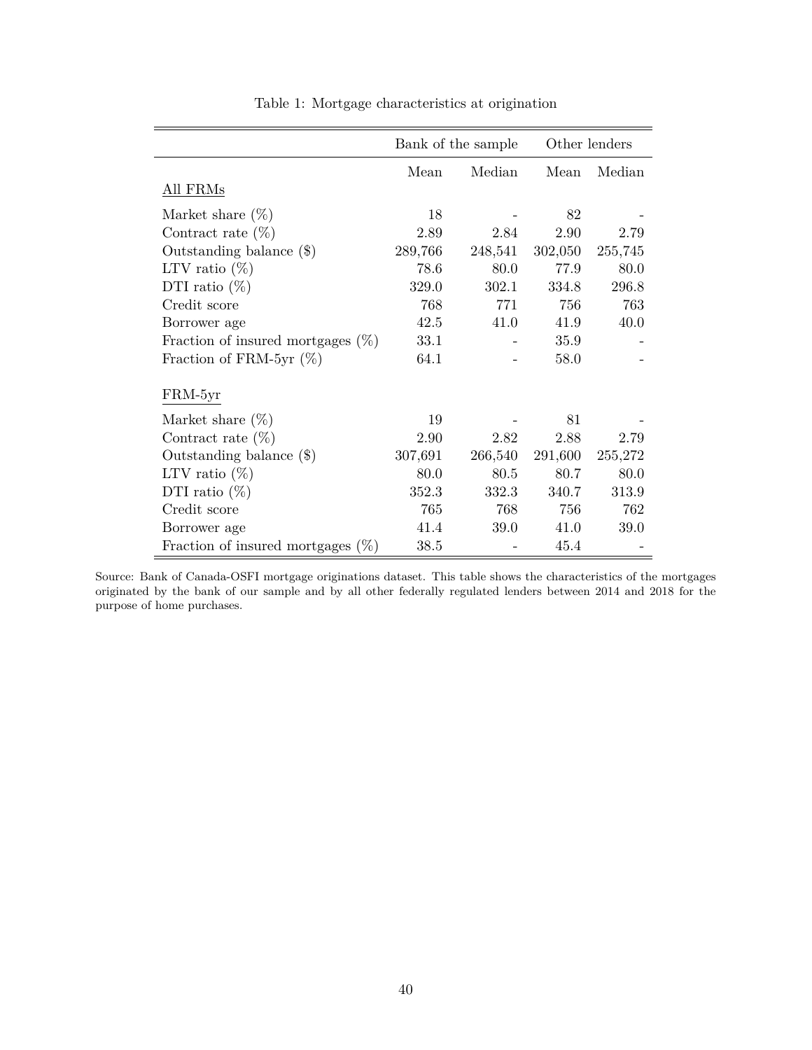Table 1: Mortgage characteristics at origination

| | Bank of the sample | | Other lenders | |
|---|---|---|---|---|
| | Mean | Median | Mean | Median |
| All FRMs | | | | |
| Market share (%) | 18 | - | 82 | - |
| Contract rate (%) | 2.89 | 2.84 | 2.90 | 2.79 |
| Outstanding balance ($) | 289,766 | 248,541 | 302,050 | 255,745 |
| LTV ratio (%) | 78.6 | 80.0 | 77.9 | 80.0 |
| DTI ratio (%) | 329.0 | 302.1 | 334.8 | 296.8 |
| Credit score | 768 | 771 | 756 | 763 |
| Borrower age | 42.5 | 41.0 | 41.9 | 40.0 |
| Fraction of insured mortgages (%) | 33.1 | - | 35.9 | - |
| Fraction of FRM-5yr (%) | 64.1 | - | 58.0 | - |
| FRM-5yr | | | | |
| Market share (%) | 19 | - | 81 | - |
| Contract rate (%) | 2.90 | 2.82 | 2.88 | 2.79 |
| Outstanding balance ($) | 307,691 | 266,540 | 291,600 | 255,272 |
| LTV ratio (%) | 80.0 | 80.5 | 80.7 | 80.0 |
| DTI ratio (%) | 352.3 | 332.3 | 340.7 | 313.9 |
| Credit score | 765 | 768 | 756 | 762 |
| Borrower age | 41.4 | 39.0 | 41.0 | 39.0 |
| Fraction of insured mortgages (%) | 38.5 | - | 45.4 | - |

Source: Bank of Canada-OSFI mortgage originations dataset. This table shows the characteristics of the mortgages originated by the bank of our sample and by all other federally regulated lenders between 2014 and 2018 for the purpose of home purchases.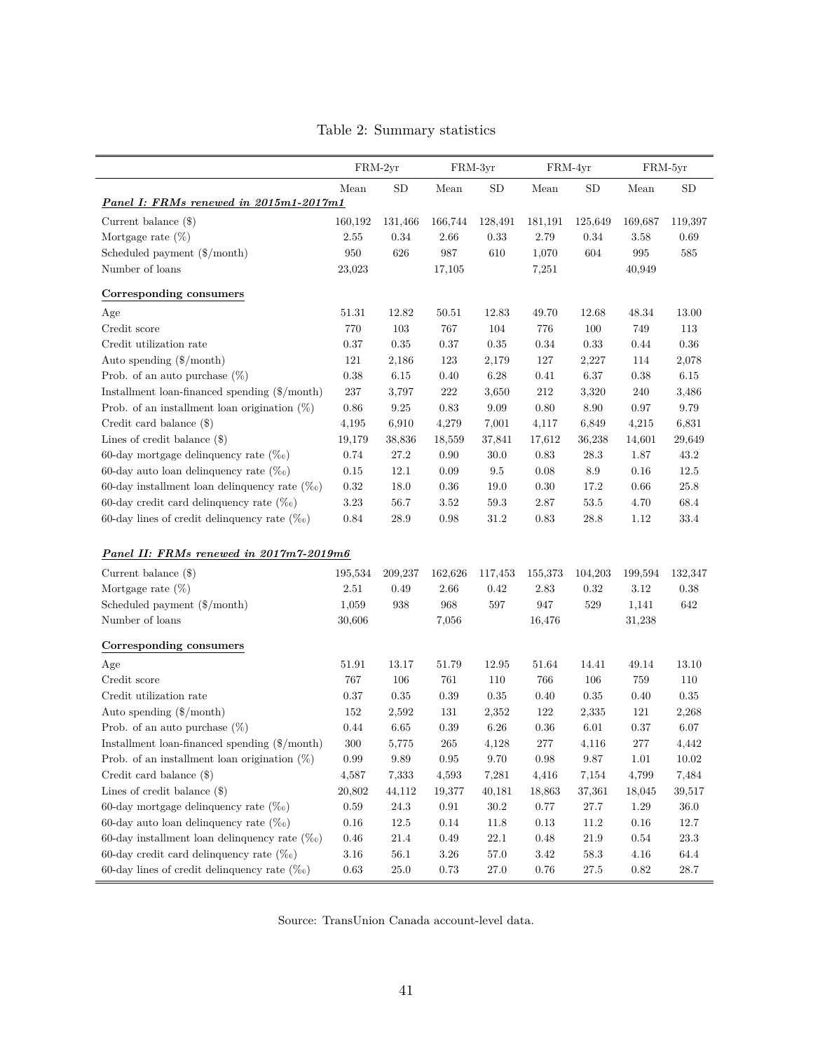Table 2: Summary statistics

| | FRM-2yr | | FRM-3yr | | FRM-4yr | | FRM-5yr | |
|---|---|---|---|---|---|---|---|---|
| | Mean | SD | Mean | SD | Mean | SD | Mean | SD |
| ***Panel I: FRMs renewed in 2015m1-2017m1*** | | | | | | | | |
| Current balance ($) | 160,192 | 131,466 | 166,744 | 128,491 | 181,191 | 125,649 | 169,687 | 119,397 |
| Mortgage rate (%) | 2.55 | 0.34 | 2.66 | 0.33 | 2.79 | 0.34 | 3.58 | 0.69 |
| Scheduled payment ($/month) | 950 | 626 | 987 | 610 | 1,070 | 604 | 995 | 585 |
| Number of loans | 23,023 | | 17,105 | | 7,251 | | 40,949 | |
| **Corresponding consumers** | | | | | | | | |
| Age | 51.31 | 12.82 | 50.51 | 12.83 | 49.70 | 12.68 | 48.34 | 13.00 |
| Credit score | 770 | 103 | 767 | 104 | 776 | 100 | 749 | 113 |
| Credit utilization rate | 0.37 | 0.35 | 0.37 | 0.35 | 0.34 | 0.33 | 0.44 | 0.36 |
| Auto spending ($/month) | 121 | 2,186 | 123 | 2,179 | 127 | 2,227 | 114 | 2,078 |
| Prob. of an auto purchase (%) | 0.38 | 6.15 | 0.40 | 6.28 | 0.41 | 6.37 | 0.38 | 6.15 |
| Installment loan-financed spending ($/month) | 237 | 3,797 | 222 | 3,650 | 212 | 3,320 | 240 | 3,486 |
| Prob. of an installment loan origination (%) | 0.86 | 9.25 | 0.83 | 9.09 | 0.80 | 8.90 | 0.97 | 9.79 |
| Credit card balance ($) | 4,195 | 6,910 | 4,279 | 7,001 | 4,117 | 6,849 | 4,215 | 6,831 |
| Lines of credit balance ($) | 19,179 | 38,836 | 18,559 | 37,841 | 17,612 | 36,238 | 14,601 | 29,649 |
| 60-day mortgage delinquency rate (‰) | 0.74 | 27.2 | 0.90 | 30.0 | 0.83 | 28.3 | 1.87 | 43.2 |
| 60-day auto loan delinquency rate (‰) | 0.15 | 12.1 | 0.09 | 9.5 | 0.08 | 8.9 | 0.16 | 12.5 |
| 60-day installment loan delinquency rate (‰) | 0.32 | 18.0 | 0.36 | 19.0 | 0.30 | 17.2 | 0.66 | 25.8 |
| 60-day credit card delinquency rate (‰) | 3.23 | 56.7 | 3.52 | 59.3 | 2.87 | 53.5 | 4.70 | 68.4 |
| 60-day lines of credit delinquency rate (‰) | 0.84 | 28.9 | 0.98 | 31.2 | 0.83 | 28.8 | 1.12 | 33.4 |
| ***Panel II: FRMs renewed in 2017m7-2019m6*** | | | | | | | | |
| Current balance ($) | 195,534 | 209,237 | 162,626 | 117,453 | 155,373 | 104,203 | 199,594 | 132,347 |
| Mortgage rate (%) | 2.51 | 0.49 | 2.66 | 0.42 | 2.83 | 0.32 | 3.12 | 0.38 |
| Scheduled payment ($/month) | 1,059 | 938 | 968 | 597 | 947 | 529 | 1,141 | 642 |
| Number of loans | 30,606 | | 7,056 | | 16,476 | | 31,238 | |
| **Corresponding consumers** | | | | | | | | |
| Age | 51.91 | 13.17 | 51.79 | 12.95 | 51.64 | 14.41 | 49.14 | 13.10 |
| Credit score | 767 | 106 | 761 | 110 | 766 | 106 | 759 | 110 |
| Credit utilization rate | 0.37 | 0.35 | 0.39 | 0.35 | 0.40 | 0.35 | 0.40 | 0.35 |
| Auto spending ($/month) | 152 | 2,592 | 131 | 2,352 | 122 | 2,335 | 121 | 2,268 |
| Prob. of an auto purchase (%) | 0.44 | 6.65 | 0.39 | 6.26 | 0.36 | 6.01 | 0.37 | 6.07 |
| Installment loan-financed spending ($/month) | 300 | 5,775 | 265 | 4,128 | 277 | 4,116 | 277 | 4,442 |
| Prob. of an installment loan origination (%) | 0.99 | 9.89 | 0.95 | 9.70 | 0.98 | 9.87 | 1.01 | 10.02 |
| Credit card balance ($) | 4,587 | 7,333 | 4,593 | 7,281 | 4,416 | 7,154 | 4,799 | 7,484 |
| Lines of credit balance ($) | 20,802 | 44,112 | 19,377 | 40,181 | 18,863 | 37,361 | 18,045 | 39,517 |
| 60-day mortgage delinquency rate (‰) | 0.59 | 24.3 | 0.91 | 30.2 | 0.77 | 27.7 | 1.29 | 36.0 |
| 60-day auto loan delinquency rate (‰) | 0.16 | 12.5 | 0.14 | 11.8 | 0.13 | 11.2 | 0.16 | 12.7 |
| 60-day installment loan delinquency rate (‰) | 0.46 | 21.4 | 0.49 | 22.1 | 0.48 | 21.9 | 0.54 | 23.3 |
| 60-day credit card delinquency rate (‰) | 3.16 | 56.1 | 3.26 | 57.0 | 3.42 | 58.3 | 4.16 | 64.4 |
| 60-day lines of credit delinquency rate (‰) | 0.63 | 25.0 | 0.73 | 27.0 | 0.76 | 27.5 | 0.82 | 28.7 |

Source: TransUnion Canada account-level data.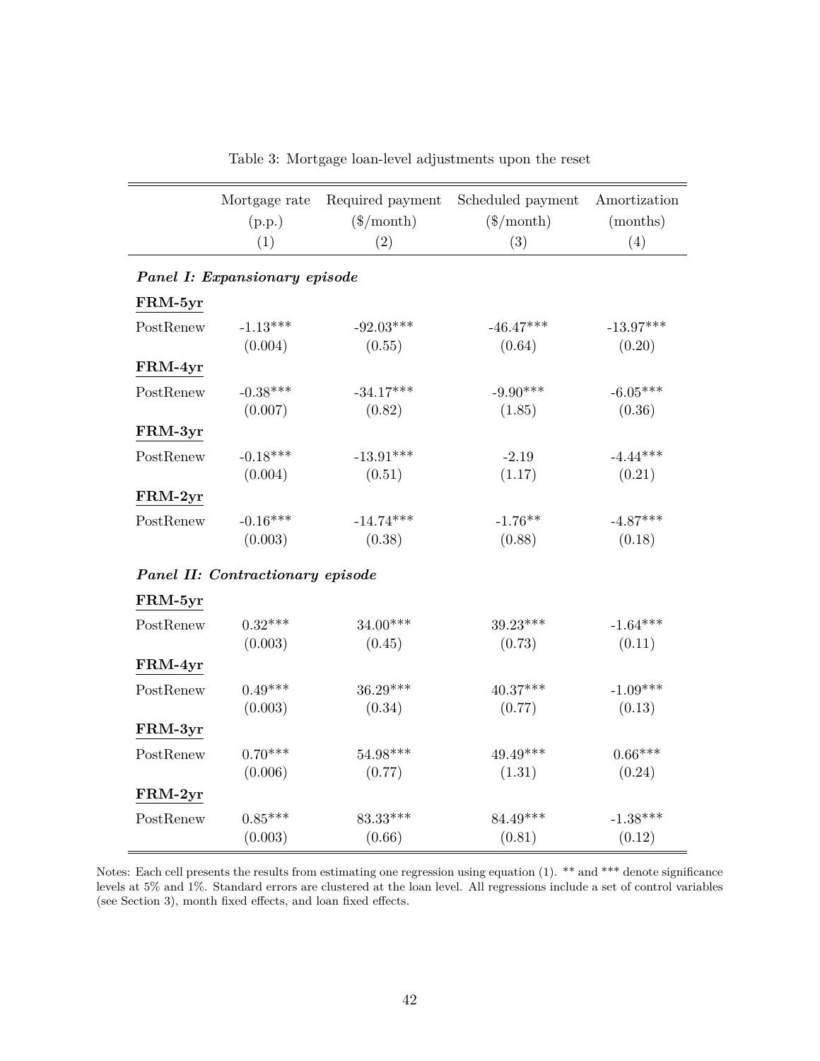Table 3: Mortgage loan-level adjustments upon the reset

| | Mortgage rate (p.p.) (1) | Required payment (\$/month) (2) | Scheduled payment (\$/month) (3) | Amortization (months) (4) |
|---|---|---|---|---|
| ***Panel I: Expansionary episode*** | | | | |
| **FRM-5yr** | | | | |
| PostRenew | -1.13*** | -92.03*** | -46.47*** | -13.97*** |
| | (0.004) | (0.55) | (0.64) | (0.20) |
| **FRM-4yr** | | | | |
| PostRenew | -0.38*** | -34.17*** | -9.90*** | -6.05*** |
| | (0.007) | (0.82) | (1.85) | (0.36) |
| **FRM-3yr** | | | | |
| PostRenew | -0.18*** | -13.91*** | -2.19 | -4.44*** |
| | (0.004) | (0.51) | (1.17) | (0.21) |
| **FRM-2yr** | | | | |
| PostRenew | -0.16*** | -14.74*** | -1.76** | -4.87*** |
| | (0.003) | (0.38) | (0.88) | (0.18) |
| ***Panel II: Contractionary episode*** | | | | |
| **FRM-5yr** | | | | |
| PostRenew | 0.32*** | 34.00*** | 39.23*** | -1.64*** |
| | (0.003) | (0.45) | (0.73) | (0.11) |
| **FRM-4yr** | | | | |
| PostRenew | 0.49*** | 36.29*** | 40.37*** | -1.09*** |
| | (0.003) | (0.34) | (0.77) | (0.13) |
| **FRM-3yr** | | | | |
| PostRenew | 0.70*** | 54.98*** | 49.49*** | 0.66*** |
| | (0.006) | (0.77) | (1.31) | (0.24) |
| **FRM-2yr** | | | | |
| PostRenew | 0.85*** | 83.33*** | 84.49*** | -1.38*** |
| | (0.003) | (0.66) | (0.81) | (0.12) |

Notes: Each cell presents the results from estimating one regression using equation (1). ** and *** denote significance levels at 5% and 1%. Standard errors are clustered at the loan level. All regressions include a set of control variables (see Section 3), month fixed effects, and loan fixed effects.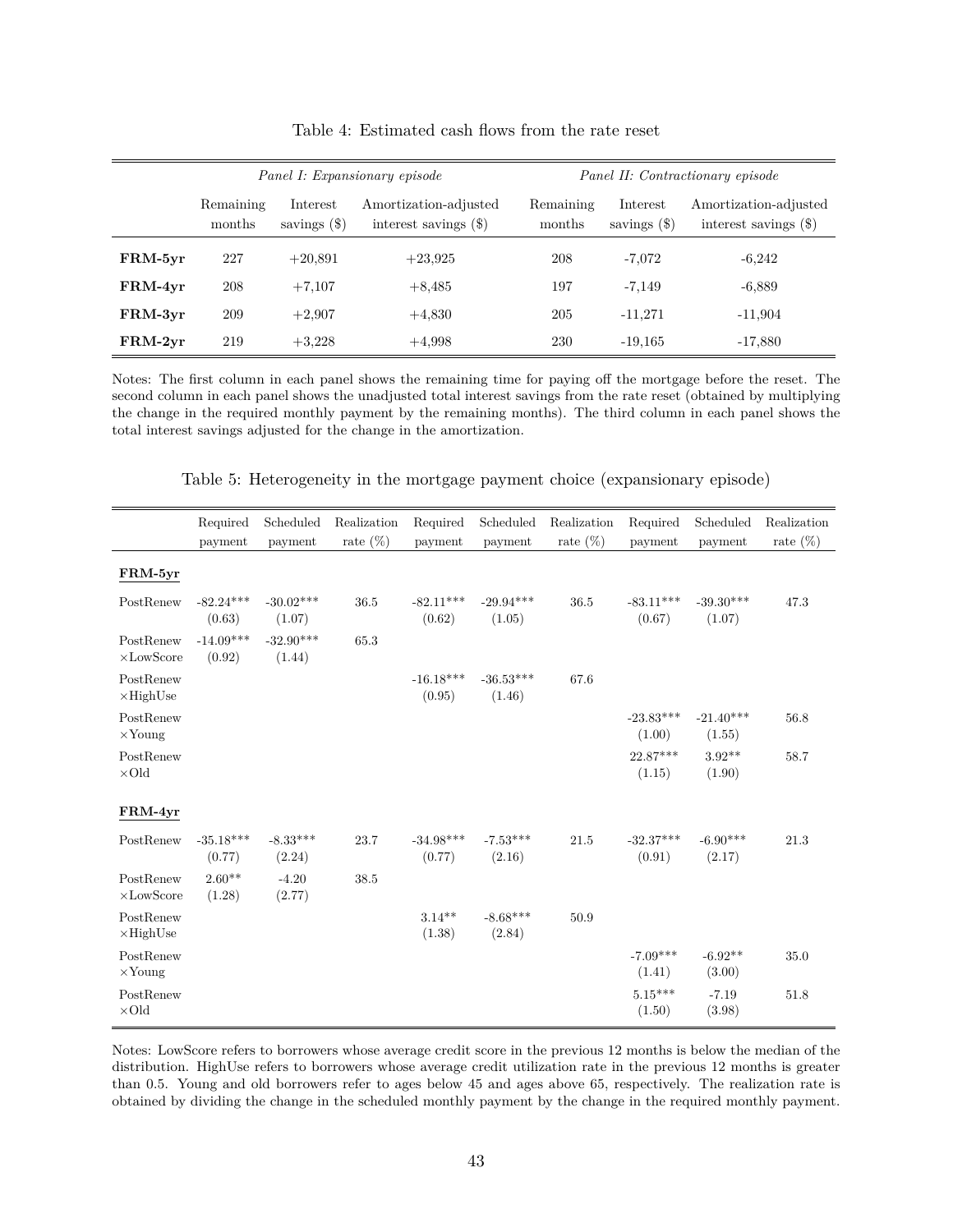Table 4: Estimated cash flows from the rate reset

| | *Panel I: Expansionary episode* | | | *Panel II: Contractionary episode* | | |
|---|---|---|---|---|---|---|
| | Remaining months | Interest savings ($) | Amortization-adjusted interest savings ($) | Remaining months | Interest savings ($) | Amortization-adjusted interest savings ($) |
| **FRM-5yr** | 227 | +20,891 | +23,925 | 208 | -7,072 | -6,242 |
| **FRM-4yr** | 208 | +7,107 | +8,485 | 197 | -7,149 | -6,889 |
| **FRM-3yr** | 209 | +2,907 | +4,830 | 205 | -11,271 | -11,904 |
| **FRM-2yr** | 219 | +3,228 | +4,998 | 230 | -19,165 | -17,880 |

Notes: The first column in each panel shows the remaining time for paying off the mortgage before the reset. The second column in each panel shows the unadjusted total interest savings from the rate reset (obtained by multiplying the change in the required monthly payment by the remaining months). The third column in each panel shows the total interest savings adjusted for the change in the amortization.

Table 5: Heterogeneity in the mortgage payment choice (expansionary episode)

| | Required payment | Scheduled payment | Realization rate (%) | Required payment | Scheduled payment | Realization rate (%) | Required payment | Scheduled payment | Realization rate (%) |
|---|---|---|---|---|---|---|---|---|---|
| **FRM-5yr** | | | | | | | | | |
| PostRenew | -82.24*** (0.63) | -30.02*** (1.07) | 36.5 | -82.11*** (0.62) | -29.94*** (1.05) | 36.5 | -83.11*** (0.67) | -39.30*** (1.07) | 47.3 |
| PostRenew ×LowScore | -14.09*** (0.92) | -32.90*** (1.44) | 65.3 | | | | | | |
| PostRenew ×HighUse | | | | -16.18*** (0.95) | -36.53*** (1.46) | 67.6 | | | |
| PostRenew ×Young | | | | | | | -23.83*** (1.00) | -21.40*** (1.55) | 56.8 |
| PostRenew ×Old | | | | | | | 22.87*** (1.15) | 3.92** (1.90) | 58.7 |
| **FRM-4yr** | | | | | | | | | |
| PostRenew | -35.18*** (0.77) | -8.33*** (2.24) | 23.7 | -34.98*** (0.77) | -7.53*** (2.16) | 21.5 | -32.37*** (0.91) | -6.90*** (2.17) | 21.3 |
| PostRenew ×LowScore | 2.60** (1.28) | -4.20 (2.77) | 38.5 | | | | | | |
| PostRenew ×HighUse | | | | 3.14** (1.38) | -8.68*** (2.84) | 50.9 | | | |
| PostRenew ×Young | | | | | | | -7.09*** (1.41) | -6.92** (3.00) | 35.0 |
| PostRenew ×Old | | | | | | | 5.15*** (1.50) | -7.19 (3.98) | 51.8 |

Notes: LowScore refers to borrowers whose average credit score in the previous 12 months is below the median of the distribution. HighUse refers to borrowers whose average credit utilization rate in the previous 12 months is greater than 0.5. Young and old borrowers refer to ages below 45 and ages above 65, respectively. The realization rate is obtained by dividing the change in the scheduled monthly payment by the change in the required monthly payment.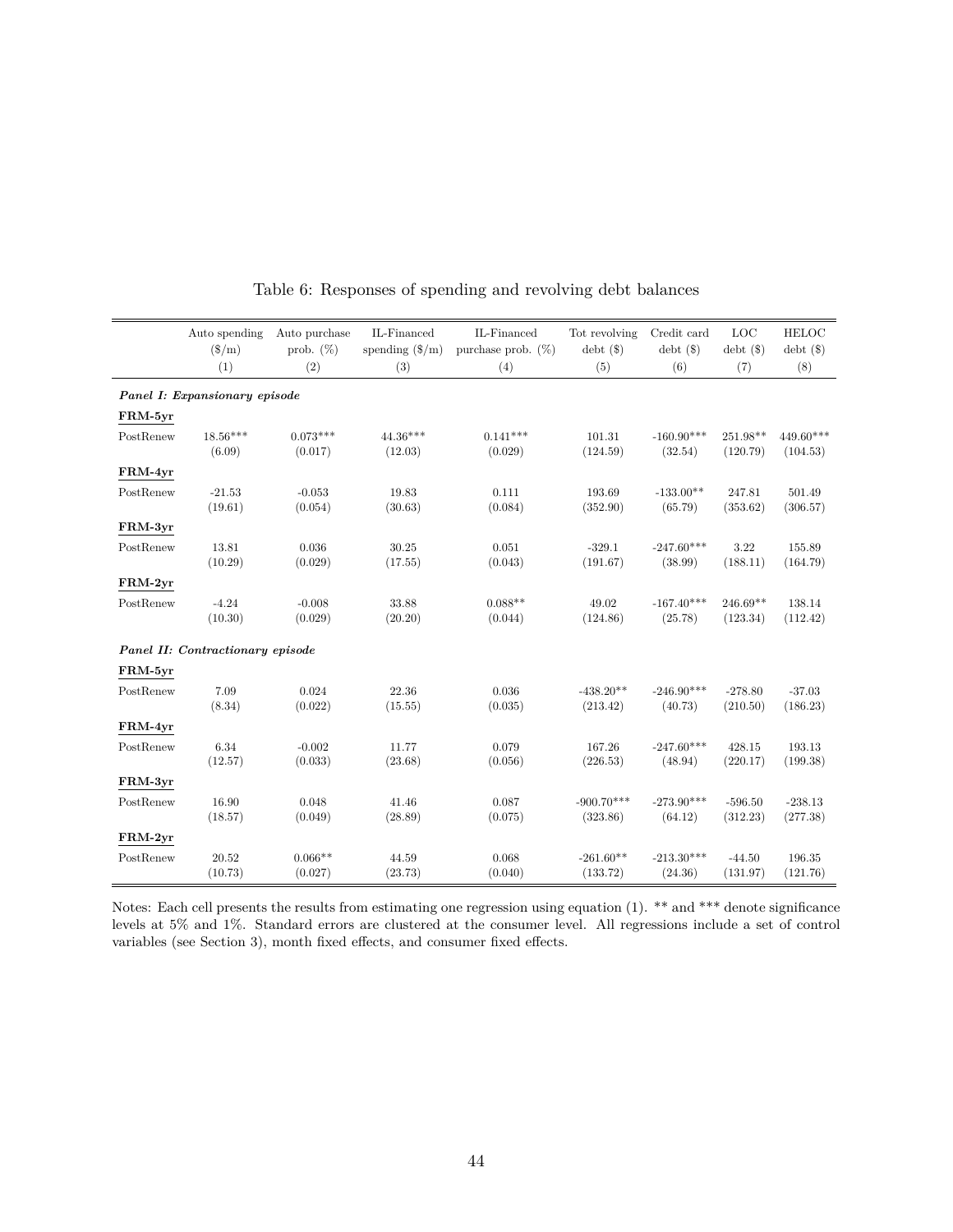Table 6: Responses of spending and revolving debt balances

| | Auto spending (\$/m) | Auto purchase prob. (%) | IL-Financed spending (\$/m) | IL-Financed purchase prob. (%) | Tot revolving debt (\$) | Credit card debt (\$) | LOC debt (\$) | HELOC debt (\$) |
|---|---|---|---|---|---|---|---|---|
| | (1) | (2) | (3) | (4) | (5) | (6) | (7) | (8) |
| ***Panel I: Expansionary episode*** | | | | | | | | |
| **FRM-5yr** | | | | | | | | |
| PostRenew | 18.56*** | 0.073*** | 44.36*** | 0.141*** | 101.31 | -160.90*** | 251.98** | 449.60*** |
| | (6.09) | (0.017) | (12.03) | (0.029) | (124.59) | (32.54) | (120.79) | (104.53) |
| **FRM-4yr** | | | | | | | | |
| PostRenew | -21.53 | -0.053 | 19.83 | 0.111 | 193.69 | -133.00** | 247.81 | 501.49 |
| | (19.61) | (0.054) | (30.63) | (0.084) | (352.90) | (65.79) | (353.62) | (306.57) |
| **FRM-3yr** | | | | | | | | |
| PostRenew | 13.81 | 0.036 | 30.25 | 0.051 | -329.1 | -247.60*** | 3.22 | 155.89 |
| | (10.29) | (0.029) | (17.55) | (0.043) | (191.67) | (38.99) | (188.11) | (164.79) |
| **FRM-2yr** | | | | | | | | |
| PostRenew | -4.24 | -0.008 | 33.88 | 0.088** | 49.02 | -167.40*** | 246.69** | 138.14 |
| | (10.30) | (0.029) | (20.20) | (0.044) | (124.86) | (25.78) | (123.34) | (112.42) |
| ***Panel II: Contractionary episode*** | | | | | | | | |
| **FRM-5yr** | | | | | | | | |
| PostRenew | 7.09 | 0.024 | 22.36 | 0.036 | -438.20** | -246.90*** | -278.80 | -37.03 |
| | (8.34) | (0.022) | (15.55) | (0.035) | (213.42) | (40.73) | (210.50) | (186.23) |
| **FRM-4yr** | | | | | | | | |
| PostRenew | 6.34 | -0.002 | 11.77 | 0.079 | 167.26 | -247.60*** | 428.15 | 193.13 |
| | (12.57) | (0.033) | (23.68) | (0.056) | (226.53) | (48.94) | (220.17) | (199.38) |
| **FRM-3yr** | | | | | | | | |
| PostRenew | 16.90 | 0.048 | 41.46 | 0.087 | -900.70*** | -273.90*** | -596.50 | -238.13 |
| | (18.57) | (0.049) | (28.89) | (0.075) | (323.86) | (64.12) | (312.23) | (277.38) |
| **FRM-2yr** | | | | | | | | |
| PostRenew | 20.52 | 0.066** | 44.59 | 0.068 | -261.60** | -213.30*** | -44.50 | 196.35 |
| | (10.73) | (0.027) | (23.73) | (0.040) | (133.72) | (24.36) | (131.97) | (121.76) |

Notes: Each cell presents the results from estimating one regression using equation (1). ** and *** denote significance levels at 5% and 1%. Standard errors are clustered at the consumer level. All regressions include a set of control variables (see Section 3), month fixed effects, and consumer fixed effects.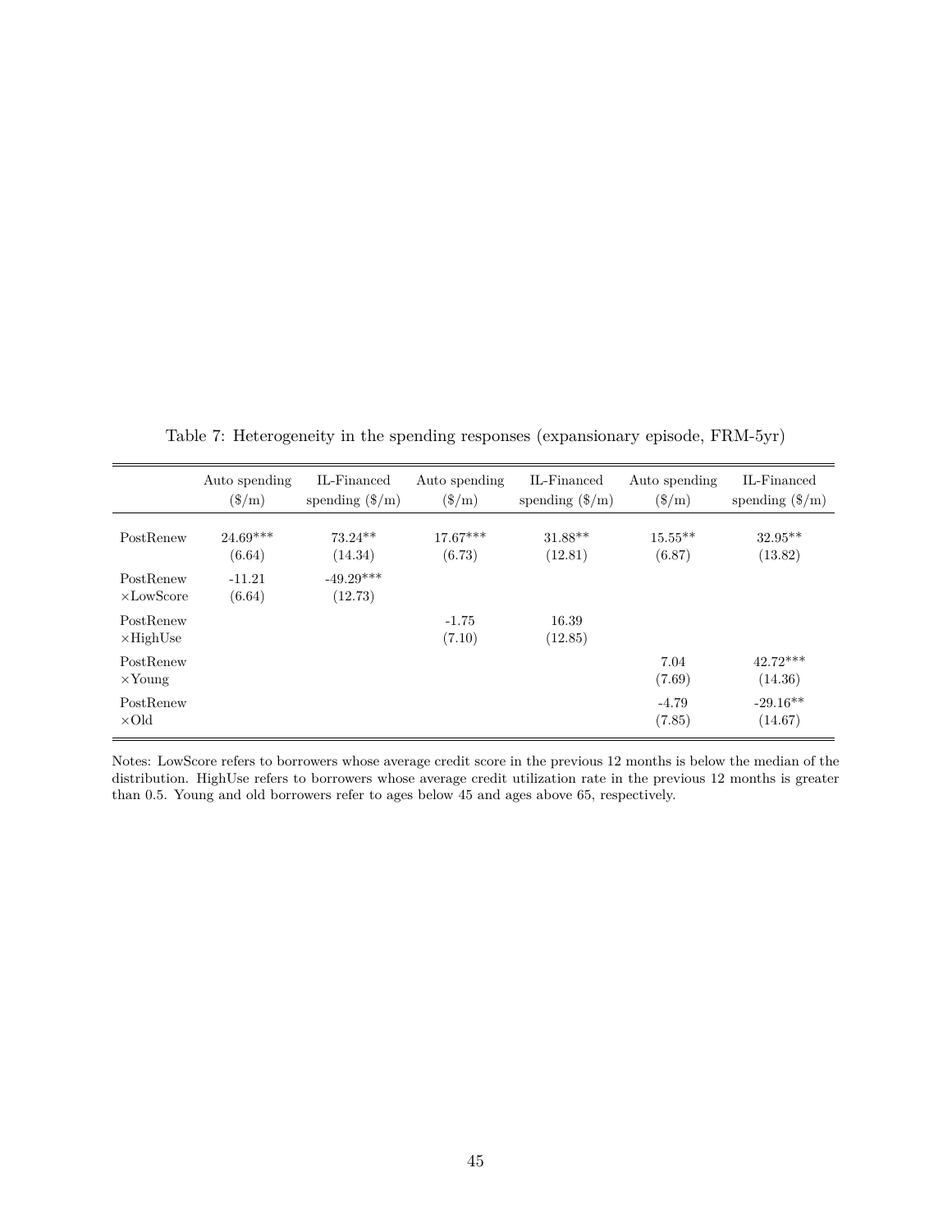Table 7: Heterogeneity in the spending responses (expansionary episode, FRM-5yr)

| | Auto spending (\$/m) | IL-Financed spending (\$/m) | Auto spending (\$/m) | IL-Financed spending (\$/m) | Auto spending (\$/m) | IL-Financed spending (\$/m) |
|---|---|---|---|---|---|---|
| PostRenew | 24.69*** | 73.24** | 17.67*** | 31.88** | 15.55** | 32.95** |
| | (6.64) | (14.34) | (6.73) | (12.81) | (6.87) | (13.82) |
| PostRenew ×LowScore | -11.21 | -49.29*** | | | | |
| | (6.64) | (12.73) | | | | |
| PostRenew ×HighUse | | | -1.75 | 16.39 | | |
| | | | (7.10) | (12.85) | | |
| PostRenew ×Young | | | | | 7.04 | 42.72*** |
| | | | | | (7.69) | (14.36) |
| PostRenew ×Old | | | | | -4.79 | -29.16** |
| | | | | | (7.85) | (14.67) |

Notes: LowScore refers to borrowers whose average credit score in the previous 12 months is below the median of the distribution. HighUse refers to borrowers whose average credit utilization rate in the previous 12 months is greater than 0.5. Young and old borrowers refer to ages below 45 and ages above 65, respectively.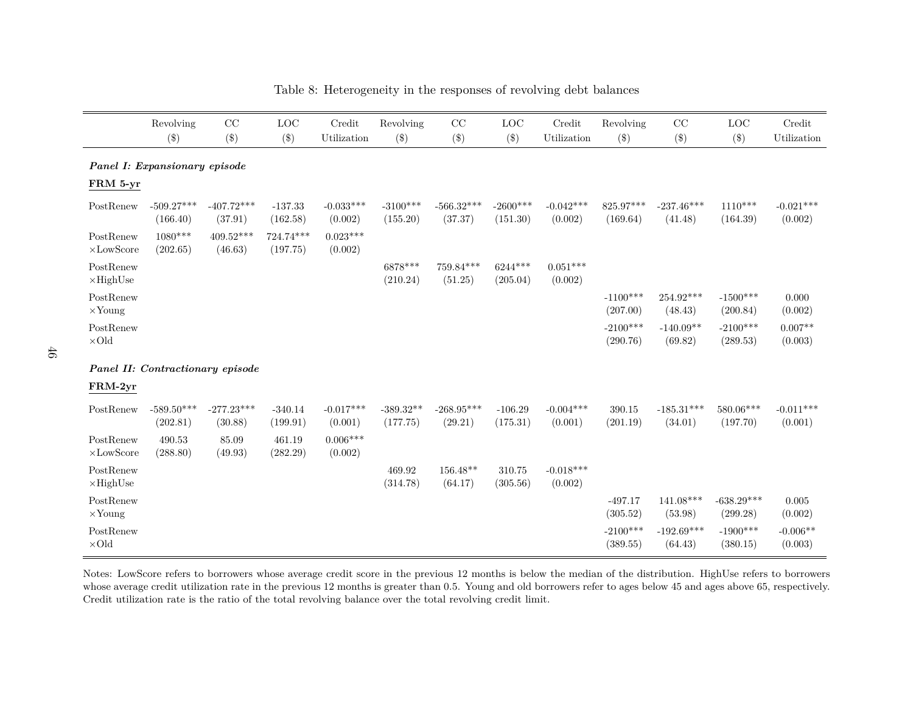Table 8: Heterogeneity in the responses of revolving debt balances

| | Revolving ($) | CC ($) | LOC ($) | Credit Utilization | Revolving ($) | CC ($) | LOC ($) | Credit Utilization | Revolving ($) | CC ($) | LOC ($) | Credit Utilization |
|---|---|---|---|---|---|---|---|---|---|---|---|---|
| ***Panel I: Expansionary episode*** | | | | | | | | | | | | |
| **FRM 5-yr** | | | | | | | | | | | | |
| PostRenew | -509.27*** | -407.72*** | -137.33 | -0.033*** | -3100*** | -566.32*** | -2600*** | -0.042*** | 825.97*** | -237.46*** | 1110*** | -0.021*** |
| | (166.40) | (37.91) | (162.58) | (0.002) | (155.20) | (37.37) | (151.30) | (0.002) | (169.64) | (41.48) | (164.39) | (0.002) |
| PostRenew ×LowScore | 1080*** | 409.52*** | 724.74*** | 0.023*** | | | | | | | | |
| | (202.65) | (46.63) | (197.75) | (0.002) | | | | | | | | |
| PostRenew ×HighUse | | | | | 6878*** | 759.84*** | 6244*** | 0.051*** | | | | |
| | | | | | (210.24) | (51.25) | (205.04) | (0.002) | | | | |
| PostRenew ×Young | | | | | | | | | -1100*** | 254.92*** | -1500*** | 0.000 |
| | | | | | | | | | (207.00) | (48.43) | (200.84) | (0.002) |
| PostRenew ×Old | | | | | | | | | -2100*** | -140.09** | -2100*** | 0.007** |
| | | | | | | | | | (290.76) | (69.82) | (289.53) | (0.003) |
| ***Panel II: Contractionary episode*** | | | | | | | | | | | | |
| **FRM-2yr** | | | | | | | | | | | | |
| PostRenew | -589.50*** | -277.23*** | -340.14 | -0.017*** | -389.32** | -268.95*** | -106.29 | -0.004*** | 390.15 | -185.31*** | 580.06*** | -0.011*** |
| | (202.81) | (30.88) | (199.91) | (0.001) | (177.75) | (29.21) | (175.31) | (0.001) | (201.19) | (34.01) | (197.70) | (0.001) |
| PostRenew ×LowScore | 490.53 | 85.09 | 461.19 | 0.006*** | | | | | | | | |
| | (288.80) | (49.93) | (282.29) | (0.002) | | | | | | | | |
| PostRenew ×HighUse | | | | | 469.92 | 156.48** | 310.75 | -0.018*** | | | | |
| | | | | | (314.78) | (64.17) | (305.56) | (0.002) | | | | |
| PostRenew ×Young | | | | | | | | | -497.17 | 141.08*** | -638.29*** | 0.005 |
| | | | | | | | | | (305.52) | (53.98) | (299.28) | (0.002) |
| PostRenew ×Old | | | | | | | | | -2100*** | -192.69*** | -1900*** | -0.006** |
| | | | | | | | | | (389.55) | (64.43) | (380.15) | (0.003) |

Notes: LowScore refers to borrowers whose average credit score in the previous 12 months is below the median of the distribution. HighUse refers to borrowers whose average credit utilization rate in the previous 12 months is greater than 0.5. Young and old borrowers refer to ages below 45 and ages above 65, respectively. Credit utilization rate is the ratio of the total revolving balance over the total revolving credit limit.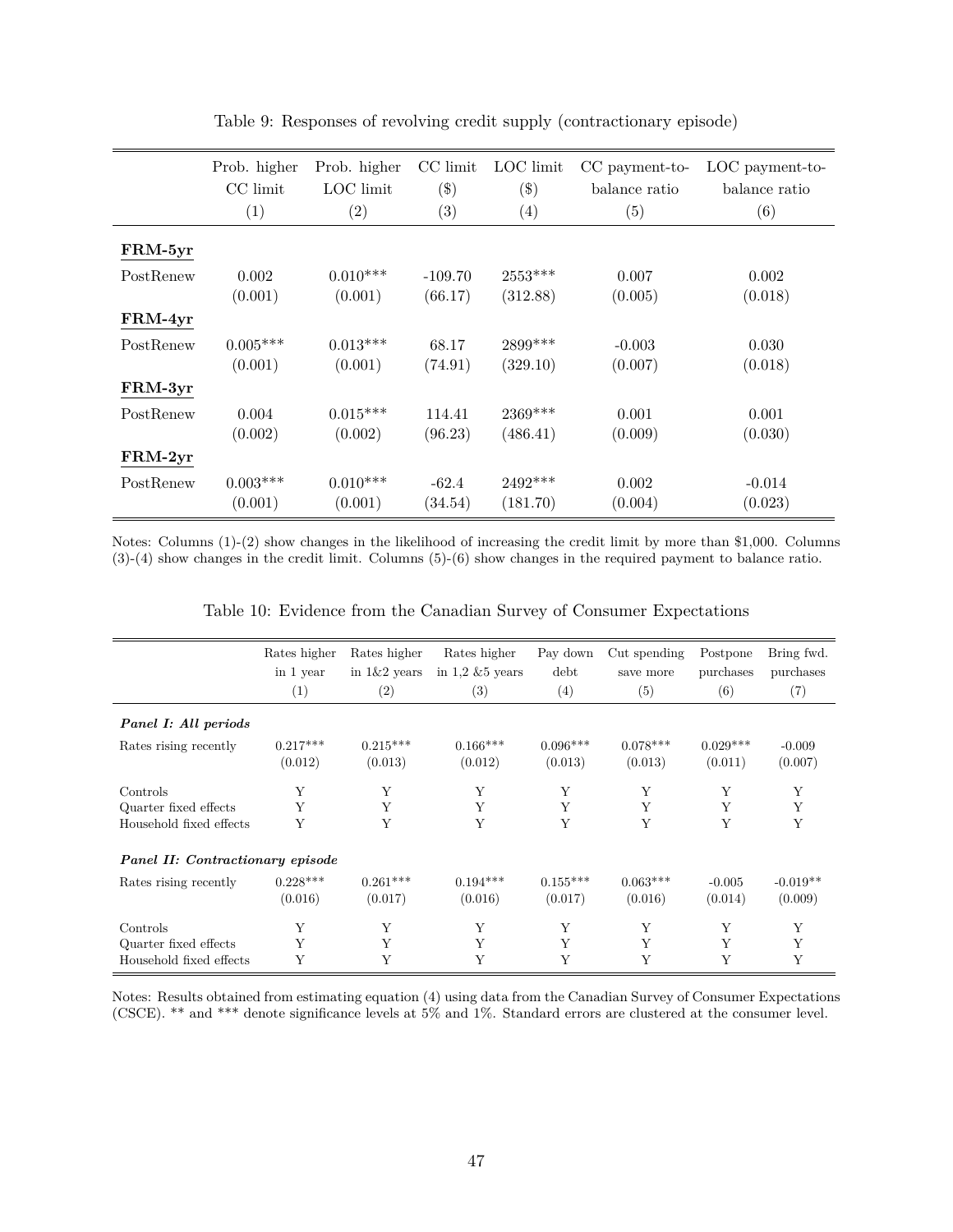Table 9: Responses of revolving credit supply (contractionary episode)

| | Prob. higher CC limit (1) | Prob. higher LOC limit (2) | CC limit ($) (3) | LOC limit ($) (4) | CC payment-to-balance ratio (5) | LOC payment-to-balance ratio (6) |
|---|---|---|---|---|---|---|
| **FRM-5yr** | | | | | | |
| PostRenew | 0.002 | 0.010*** | -109.70 | 2553*** | 0.007 | 0.002 |
| | (0.001) | (0.001) | (66.17) | (312.88) | (0.005) | (0.018) |
| **FRM-4yr** | | | | | | |
| PostRenew | 0.005*** | 0.013*** | 68.17 | 2899*** | -0.003 | 0.030 |
| | (0.001) | (0.001) | (74.91) | (329.10) | (0.007) | (0.018) |
| **FRM-3yr** | | | | | | |
| PostRenew | 0.004 | 0.015*** | 114.41 | 2369*** | 0.001 | 0.001 |
| | (0.002) | (0.002) | (96.23) | (486.41) | (0.009) | (0.030) |
| **FRM-2yr** | | | | | | |
| PostRenew | 0.003*** | 0.010*** | -62.4 | 2492*** | 0.002 | -0.014 |
| | (0.001) | (0.001) | (34.54) | (181.70) | (0.004) | (0.023) |

Notes: Columns (1)-(2) show changes in the likelihood of increasing the credit limit by more than $1,000. Columns (3)-(4) show changes in the credit limit. Columns (5)-(6) show changes in the required payment to balance ratio.

Table 10: Evidence from the Canadian Survey of Consumer Expectations

| | Rates higher in 1 year (1) | Rates higher in 1&2 years (2) | Rates higher in 1,2 &5 years (3) | Pay down debt (4) | Cut spending save more (5) | Postpone purchases (6) | Bring fwd. purchases (7) |
|---|---|---|---|---|---|---|---|
| ***Panel I: All periods*** | | | | | | | |
| Rates rising recently | 0.217*** | 0.215*** | 0.166*** | 0.096*** | 0.078*** | 0.029*** | -0.009 |
| | (0.012) | (0.013) | (0.012) | (0.013) | (0.013) | (0.011) | (0.007) |
| Controls | Y | Y | Y | Y | Y | Y | Y |
| Quarter fixed effects | Y | Y | Y | Y | Y | Y | Y |
| Household fixed effects | Y | Y | Y | Y | Y | Y | Y |
| ***Panel II: Contractionary episode*** | | | | | | | |
| Rates rising recently | 0.228*** | 0.261*** | 0.194*** | 0.155*** | 0.063*** | -0.005 | -0.019** |
| | (0.016) | (0.017) | (0.016) | (0.017) | (0.016) | (0.014) | (0.009) |
| Controls | Y | Y | Y | Y | Y | Y | Y |
| Quarter fixed effects | Y | Y | Y | Y | Y | Y | Y |
| Household fixed effects | Y | Y | Y | Y | Y | Y | Y |

Notes: Results obtained from estimating equation (4) using data from the Canadian Survey of Consumer Expectations (CSCE). ** and *** denote significance levels at 5% and 1%. Standard errors are clustered at the consumer level.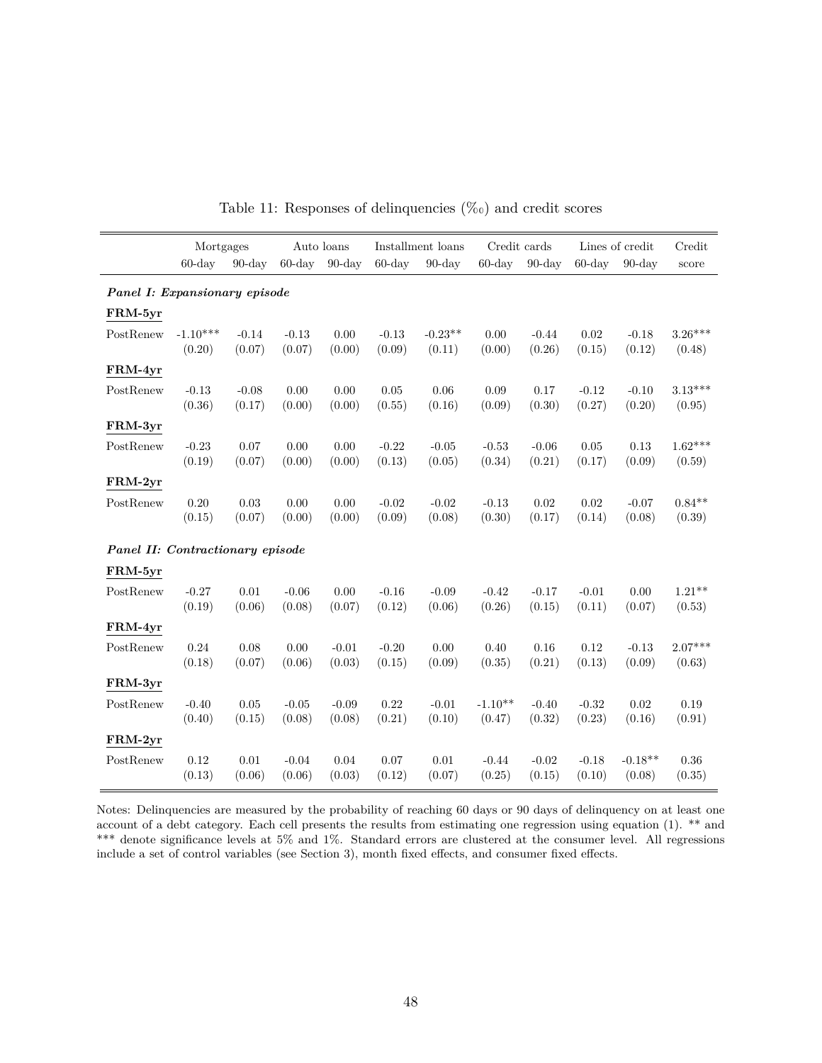Table 11: Responses of delinquencies (‱) and credit scores

| | Mortgages | | Auto loans | | Installment loans | | Credit cards | | Lines of credit | | Credit |
|---|---|---|---|---|---|---|---|---|---|---|---|
| | 60-day | 90-day | 60-day | 90-day | 60-day | 90-day | 60-day | 90-day | 60-day | 90-day | score |
| ***Panel I: Expansionary episode*** | | | | | | | | | | | |
| **FRM-5yr** | | | | | | | | | | | |
| PostRenew | -1.10*** | -0.14 | -0.13 | 0.00 | -0.13 | -0.23** | 0.00 | -0.44 | 0.02 | -0.18 | 3.26*** |
| | (0.20) | (0.07) | (0.07) | (0.00) | (0.09) | (0.11) | (0.00) | (0.26) | (0.15) | (0.12) | (0.48) |
| **FRM-4yr** | | | | | | | | | | | |
| PostRenew | -0.13 | -0.08 | 0.00 | 0.00 | 0.05 | 0.06 | 0.09 | 0.17 | -0.12 | -0.10 | 3.13*** |
| | (0.36) | (0.17) | (0.00) | (0.00) | (0.55) | (0.16) | (0.09) | (0.30) | (0.27) | (0.20) | (0.95) |
| **FRM-3yr** | | | | | | | | | | | |
| PostRenew | -0.23 | 0.07 | 0.00 | 0.00 | -0.22 | -0.05 | -0.53 | -0.06 | 0.05 | 0.13 | 1.62*** |
| | (0.19) | (0.07) | (0.00) | (0.00) | (0.13) | (0.05) | (0.34) | (0.21) | (0.17) | (0.09) | (0.59) |
| **FRM-2yr** | | | | | | | | | | | |
| PostRenew | 0.20 | 0.03 | 0.00 | 0.00 | -0.02 | -0.02 | -0.13 | 0.02 | 0.02 | -0.07 | 0.84** |
| | (0.15) | (0.07) | (0.00) | (0.00) | (0.09) | (0.08) | (0.30) | (0.17) | (0.14) | (0.08) | (0.39) |
| ***Panel II: Contractionary episode*** | | | | | | | | | | | |
| **FRM-5yr** | | | | | | | | | | | |
| PostRenew | -0.27 | 0.01 | -0.06 | 0.00 | -0.16 | -0.09 | -0.42 | -0.17 | -0.01 | 0.00 | 1.21** |
| | (0.19) | (0.06) | (0.08) | (0.07) | (0.12) | (0.06) | (0.26) | (0.15) | (0.11) | (0.07) | (0.53) |
| **FRM-4yr** | | | | | | | | | | | |
| PostRenew | 0.24 | 0.08 | 0.00 | -0.01 | -0.20 | 0.00 | 0.40 | 0.16 | 0.12 | -0.13 | 2.07*** |
| | (0.18) | (0.07) | (0.06) | (0.03) | (0.15) | (0.09) | (0.35) | (0.21) | (0.13) | (0.09) | (0.63) |
| **FRM-3yr** | | | | | | | | | | | |
| PostRenew | -0.40 | 0.05 | -0.05 | -0.09 | 0.22 | -0.01 | -1.10** | -0.40 | -0.32 | 0.02 | 0.19 |
| | (0.40) | (0.15) | (0.08) | (0.08) | (0.21) | (0.10) | (0.47) | (0.32) | (0.23) | (0.16) | (0.91) |
| **FRM-2yr** | | | | | | | | | | | |
| PostRenew | 0.12 | 0.01 | -0.04 | 0.04 | 0.07 | 0.01 | -0.44 | -0.02 | -0.18 | -0.18** | 0.36 |
| | (0.13) | (0.06) | (0.06) | (0.03) | (0.12) | (0.07) | (0.25) | (0.15) | (0.10) | (0.08) | (0.35) |

Notes: Delinquencies are measured by the probability of reaching 60 days or 90 days of delinquency on at least one account of a debt category. Each cell presents the results from estimating one regression using equation (1). ** and *** denote significance levels at 5% and 1%. Standard errors are clustered at the consumer level. All regressions include a set of control variables (see Section 3), month fixed effects, and consumer fixed effects.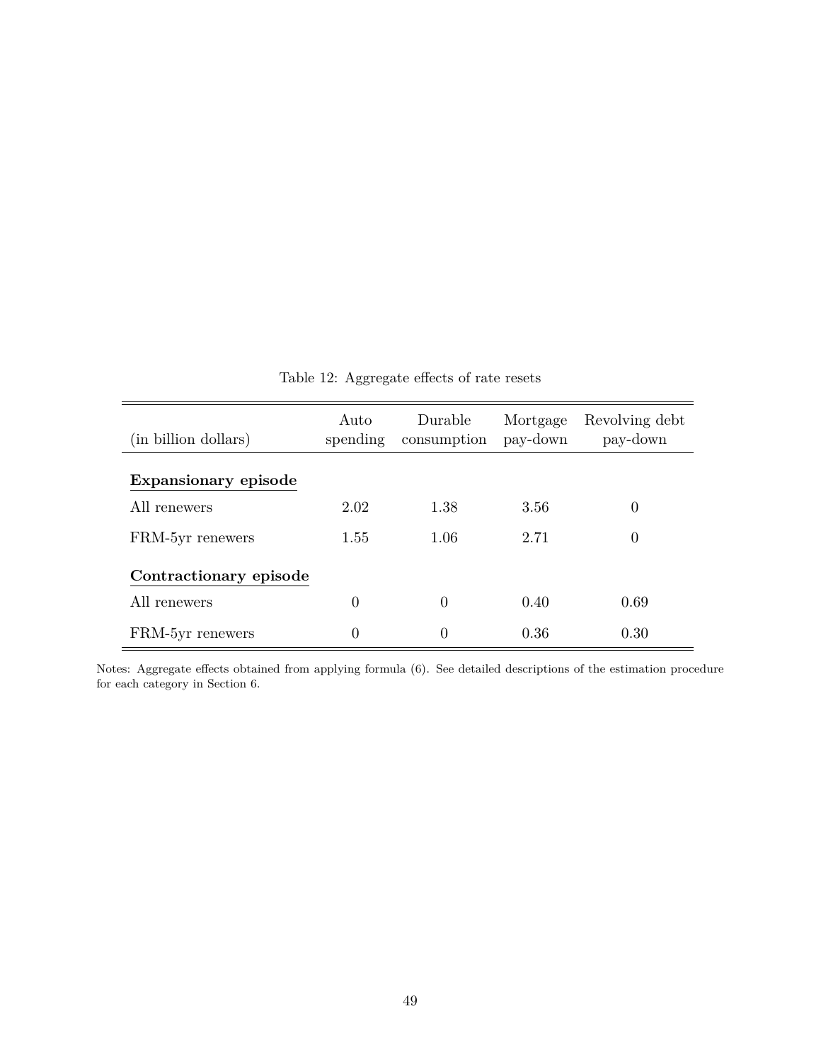Table 12: Aggregate effects of rate resets

| (in billion dollars) | Auto spending | Durable consumption | Mortgage pay-down | Revolving debt pay-down |
|---|---|---|---|---|
| **Expansionary episode** | | | | |
| All renewers | 2.02 | 1.38 | 3.56 | 0 |
| FRM-5yr renewers | 1.55 | 1.06 | 2.71 | 0 |
| **Contractionary episode** | | | | |
| All renewers | 0 | 0 | 0.40 | 0.69 |
| FRM-5yr renewers | 0 | 0 | 0.36 | 0.30 |

Notes: Aggregate effects obtained from applying formula (6). See detailed descriptions of the estimation procedure for each category in Section 6.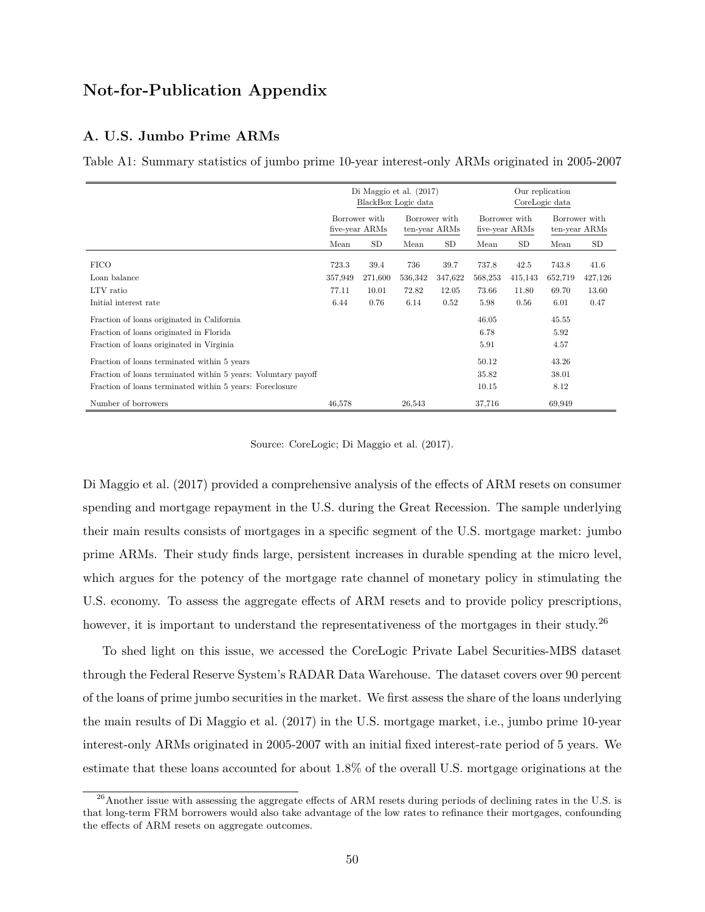# Not-for-Publication Appendix

## A. U.S. Jumbo Prime ARMs

Table A1: Summary statistics of jumbo prime 10-year interest-only ARMs originated in 2005-2007

| | Di Maggio et al. (2017) BlackBox Logic data | | | | Our replication CoreLogic data | | | |
|---|---|---|---|---|---|---|---|---|
| | Borrower with five-year ARMs | | Borrower with ten-year ARMs | | Borrower with five-year ARMs | | Borrower with ten-year ARMs | |
| | Mean | SD | Mean | SD | Mean | SD | Mean | SD |
| FICO | 723.3 | 39.4 | 736 | 39.7 | 737.8 | 42.5 | 743.8 | 41.6 |
| Loan balance | 357,949 | 271,600 | 536,342 | 347,622 | 568,253 | 415,143 | 652,719 | 427,126 |
| LTV ratio | 77.11 | 10.01 | 72.82 | 12.05 | 73.66 | 11.80 | 69.70 | 13.60 |
| Initial interest rate | 6.44 | 0.76 | 6.14 | 0.52 | 5.98 | 0.56 | 6.01 | 0.47 |
| Fraction of loans originated in California | | | | | 46.05 | | 45.55 | |
| Fraction of loans originated in Florida | | | | | 6.78 | | 5.92 | |
| Fraction of loans originated in Virginia | | | | | 5.91 | | 4.57 | |
| Fraction of loans terminated within 5 years | | | | | 50.12 | | 43.26 | |
| Fraction of loans terminated within 5 years: Voluntary payoff | | | | | 35.82 | | 38.01 | |
| Fraction of loans terminated within 5 years: Foreclosure | | | | | 10.15 | | 8.12 | |
| Number of borrowers | 46,578 | | 26,543 | | 37,716 | | 69,949 | |

Source: CoreLogic; Di Maggio et al. (2017).

Di Maggio et al. (2017) provided a comprehensive analysis of the effects of ARM resets on consumer spending and mortgage repayment in the U.S. during the Great Recession. The sample underlying their main results consists of mortgages in a specific segment of the U.S. mortgage market: jumbo prime ARMs. Their study finds large, persistent increases in durable spending at the micro level, which argues for the potency of the mortgage rate channel of monetary policy in stimulating the U.S. economy. To assess the aggregate effects of ARM resets and to provide policy prescriptions, however, it is important to understand the representativeness of the mortgages in their study.[26]

To shed light on this issue, we accessed the CoreLogic Private Label Securities-MBS dataset through the Federal Reserve System's RADAR Data Warehouse. The dataset covers over 90 percent of the loans of prime jumbo securities in the market. We first assess the share of the loans underlying the main results of Di Maggio et al. (2017) in the U.S. mortgage market, i.e., jumbo prime 10-year interest-only ARMs originated in 2005-2007 with an initial fixed interest-rate period of 5 years. We estimate that these loans accounted for about 1.8% of the overall U.S. mortgage originations at the

[26] Another issue with assessing the aggregate effects of ARM resets during periods of declining rates in the U.S. is that long-term FRM borrowers would also take advantage of the low rates to refinance their mortgages, confounding the effects of ARM resets on aggregate outcomes.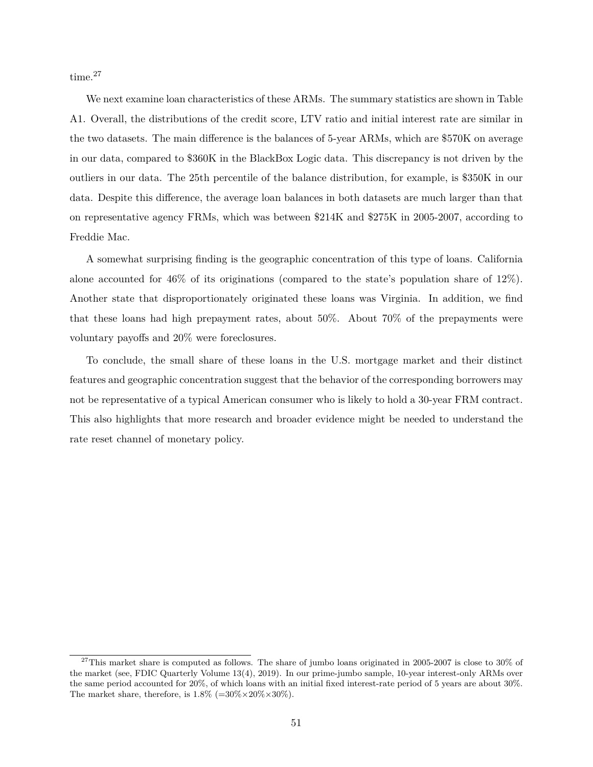time.[27]

We next examine loan characteristics of these ARMs. The summary statistics are shown in Table A1. Overall, the distributions of the credit score, LTV ratio and initial interest rate are similar in the two datasets. The main difference is the balances of 5-year ARMs, which are \$570K on average in our data, compared to \$360K in the BlackBox Logic data. This discrepancy is not driven by the outliers in our data. The 25th percentile of the balance distribution, for example, is \$350K in our data. Despite this difference, the average loan balances in both datasets are much larger than that on representative agency FRMs, which was between \$214K and \$275K in 2005-2007, according to Freddie Mac.

A somewhat surprising finding is the geographic concentration of this type of loans. California alone accounted for 46% of its originations (compared to the state's population share of 12%). Another state that disproportionately originated these loans was Virginia. In addition, we find that these loans had high prepayment rates, about 50%. About 70% of the prepayments were voluntary payoffs and 20% were foreclosures.

To conclude, the small share of these loans in the U.S. mortgage market and their distinct features and geographic concentration suggest that the behavior of the corresponding borrowers may not be representative of a typical American consumer who is likely to hold a 30-year FRM contract. This also highlights that more research and broader evidence might be needed to understand the rate reset channel of monetary policy.

[27] This market share is computed as follows. The share of jumbo loans originated in 2005-2007 is close to 30% of the market (see, FDIC Quarterly Volume 13(4), 2019). In our prime-jumbo sample, 10-year interest-only ARMs over the same period accounted for 20%, of which loans with an initial fixed interest-rate period of 5 years are about 30%. The market share, therefore, is 1.8% (=30%×20%×30%).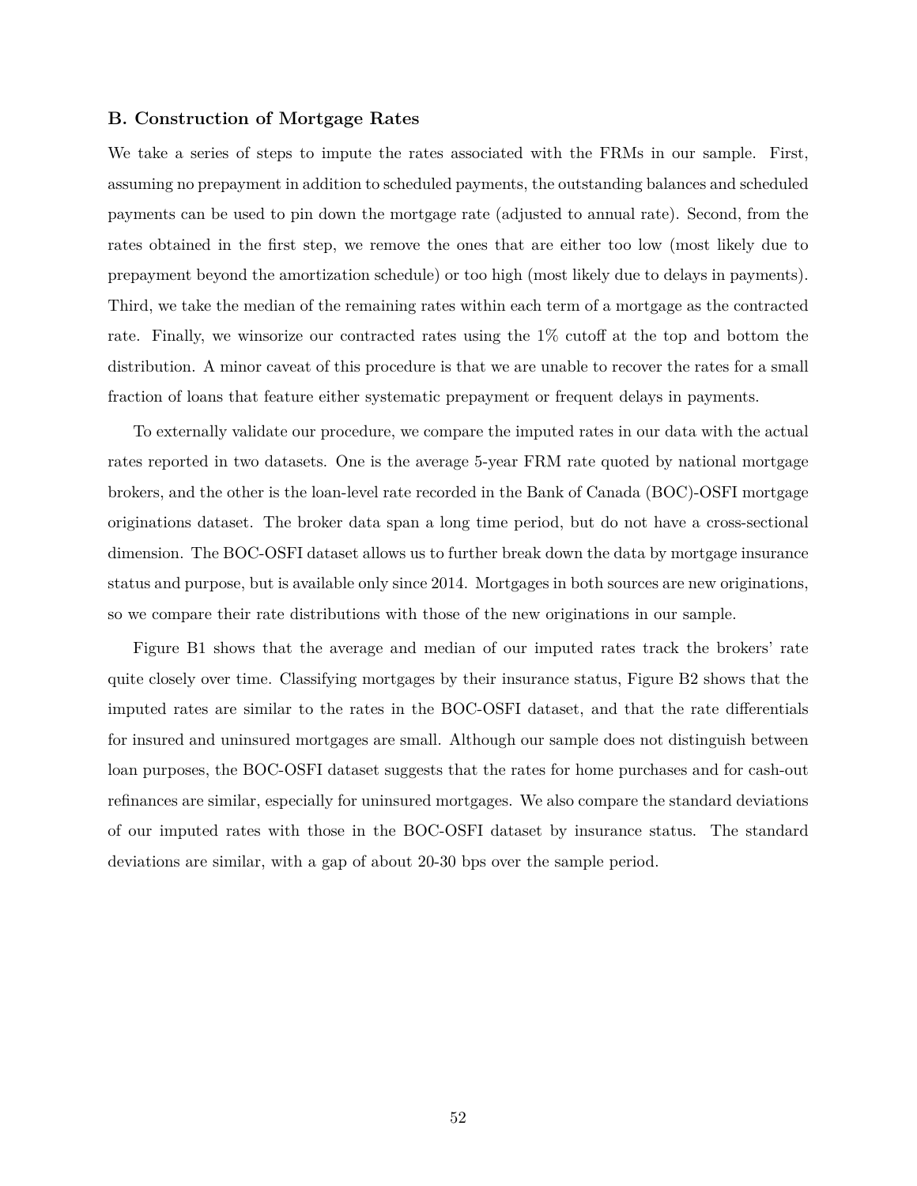### B. Construction of Mortgage Rates

We take a series of steps to impute the rates associated with the FRMs in our sample. First, assuming no prepayment in addition to scheduled payments, the outstanding balances and scheduled payments can be used to pin down the mortgage rate (adjusted to annual rate). Second, from the rates obtained in the first step, we remove the ones that are either too low (most likely due to prepayment beyond the amortization schedule) or too high (most likely due to delays in payments). Third, we take the median of the remaining rates within each term of a mortgage as the contracted rate. Finally, we winsorize our contracted rates using the 1% cutoff at the top and bottom the distribution. A minor caveat of this procedure is that we are unable to recover the rates for a small fraction of loans that feature either systematic prepayment or frequent delays in payments.

To externally validate our procedure, we compare the imputed rates in our data with the actual rates reported in two datasets. One is the average 5-year FRM rate quoted by national mortgage brokers, and the other is the loan-level rate recorded in the Bank of Canada (BOC)-OSFI mortgage originations dataset. The broker data span a long time period, but do not have a cross-sectional dimension. The BOC-OSFI dataset allows us to further break down the data by mortgage insurance status and purpose, but is available only since 2014. Mortgages in both sources are new originations, so we compare their rate distributions with those of the new originations in our sample.

Figure B1 shows that the average and median of our imputed rates track the brokers' rate quite closely over time. Classifying mortgages by their insurance status, Figure B2 shows that the imputed rates are similar to the rates in the BOC-OSFI dataset, and that the rate differentials for insured and uninsured mortgages are small. Although our sample does not distinguish between loan purposes, the BOC-OSFI dataset suggests that the rates for home purchases and for cash-out refinances are similar, especially for uninsured mortgages. We also compare the standard deviations of our imputed rates with those in the BOC-OSFI dataset by insurance status. The standard deviations are similar, with a gap of about 20-30 bps over the sample period.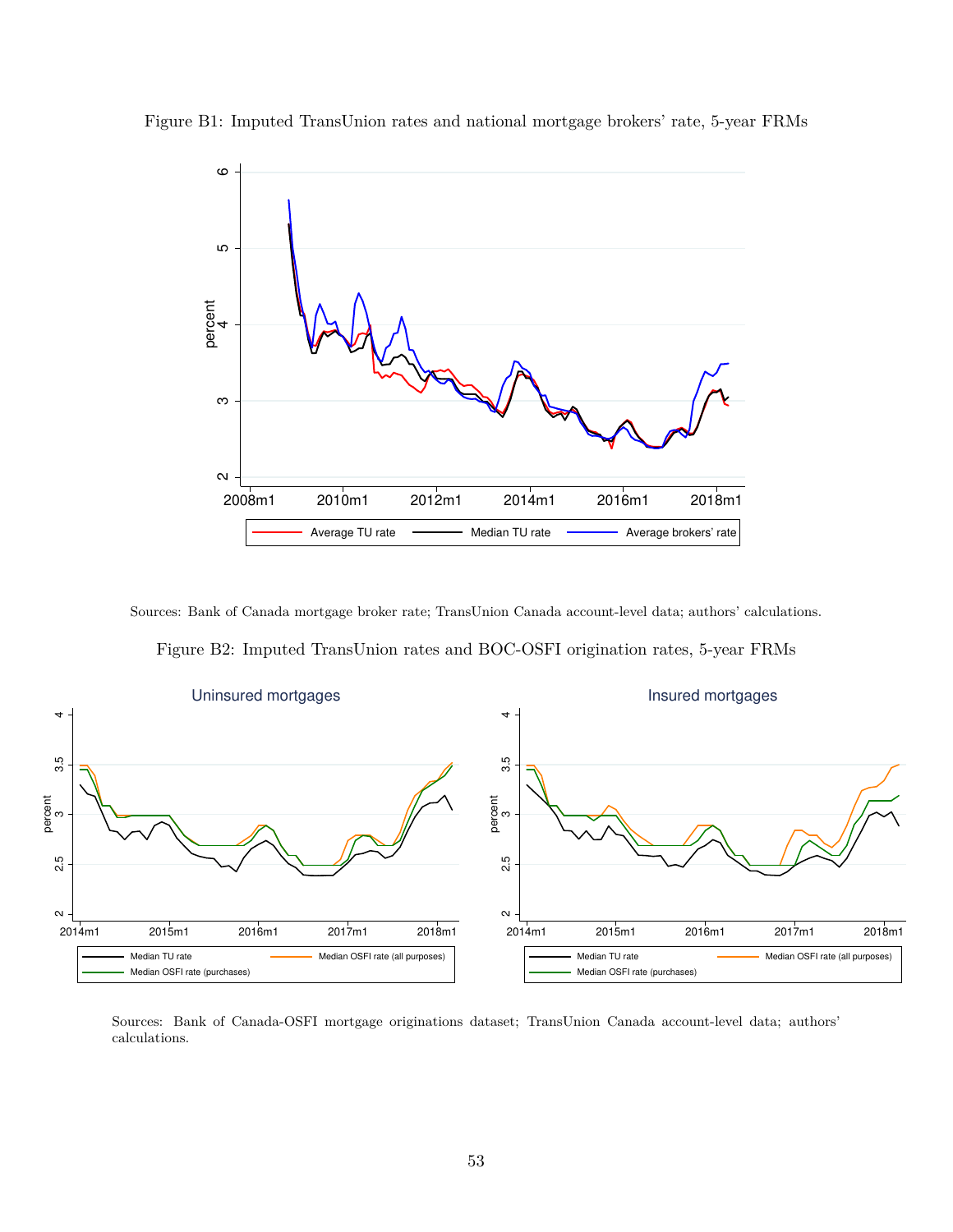Figure B1: Imputed TransUnion rates and national mortgage brokers' rate, 5-year FRMs

Sources: Bank of Canada mortgage broker rate; TransUnion Canada account-level data; authors' calculations.

Figure B2: Imputed TransUnion rates and BOC-OSFI origination rates, 5-year FRMs

Sources: Bank of Canada-OSFI mortgage originations dataset; TransUnion Canada account-level data; authors' calculations.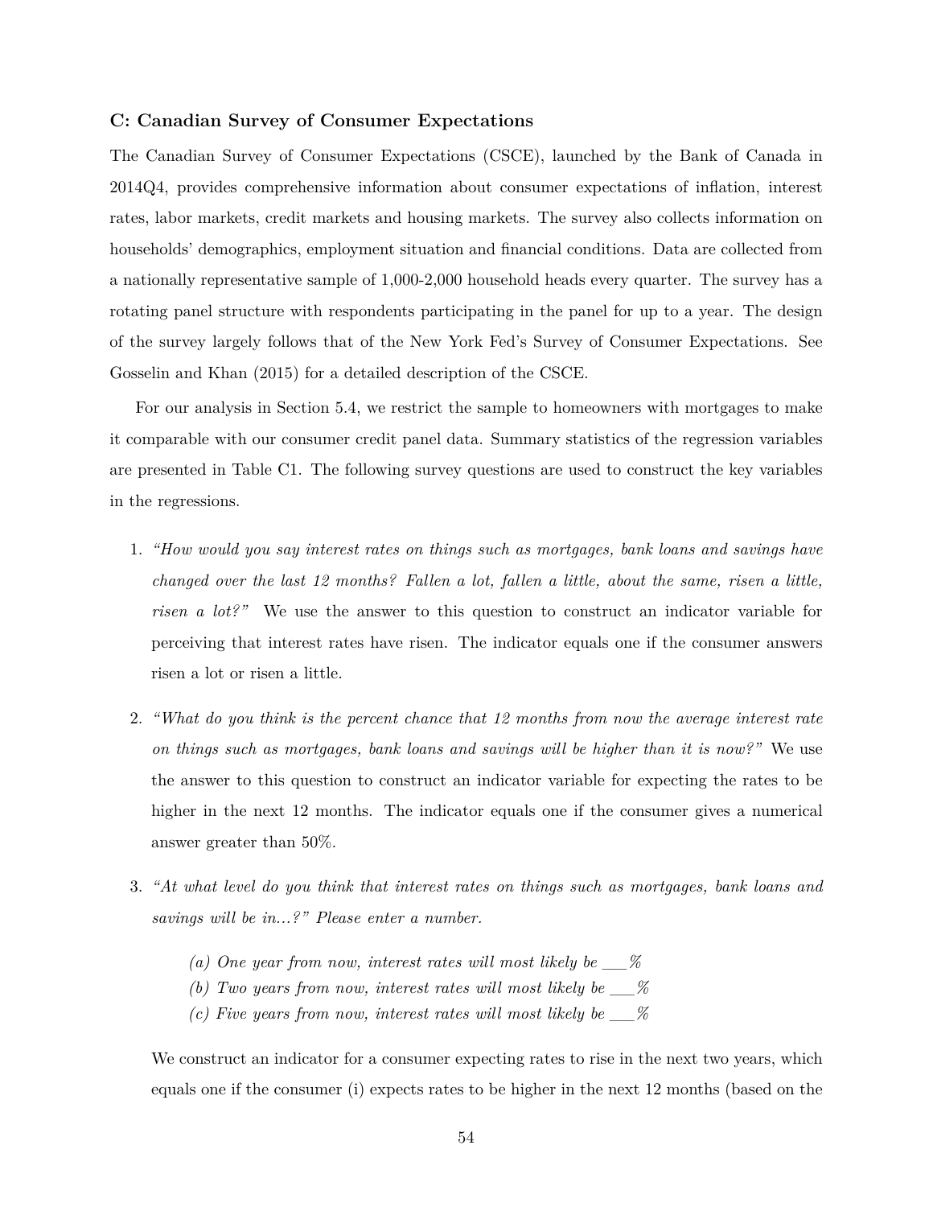### C: Canadian Survey of Consumer Expectations

The Canadian Survey of Consumer Expectations (CSCE), launched by the Bank of Canada in 2014Q4, provides comprehensive information about consumer expectations of inflation, interest rates, labor markets, credit markets and housing markets. The survey also collects information on households' demographics, employment situation and financial conditions. Data are collected from a nationally representative sample of 1,000-2,000 household heads every quarter. The survey has a rotating panel structure with respondents participating in the panel for up to a year. The design of the survey largely follows that of the New York Fed's Survey of Consumer Expectations. See Gosselin and Khan (2015) for a detailed description of the CSCE.

For our analysis in Section 5.4, we restrict the sample to homeowners with mortgages to make it comparable with our consumer credit panel data. Summary statistics of the regression variables are presented in Table C1. The following survey questions are used to construct the key variables in the regressions.

1. *"How would you say interest rates on things such as mortgages, bank loans and savings have changed over the last 12 months? Fallen a lot, fallen a little, about the same, risen a little, risen a lot?"* We use the answer to this question to construct an indicator variable for perceiving that interest rates have risen. The indicator equals one if the consumer answers risen a lot or risen a little.

2. *"What do you think is the percent chance that 12 months from now the average interest rate on things such as mortgages, bank loans and savings will be higher than it is now?"* We use the answer to this question to construct an indicator variable for expecting the rates to be higher in the next 12 months. The indicator equals one if the consumer gives a numerical answer greater than 50%.

3. *"At what level do you think that interest rates on things such as mortgages, bank loans and savings will be in...?" Please enter a number.*

   *(a) One year from now, interest rates will most likely be \_\_\_%*
   *(b) Two years from now, interest rates will most likely be \_\_\_%*
   *(c) Five years from now, interest rates will most likely be \_\_\_%*

   We construct an indicator for a consumer expecting rates to rise in the next two years, which equals one if the consumer (i) expects rates to be higher in the next 12 months (based on the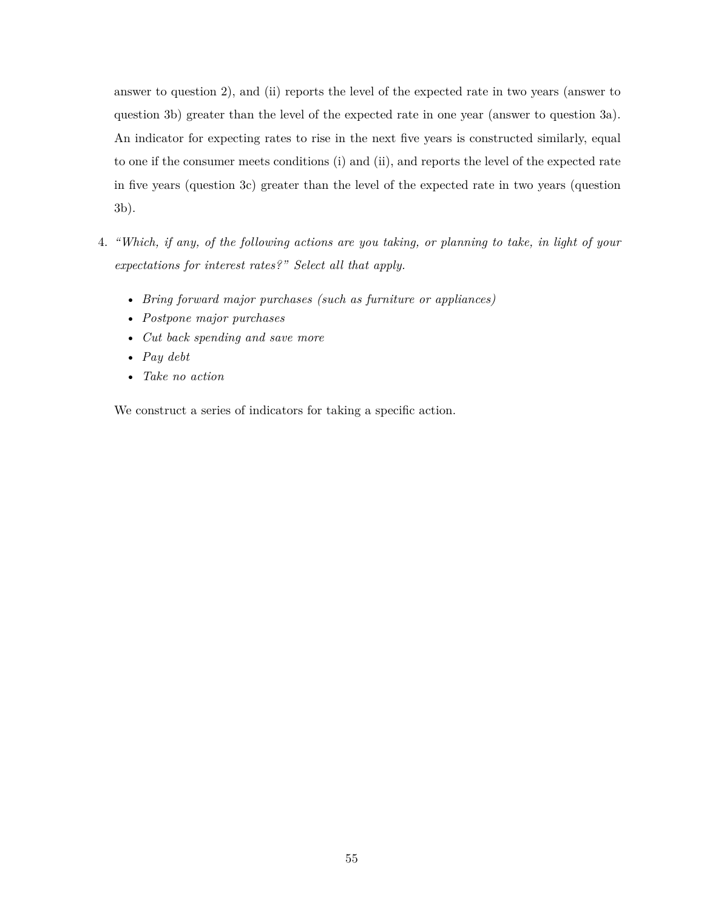answer to question 2), and (ii) reports the level of the expected rate in two years (answer to question 3b) greater than the level of the expected rate in one year (answer to question 3a). An indicator for expecting rates to rise in the next five years is constructed similarly, equal to one if the consumer meets conditions (i) and (ii), and reports the level of the expected rate in five years (question 3c) greater than the level of the expected rate in two years (question 3b).

4. *"Which, if any, of the following actions are you taking, or planning to take, in light of your expectations for interest rates?" Select all that apply.*

   - *Bring forward major purchases (such as furniture or appliances)*
   - *Postpone major purchases*
   - *Cut back spending and save more*
   - *Pay debt*
   - *Take no action*

   We construct a series of indicators for taking a specific action.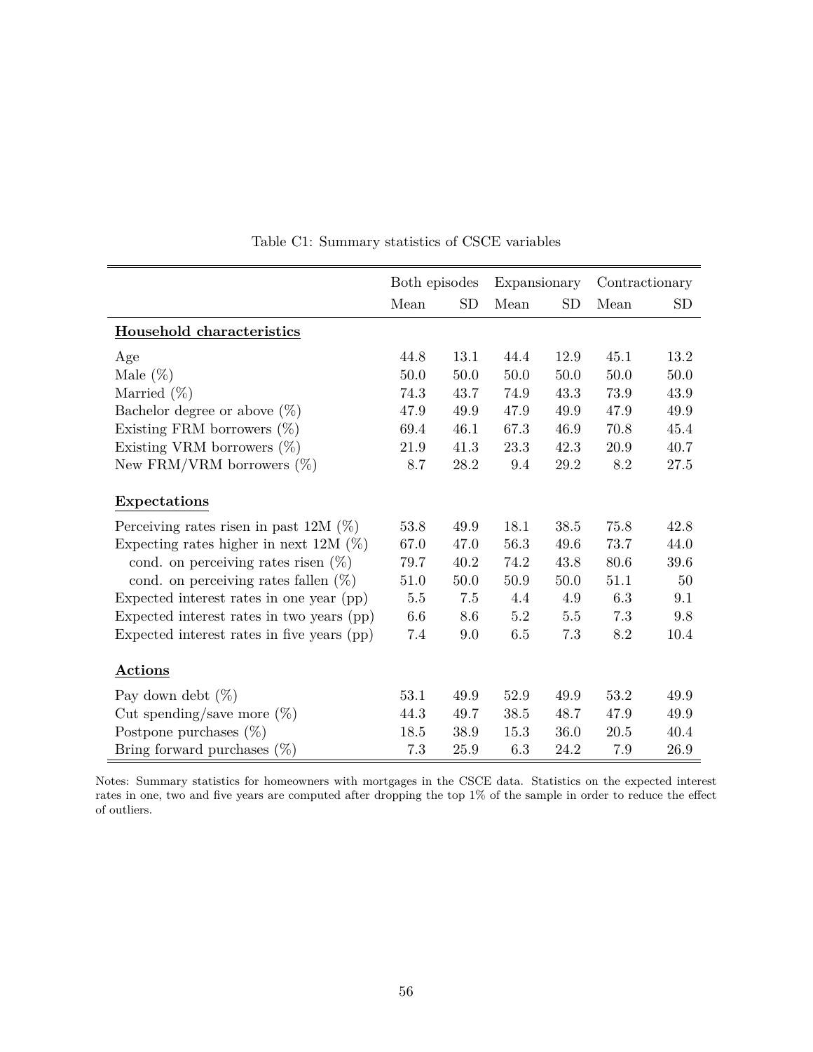Table C1: Summary statistics of CSCE variables

| | Both episodes | | Expansionary | | Contractionary | |
|---|---|---|---|---|---|---|
| | Mean | SD | Mean | SD | Mean | SD |
| **Household characteristics** | | | | | | |
| Age | 44.8 | 13.1 | 44.4 | 12.9 | 45.1 | 13.2 |
| Male (%) | 50.0 | 50.0 | 50.0 | 50.0 | 50.0 | 50.0 |
| Married (%) | 74.3 | 43.7 | 74.9 | 43.3 | 73.9 | 43.9 |
| Bachelor degree or above (%) | 47.9 | 49.9 | 47.9 | 49.9 | 47.9 | 49.9 |
| Existing FRM borrowers (%) | 69.4 | 46.1 | 67.3 | 46.9 | 70.8 | 45.4 |
| Existing VRM borrowers (%) | 21.9 | 41.3 | 23.3 | 42.3 | 20.9 | 40.7 |
| New FRM/VRM borrowers (%) | 8.7 | 28.2 | 9.4 | 29.2 | 8.2 | 27.5 |
| **Expectations** | | | | | | |
| Perceiving rates risen in past 12M (%) | 53.8 | 49.9 | 18.1 | 38.5 | 75.8 | 42.8 |
| Expecting rates higher in next 12M (%) | 67.0 | 47.0 | 56.3 | 49.6 | 73.7 | 44.0 |
| cond. on perceiving rates risen (%) | 79.7 | 40.2 | 74.2 | 43.8 | 80.6 | 39.6 |
| cond. on perceiving rates fallen (%) | 51.0 | 50.0 | 50.9 | 50.0 | 51.1 | 50 |
| Expected interest rates in one year (pp) | 5.5 | 7.5 | 4.4 | 4.9 | 6.3 | 9.1 |
| Expected interest rates in two years (pp) | 6.6 | 8.6 | 5.2 | 5.5 | 7.3 | 9.8 |
| Expected interest rates in five years (pp) | 7.4 | 9.0 | 6.5 | 7.3 | 8.2 | 10.4 |
| **Actions** | | | | | | |
| Pay down debt (%) | 53.1 | 49.9 | 52.9 | 49.9 | 53.2 | 49.9 |
| Cut spending/save more (%) | 44.3 | 49.7 | 38.5 | 48.7 | 47.9 | 49.9 |
| Postpone purchases (%) | 18.5 | 38.9 | 15.3 | 36.0 | 20.5 | 40.4 |
| Bring forward purchases (%) | 7.3 | 25.9 | 6.3 | 24.2 | 7.9 | 26.9 |

Notes: Summary statistics for homeowners with mortgages in the CSCE data. Statistics on the expected interest rates in one, two and five years are computed after dropping the top 1% of the sample in order to reduce the effect of outliers.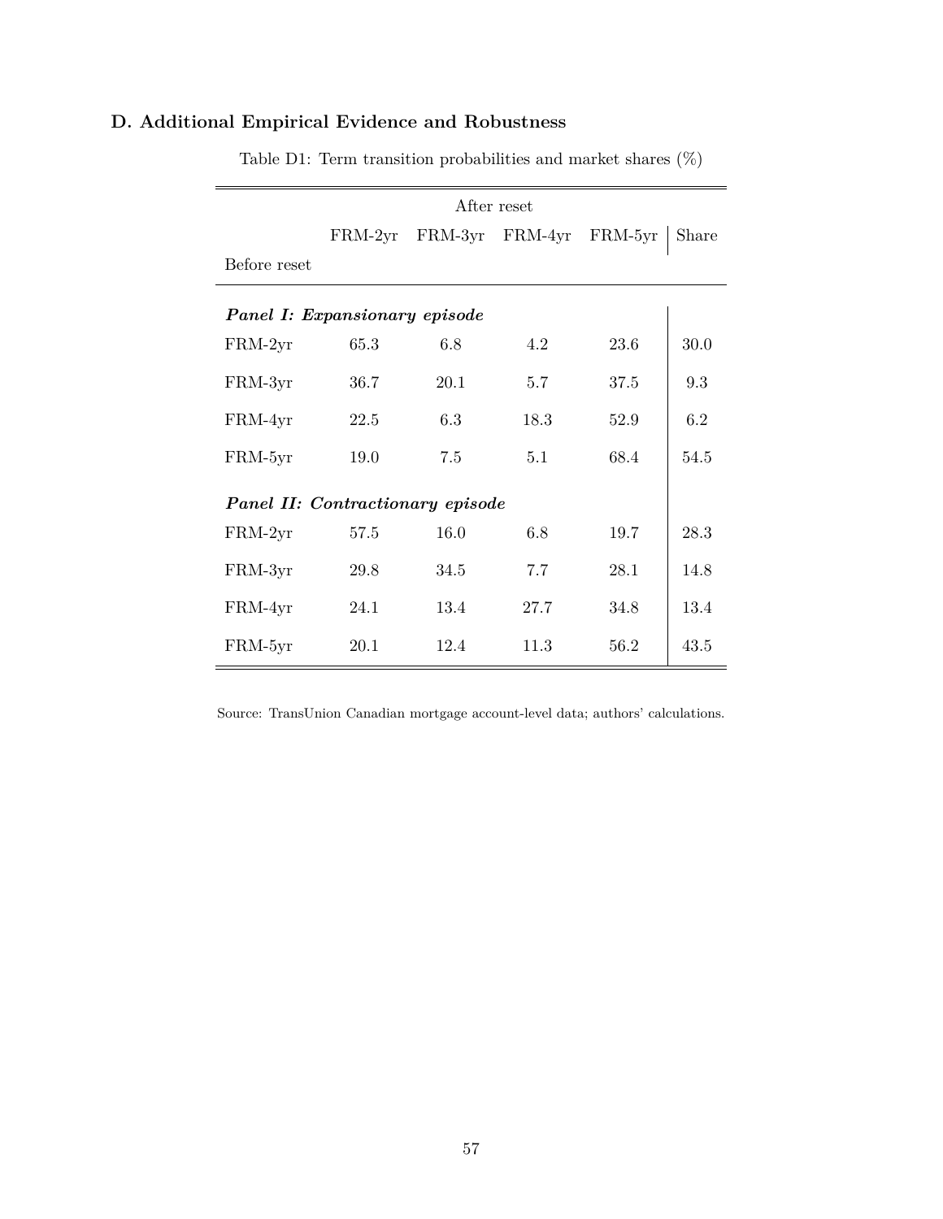## D. Additional Empirical Evidence and Robustness

Table D1: Term transition probabilities and market shares (%)

| | After reset | | | | |
|---|---|---|---|---|---|
| | FRM-2yr | FRM-3yr | FRM-4yr | FRM-5yr | Share |
| Before reset | | | | | |
| ***Panel I: Expansionary episode*** | | | | | |
| FRM-2yr | 65.3 | 6.8 | 4.2 | 23.6 | 30.0 |
| FRM-3yr | 36.7 | 20.1 | 5.7 | 37.5 | 9.3 |
| FRM-4yr | 22.5 | 6.3 | 18.3 | 52.9 | 6.2 |
| FRM-5yr | 19.0 | 7.5 | 5.1 | 68.4 | 54.5 |
| ***Panel II: Contractionary episode*** | | | | | |
| FRM-2yr | 57.5 | 16.0 | 6.8 | 19.7 | 28.3 |
| FRM-3yr | 29.8 | 34.5 | 7.7 | 28.1 | 14.8 |
| FRM-4yr | 24.1 | 13.4 | 27.7 | 34.8 | 13.4 |
| FRM-5yr | 20.1 | 12.4 | 11.3 | 56.2 | 43.5 |

Source: TransUnion Canadian mortgage account-level data; authors' calculations.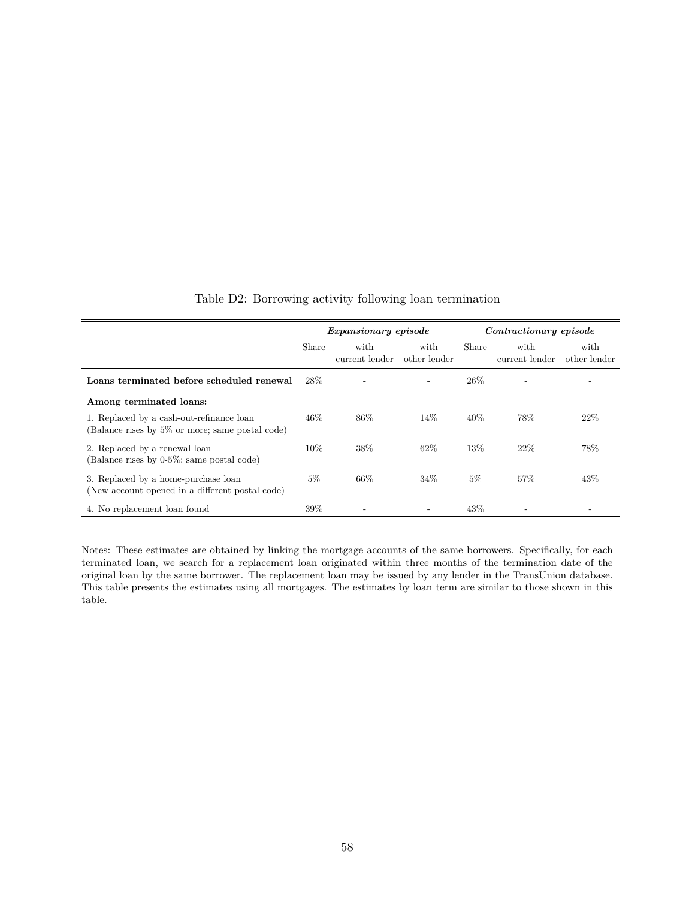Table D2: Borrowing activity following loan termination

| | ***Expansionary episode*** | | | ***Contractionary episode*** | | |
|---|---|---|---|---|---|---|
| | Share | with current lender | with other lender | Share | with current lender | with other lender |
| **Loans terminated before scheduled renewal** | 28% | - | - | 26% | - | - |
| **Among terminated loans:** | | | | | | |
| 1. Replaced by a cash-out-refinance loan (Balance rises by 5% or more; same postal code) | 46% | 86% | 14% | 40% | 78% | 22% |
| 2. Replaced by a renewal loan (Balance rises by 0-5%; same postal code) | 10% | 38% | 62% | 13% | 22% | 78% |
| 3. Replaced by a home-purchase loan (New account opened in a different postal code) | 5% | 66% | 34% | 5% | 57% | 43% |
| 4. No replacement loan found | 39% | - | - | 43% | - | - |

Notes: These estimates are obtained by linking the mortgage accounts of the same borrowers. Specifically, for each terminated loan, we search for a replacement loan originated within three months of the termination date of the original loan by the same borrower. The replacement loan may be issued by any lender in the TransUnion database. This table presents the estimates using all mortgages. The estimates by loan term are similar to those shown in this table.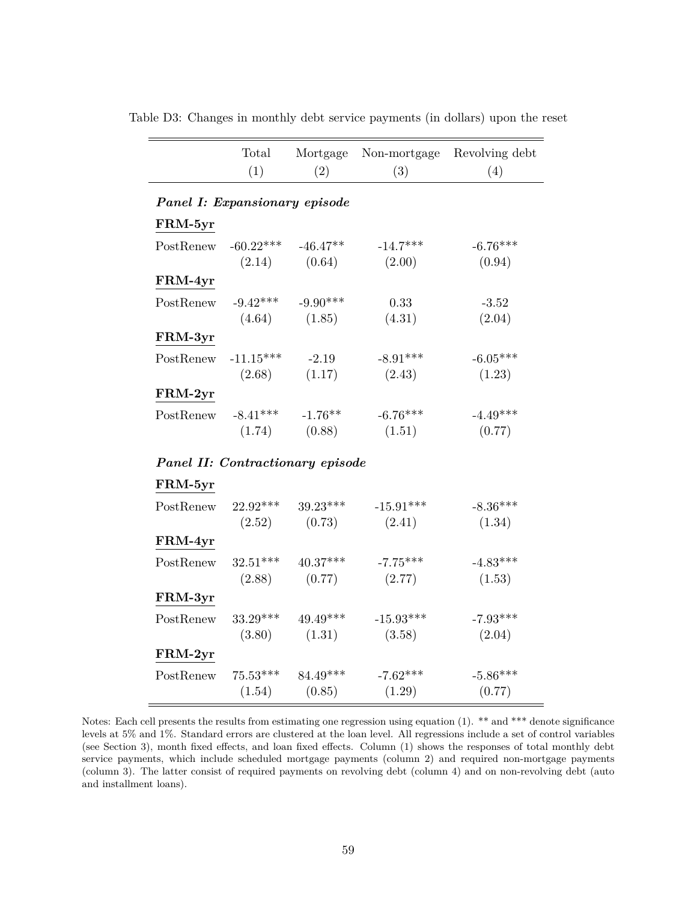Table D3: Changes in monthly debt service payments (in dollars) upon the reset

| | Total (1) | Mortgage (2) | Non-mortgage (3) | Revolving debt (4) |
|---|---|---|---|---|
| ***Panel I: Expansionary episode*** | | | | |
| **FRM-5yr** | | | | |
| PostRenew | -60.22*** | -46.47** | -14.7*** | -6.76*** |
| | (2.14) | (0.64) | (2.00) | (0.94) |
| **FRM-4yr** | | | | |
| PostRenew | -9.42*** | -9.90*** | 0.33 | -3.52 |
| | (4.64) | (1.85) | (4.31) | (2.04) |
| **FRM-3yr** | | | | |
| PostRenew | -11.15*** | -2.19 | -8.91*** | -6.05*** |
| | (2.68) | (1.17) | (2.43) | (1.23) |
| **FRM-2yr** | | | | |
| PostRenew | -8.41*** | -1.76** | -6.76*** | -4.49*** |
| | (1.74) | (0.88) | (1.51) | (0.77) |
| ***Panel II: Contractionary episode*** | | | | |
| **FRM-5yr** | | | | |
| PostRenew | 22.92*** | 39.23*** | -15.91*** | -8.36*** |
| | (2.52) | (0.73) | (2.41) | (1.34) |
| **FRM-4yr** | | | | |
| PostRenew | 32.51*** | 40.37*** | -7.75*** | -4.83*** |
| | (2.88) | (0.77) | (2.77) | (1.53) |
| **FRM-3yr** | | | | |
| PostRenew | 33.29*** | 49.49*** | -15.93*** | -7.93*** |
| | (3.80) | (1.31) | (3.58) | (2.04) |
| **FRM-2yr** | | | | |
| PostRenew | 75.53*** | 84.49*** | -7.62*** | -5.86*** |
| | (1.54) | (0.85) | (1.29) | (0.77) |

Notes: Each cell presents the results from estimating one regression using equation (1). ** and *** denote significance levels at 5% and 1%. Standard errors are clustered at the loan level. All regressions include a set of control variables (see Section 3), month fixed effects, and loan fixed effects. Column (1) shows the responses of total monthly debt service payments, which include scheduled mortgage payments (column 2) and required non-mortgage payments (column 3). The latter consist of required payments on revolving debt (column 4) and on non-revolving debt (auto and installment loans).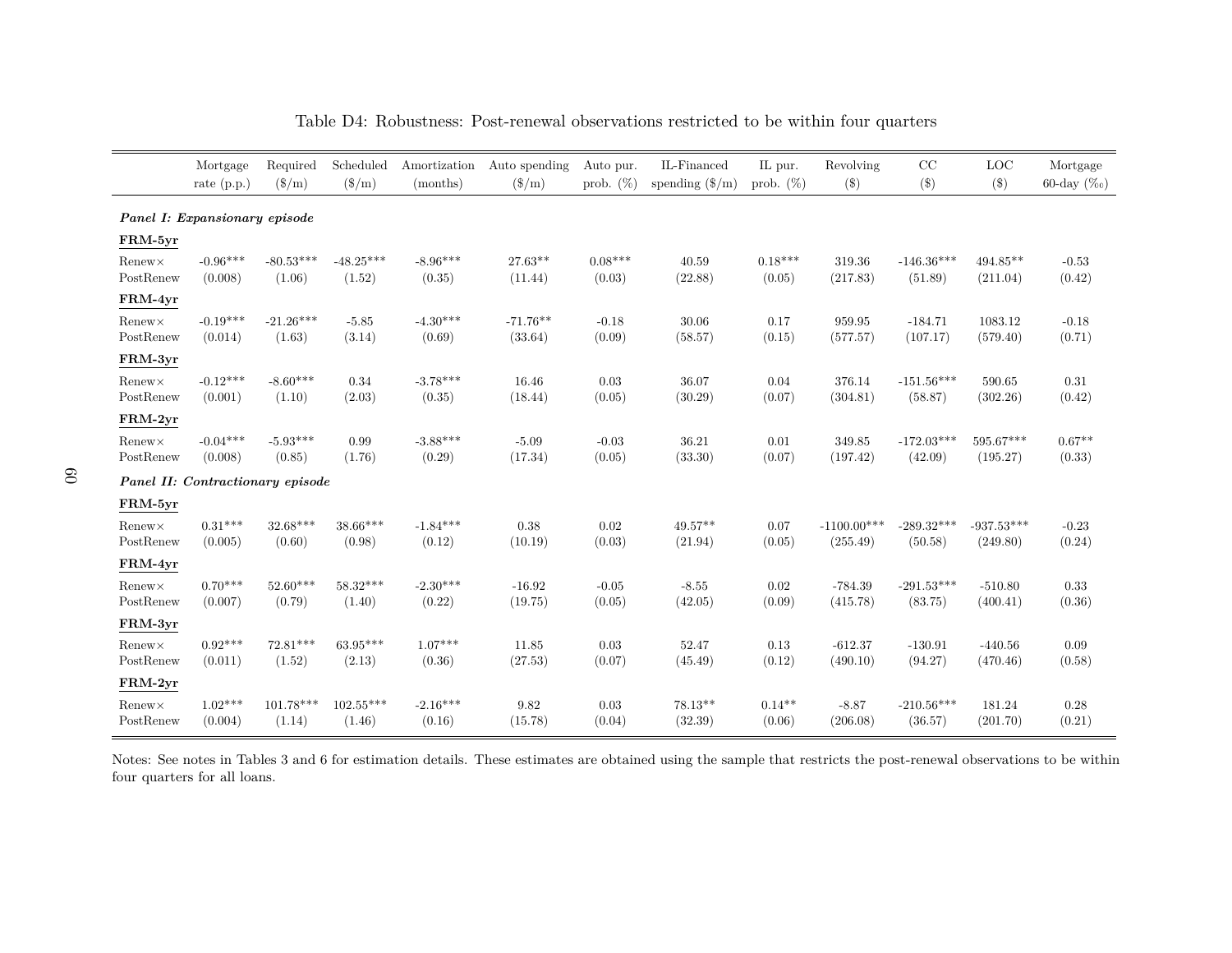Table D4: Robustness: Post-renewal observations restricted to be within four quarters

| | Mortgage rate (p.p.) | Required (\$/m) | Scheduled (\$/m) | Amortization (months) | Auto spending (\$/m) | Auto pur. prob. (%) | IL-Financed spending (\$/m) | IL pur. prob. (%) | Revolving (\$) | CC (\$) | LOC (\$) | Mortgage 60-day (‰) |
|---|---|---|---|---|---|---|---|---|---|---|---|---|
| ***Panel I: Expansionary episode*** | | | | | | | | | | | | |
| **FRM-5yr** | | | | | | | | | | | | |
| Renew× PostRenew | -0.96*** | -80.53*** | -48.25*** | -8.96*** | 27.63** | 0.08*** | 40.59 | 0.18*** | 319.36 | -146.36*** | 494.85** | -0.53 |
| | (0.008) | (1.06) | (1.52) | (0.35) | (11.44) | (0.03) | (22.88) | (0.05) | (217.83) | (51.89) | (211.04) | (0.42) |
| **FRM-4yr** | | | | | | | | | | | | |
| Renew× PostRenew | -0.19*** | -21.26*** | -5.85 | -4.30*** | -71.76** | -0.18 | 30.06 | 0.17 | 959.95 | -184.71 | 1083.12 | -0.18 |
| | (0.014) | (1.63) | (3.14) | (0.69) | (33.64) | (0.09) | (58.57) | (0.15) | (577.57) | (107.17) | (579.40) | (0.71) |
| **FRM-3yr** | | | | | | | | | | | | |
| Renew× PostRenew | -0.12*** | -8.60*** | 0.34 | -3.78*** | 16.46 | 0.03 | 36.07 | 0.04 | 376.14 | -151.56*** | 590.65 | 0.31 |
| | (0.001) | (1.10) | (2.03) | (0.35) | (18.44) | (0.05) | (30.29) | (0.07) | (304.81) | (58.87) | (302.26) | (0.42) |
| **FRM-2yr** | | | | | | | | | | | | |
| Renew× PostRenew | -0.04*** | -5.93*** | 0.99 | -3.88*** | -5.09 | -0.03 | 36.21 | 0.01 | 349.85 | -172.03*** | 595.67*** | 0.67** |
| | (0.008) | (0.85) | (1.76) | (0.29) | (17.34) | (0.05) | (33.30) | (0.07) | (197.42) | (42.09) | (195.27) | (0.33) |
| ***Panel II: Contractionary episode*** | | | | | | | | | | | | |
| **FRM-5yr** | | | | | | | | | | | | |
| Renew× PostRenew | 0.31*** | 32.68*** | 38.66*** | -1.84*** | 0.38 | 0.02 | 49.57** | 0.07 | -1100.00*** | -289.32*** | -937.53*** | -0.23 |
| | (0.005) | (0.60) | (0.98) | (0.12) | (10.19) | (0.03) | (21.94) | (0.05) | (255.49) | (50.58) | (249.80) | (0.24) |
| **FRM-4yr** | | | | | | | | | | | | |
| Renew× PostRenew | 0.70*** | 52.60*** | 58.32*** | -2.30*** | -16.92 | -0.05 | -8.55 | 0.02 | -784.39 | -291.53*** | -510.80 | 0.33 |
| | (0.007) | (0.79) | (1.40) | (0.22) | (19.75) | (0.05) | (42.05) | (0.09) | (415.78) | (83.75) | (400.41) | (0.36) |
| **FRM-3yr** | | | | | | | | | | | | |
| Renew× PostRenew | 0.92*** | 72.81*** | 63.95*** | 1.07*** | 11.85 | 0.03 | 52.47 | 0.13 | -612.37 | -130.91 | -440.56 | 0.09 |
| | (0.011) | (1.52) | (2.13) | (0.36) | (27.53) | (0.07) | (45.49) | (0.12) | (490.10) | (94.27) | (470.46) | (0.58) |
| **FRM-2yr** | | | | | | | | | | | | |
| Renew× PostRenew | 1.02*** | 101.78*** | 102.55*** | -2.16*** | 9.82 | 0.03 | 78.13** | 0.14** | -8.87 | -210.56*** | 181.24 | 0.28 |
| | (0.004) | (1.14) | (1.46) | (0.16) | (15.78) | (0.04) | (32.39) | (0.06) | (206.08) | (36.57) | (201.70) | (0.21) |

Notes: See notes in Tables 3 and 6 for estimation details. These estimates are obtained using the sample that restricts the post-renewal observations to be within four quarters for all loans.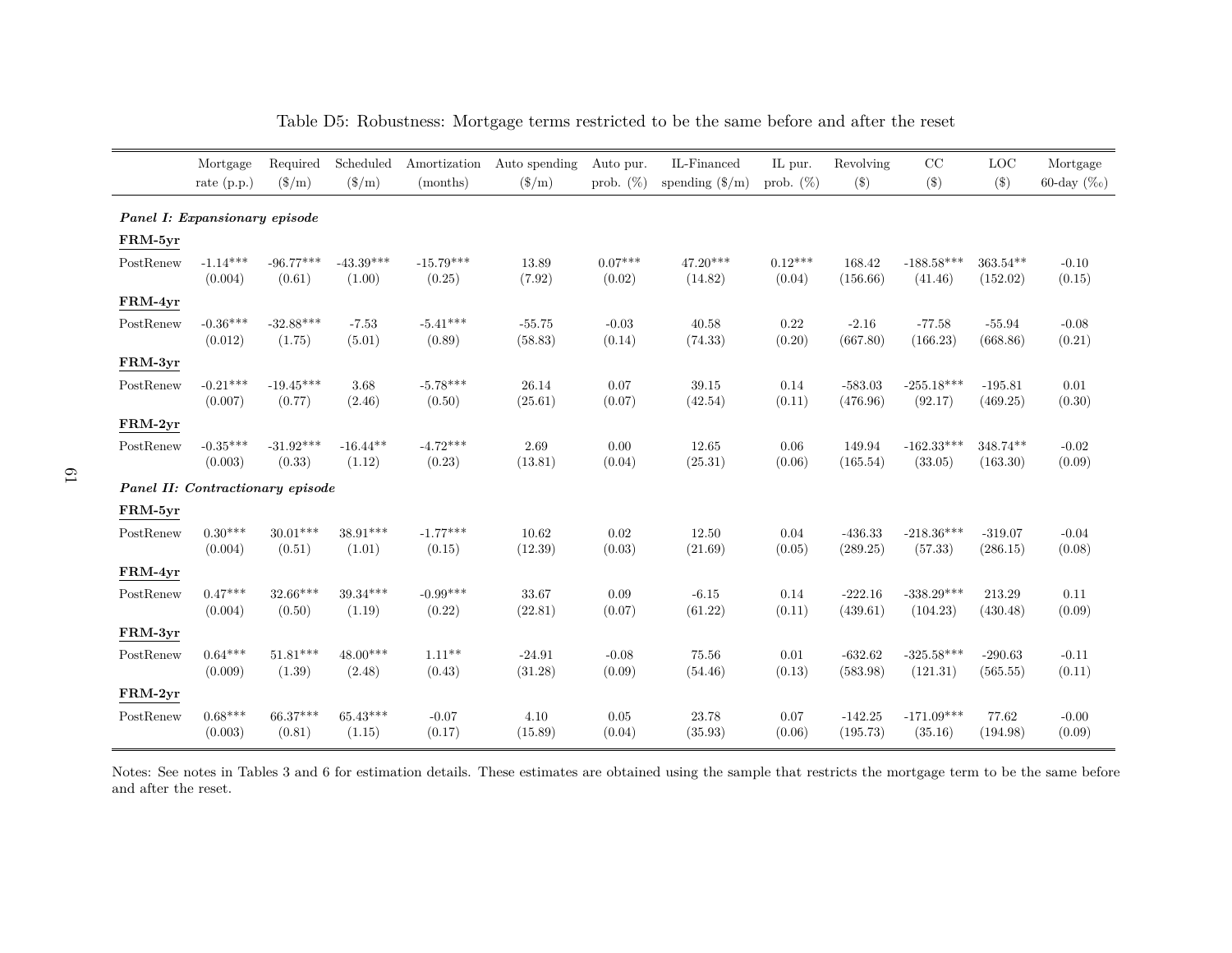Table D5: Robustness: Mortgage terms restricted to be the same before and after the reset

| | Mortgage rate (p.p.) | Required (\$/m) | Scheduled (\$/m) | Amortization (months) | Auto spending (\$/m) | Auto pur. prob. (%) | IL-Financed spending (\$/m) | IL pur. prob. (%) | Revolving (\$) | CC (\$) | LOC (\$) | Mortgage 60-day (‰) |
|---|---|---|---|---|---|---|---|---|---|---|---|---|
| ***Panel I: Expansionary episode*** | | | | | | | | | | | | |
| **FRM-5yr** | | | | | | | | | | | | |
| PostRenew | -1.14*** | -96.77*** | -43.39*** | -15.79*** | 13.89 | 0.07*** | 47.20*** | 0.12*** | 168.42 | -188.58*** | 363.54** | -0.10 |
| | (0.004) | (0.61) | (1.00) | (0.25) | (7.92) | (0.02) | (14.82) | (0.04) | (156.66) | (41.46) | (152.02) | (0.15) |
| **FRM-4yr** | | | | | | | | | | | | |
| PostRenew | -0.36*** | -32.88*** | -7.53 | -5.41*** | -55.75 | -0.03 | 40.58 | 0.22 | -2.16 | -77.58 | -55.94 | -0.08 |
| | (0.012) | (1.75) | (5.01) | (0.89) | (58.83) | (0.14) | (74.33) | (0.20) | (667.80) | (166.23) | (668.86) | (0.21) |
| **FRM-3yr** | | | | | | | | | | | | |
| PostRenew | -0.21*** | -19.45*** | 3.68 | -5.78*** | 26.14 | 0.07 | 39.15 | 0.14 | -583.03 | -255.18*** | -195.81 | 0.01 |
| | (0.007) | (0.77) | (2.46) | (0.50) | (25.61) | (0.07) | (42.54) | (0.11) | (476.96) | (92.17) | (469.25) | (0.30) |
| **FRM-2yr** | | | | | | | | | | | | |
| PostRenew | -0.35*** | -31.92*** | -16.44** | -4.72*** | 2.69 | 0.00 | 12.65 | 0.06 | 149.94 | -162.33*** | 348.74** | -0.02 |
| | (0.003) | (0.33) | (1.12) | (0.23) | (13.81) | (0.04) | (25.31) | (0.06) | (165.54) | (33.05) | (163.30) | (0.09) |
| ***Panel II: Contractionary episode*** | | | | | | | | | | | | |
| **FRM-5yr** | | | | | | | | | | | | |
| PostRenew | 0.30*** | 30.01*** | 38.91*** | -1.77*** | 10.62 | 0.02 | 12.50 | 0.04 | -436.33 | -218.36*** | -319.07 | -0.04 |
| | (0.004) | (0.51) | (1.01) | (0.15) | (12.39) | (0.03) | (21.69) | (0.05) | (289.25) | (57.33) | (286.15) | (0.08) |
| **FRM-4yr** | | | | | | | | | | | | |
| PostRenew | 0.47*** | 32.66*** | 39.34*** | -0.99*** | 33.67 | 0.09 | -6.15 | 0.14 | -222.16 | -338.29*** | 213.29 | 0.11 |
| | (0.004) | (0.50) | (1.19) | (0.22) | (22.81) | (0.07) | (61.22) | (0.11) | (439.61) | (104.23) | (430.48) | (0.09) |
| **FRM-3yr** | | | | | | | | | | | | |
| PostRenew | 0.64*** | 51.81*** | 48.00*** | 1.11** | -24.91 | -0.08 | 75.56 | 0.01 | -632.62 | -325.58*** | -290.63 | -0.11 |
| | (0.009) | (1.39) | (2.48) | (0.43) | (31.28) | (0.09) | (54.46) | (0.13) | (583.98) | (121.31) | (565.55) | (0.11) |
| **FRM-2yr** | | | | | | | | | | | | |
| PostRenew | 0.68*** | 66.37*** | 65.43*** | -0.07 | 4.10 | 0.05 | 23.78 | 0.07 | -142.25 | -171.09*** | 77.62 | -0.00 |
| | (0.003) | (0.81) | (1.15) | (0.17) | (15.89) | (0.04) | (35.93) | (0.06) | (195.73) | (35.16) | (194.98) | (0.09) |

Notes: See notes in Tables 3 and 6 for estimation details. These estimates are obtained using the sample that restricts the mortgage term to be the same before and after the reset.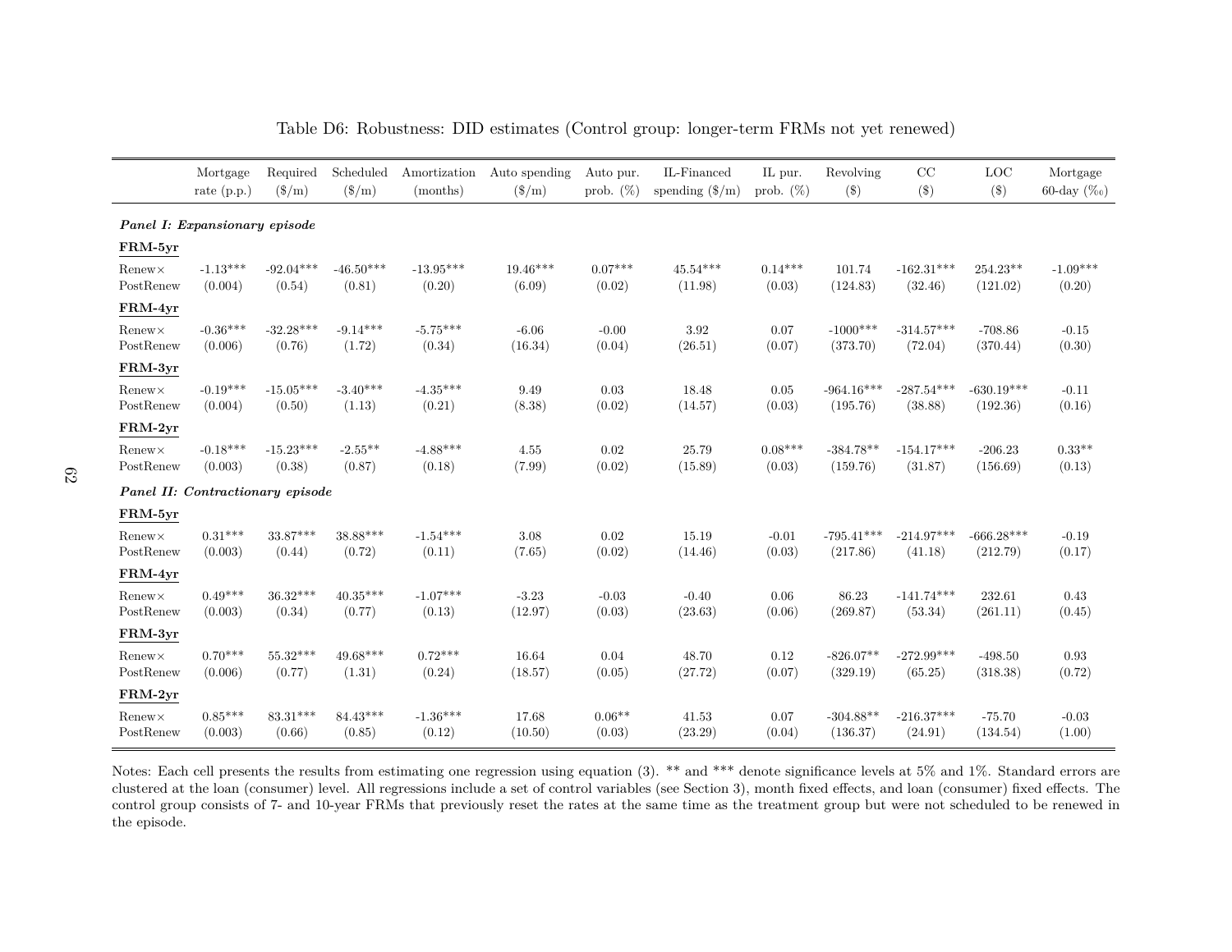Table D6: Robustness: DID estimates (Control group: longer-term FRMs not yet renewed)

| | Mortgage rate (p.p.) | Required ($/m) | Scheduled ($/m) | Amortization (months) | Auto spending ($/m) | Auto pur. prob. (%) | IL-Financed spending ($/m) | IL pur. prob. (%) | Revolving ($) | CC ($) | LOC ($) | Mortgage 60-day (‰) |
|---|---|---|---|---|---|---|---|---|---|---|---|---|
| ***Panel I: Expansionary episode*** | | | | | | | | | | | | |
| **FRM-5yr** | | | | | | | | | | | | |
| Renew× PostRenew | -1.13*** | -92.04*** | -46.50*** | -13.95*** | 19.46*** | 0.07*** | 45.54*** | 0.14*** | 101.74 | -162.31*** | 254.23** | -1.09*** |
| | (0.004) | (0.54) | (0.81) | (0.20) | (6.09) | (0.02) | (11.98) | (0.03) | (124.83) | (32.46) | (121.02) | (0.20) |
| **FRM-4yr** | | | | | | | | | | | | |
| Renew× PostRenew | -0.36*** | -32.28*** | -9.14*** | -5.75*** | -6.06 | -0.00 | 3.92 | 0.07 | -1000*** | -314.57*** | -708.86 | -0.15 |
| | (0.006) | (0.76) | (1.72) | (0.34) | (16.34) | (0.04) | (26.51) | (0.07) | (373.70) | (72.04) | (370.44) | (0.30) |
| **FRM-3yr** | | | | | | | | | | | | |
| Renew× PostRenew | -0.19*** | -15.05*** | -3.40*** | -4.35*** | 9.49 | 0.03 | 18.48 | 0.05 | -964.16*** | -287.54*** | -630.19*** | -0.11 |
| | (0.004) | (0.50) | (1.13) | (0.21) | (8.38) | (0.02) | (14.57) | (0.03) | (195.76) | (38.88) | (192.36) | (0.16) |
| **FRM-2yr** | | | | | | | | | | | | |
| Renew× PostRenew | -0.18*** | -15.23*** | -2.55** | -4.88*** | 4.55 | 0.02 | 25.79 | 0.08*** | -384.78** | -154.17*** | -206.23 | 0.33** |
| | (0.003) | (0.38) | (0.87) | (0.18) | (7.99) | (0.02) | (15.89) | (0.03) | (159.76) | (31.87) | (156.69) | (0.13) |
| ***Panel II: Contractionary episode*** | | | | | | | | | | | | |
| **FRM-5yr** | | | | | | | | | | | | |
| Renew× PostRenew | 0.31*** | 33.87*** | 38.88*** | -1.54*** | 3.08 | 0.02 | 15.19 | -0.01 | -795.41*** | -214.97*** | -666.28*** | -0.19 |
| | (0.003) | (0.44) | (0.72) | (0.11) | (7.65) | (0.02) | (14.46) | (0.03) | (217.86) | (41.18) | (212.79) | (0.17) |
| **FRM-4yr** | | | | | | | | | | | | |
| Renew× PostRenew | 0.49*** | 36.32*** | 40.35*** | -1.07*** | -3.23 | -0.03 | -0.40 | 0.06 | 86.23 | -141.74*** | 232.61 | 0.43 |
| | (0.003) | (0.34) | (0.77) | (0.13) | (12.97) | (0.03) | (23.63) | (0.06) | (269.87) | (53.34) | (261.11) | (0.45) |
| **FRM-3yr** | | | | | | | | | | | | |
| Renew× PostRenew | 0.70*** | 55.32*** | 49.68*** | 0.72*** | 16.64 | 0.04 | 48.70 | 0.12 | -826.07** | -272.99*** | -498.50 | 0.93 |
| | (0.006) | (0.77) | (1.31) | (0.24) | (18.57) | (0.05) | (27.72) | (0.07) | (329.19) | (65.25) | (318.38) | (0.72) |
| **FRM-2yr** | | | | | | | | | | | | |
| Renew× PostRenew | 0.85*** | 83.31*** | 84.43*** | -1.36*** | 17.68 | 0.06** | 41.53 | 0.07 | -304.88** | -216.37*** | -75.70 | -0.03 |
| | (0.003) | (0.66) | (0.85) | (0.12) | (10.50) | (0.03) | (23.29) | (0.04) | (136.37) | (24.91) | (134.54) | (1.00) |

Notes: Each cell presents the results from estimating one regression using equation (3). ** and *** denote significance levels at 5% and 1%. Standard errors are clustered at the loan (consumer) level. All regressions include a set of control variables (see Section 3), month fixed effects, and loan (consumer) fixed effects. The control group consists of 7- and 10-year FRMs that previously reset the rates at the same time as the treatment group but were not scheduled to be renewed in the episode.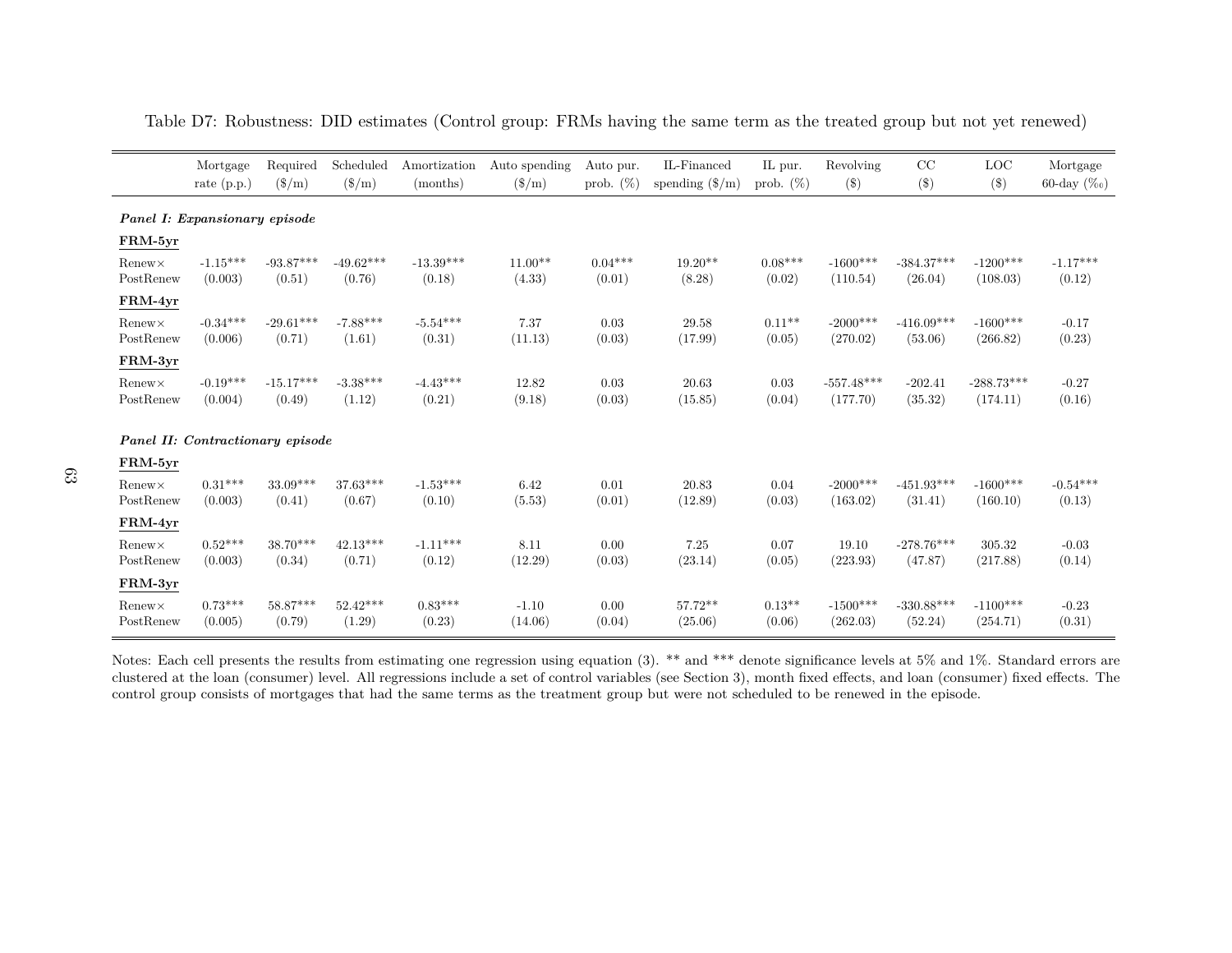Table D7: Robustness: DID estimates (Control group: FRMs having the same term as the treated group but not yet renewed)

| | Mortgage rate (p.p.) | Required ($/m) | Scheduled ($/m) | Amortization (months) | Auto spending ($/m) | Auto pur. prob. (%) | IL-Financed spending ($/m) | IL pur. prob. (%) | Revolving ($) | CC ($) | LOC ($) | Mortgage 60-day (‰) |
|---|---|---|---|---|---|---|---|---|---|---|---|---|
| ***Panel I: Expansionary episode*** | | | | | | | | | | | | |
| **FRM-5yr** | | | | | | | | | | | | |
| Renew× PostRenew | -1.15*** | -93.87*** | -49.62*** | -13.39*** | 11.00** | 0.04*** | 19.20** | 0.08*** | -1600*** | -384.37*** | -1200*** | -1.17*** |
| | (0.003) | (0.51) | (0.76) | (0.18) | (4.33) | (0.01) | (8.28) | (0.02) | (110.54) | (26.04) | (108.03) | (0.12) |
| **FRM-4yr** | | | | | | | | | | | | |
| Renew× PostRenew | -0.34*** | -29.61*** | -7.88*** | -5.54*** | 7.37 | 0.03 | 29.58 | 0.11** | -2000*** | -416.09*** | -1600*** | -0.17 |
| | (0.006) | (0.71) | (1.61) | (0.31) | (11.13) | (0.03) | (17.99) | (0.05) | (270.02) | (53.06) | (266.82) | (0.23) |
| **FRM-3yr** | | | | | | | | | | | | |
| Renew× PostRenew | -0.19*** | -15.17*** | -3.38*** | -4.43*** | 12.82 | 0.03 | 20.63 | 0.03 | -557.48*** | -202.41 | -288.73*** | -0.27 |
| | (0.004) | (0.49) | (1.12) | (0.21) | (9.18) | (0.03) | (15.85) | (0.04) | (177.70) | (35.32) | (174.11) | (0.16) |
| ***Panel II: Contractionary episode*** | | | | | | | | | | | | |
| **FRM-5yr** | | | | | | | | | | | | |
| Renew× PostRenew | 0.31*** | 33.09*** | 37.63*** | -1.53*** | 6.42 | 0.01 | 20.83 | 0.04 | -2000*** | -451.93*** | -1600*** | -0.54*** |
| | (0.003) | (0.41) | (0.67) | (0.10) | (5.53) | (0.01) | (12.89) | (0.03) | (163.02) | (31.41) | (160.10) | (0.13) |
| **FRM-4yr** | | | | | | | | | | | | |
| Renew× PostRenew | 0.52*** | 38.70*** | 42.13*** | -1.11*** | 8.11 | 0.00 | 7.25 | 0.07 | 19.10 | -278.76*** | 305.32 | -0.03 |
| | (0.003) | (0.34) | (0.71) | (0.12) | (12.29) | (0.03) | (23.14) | (0.05) | (223.93) | (47.87) | (217.88) | (0.14) |
| **FRM-3yr** | | | | | | | | | | | | |
| Renew× PostRenew | 0.73*** | 58.87*** | 52.42*** | 0.83*** | -1.10 | 0.00 | 57.72** | 0.13** | -1500*** | -330.88*** | -1100*** | -0.23 |
| | (0.005) | (0.79) | (1.29) | (0.23) | (14.06) | (0.04) | (25.06) | (0.06) | (262.03) | (52.24) | (254.71) | (0.31) |

Notes: Each cell presents the results from estimating one regression using equation (3). ** and *** denote significance levels at 5% and 1%. Standard errors are clustered at the loan (consumer) level. All regressions include a set of control variables (see Section 3), month fixed effects, and loan (consumer) fixed effects. The control group consists of mortgages that had the same terms as the treatment group but were not scheduled to be renewed in the episode.